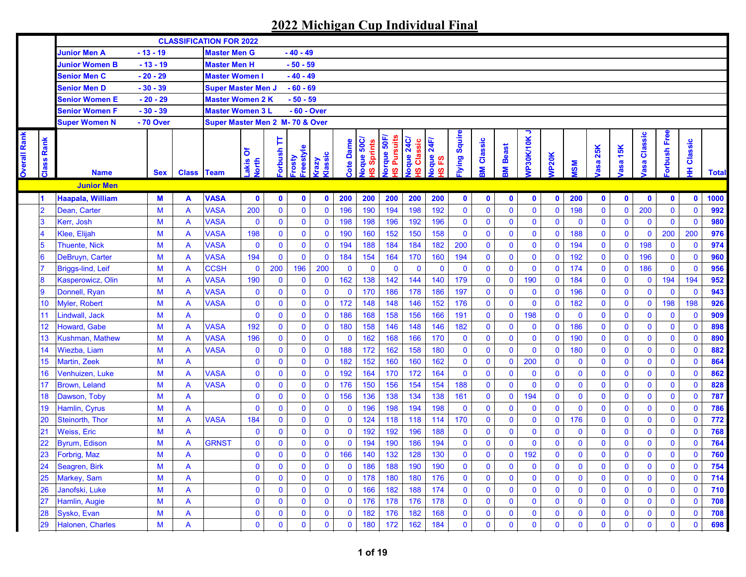# 2022 Michigan Cup Individual Final

| | | | | |
|---|---|---|---|---|
| **CLASSIFICATION FOR 2022** | | | | |
| Junior Men A | - 13 - 19 | | Master Men G | - 40 - 49 |
| Junior Women B | - 13 - 19 | | Master Men H | - 50 - 59 |
| Senior Men C | - 20 - 29 | | Master Women I | - 40 - 49 |
| Senior Men D | - 30 - 39 | | Super Master Men J | - 60 - 69 |
| Senior Women E | - 20 - 29 | | Master Women 2 K | - 50 - 59 |
| Senior Women F | - 30 - 39 | | Master Women 3 L | - 60 - Over |
| Super Women N | - 70 Over | | Super Master Men 2 M | - 70 & Over |

| Overall Rank | Class Rank | Name | Sex | Class | Team | Lakis Of North | Forbush TT | Frosty Freestyle | Krazy Klassic | Cote Dame | Noque 50C/ HS Sprints | Norque 50F/ HS Pursuits | Noque 24C/ HS Classic | Noque 24F/ HS FS | Flying Squire | BM Classic | BM Beast | WP30K/10K J | WP20K | MSM | Vasa 25K | Vasa 15K | Vasa Classic | Forbush Free | HH Classic | Total |
|---|---|---|---|---|---|---|---|---|---|---|---|---|---|---|---|---|---|---|---|---|---|---|---|---|---|---|
| | | **Junior Men** | | | | | | | | | | | | | | | | | | | | | | | | |
| | **1** | **Haapala, William** | **M** | **A** | **VASA** | **0** | **0** | **0** | **0** | **200** | **200** | **200** | **200** | **200** | **0** | **0** | **0** | **0** | **0** | **200** | **0** | **0** | **0** | **0** | **0** | **1000** |
| | 2 | Dean, Carter | M | A | VASA | 200 | 0 | 0 | 0 | 196 | 190 | 194 | 198 | 192 | 0 | 0 | 0 | 0 | 0 | 198 | 0 | 0 | 200 | 0 | 0 | 992 |
| | 3 | Kerr, Josh | M | A | VASA | 0 | 0 | 0 | 0 | 198 | 198 | 196 | 192 | 196 | 0 | 0 | 0 | 0 | 0 | 0 | 0 | 0 | 0 | 0 | 0 | 980 |
| | 4 | Klee, Elijah | M | A | VASA | 198 | 0 | 0 | 0 | 190 | 160 | 152 | 150 | 158 | 0 | 0 | 0 | 0 | 0 | 188 | 0 | 0 | 0 | 200 | 200 | 976 |
| | 5 | Thuente, Nick | M | A | VASA | 0 | 0 | 0 | 0 | 194 | 188 | 184 | 184 | 182 | 200 | 0 | 0 | 0 | 0 | 194 | 0 | 0 | 198 | 0 | 0 | 974 |
| | 6 | DeBruyn, Carter | M | A | VASA | 194 | 0 | 0 | 0 | 184 | 154 | 164 | 170 | 160 | 194 | 0 | 0 | 0 | 0 | 192 | 0 | 0 | 196 | 0 | 0 | 960 |
| | 7 | Briggs-lind, Leif | M | A | CCSH | 0 | 200 | 196 | 200 | 0 | 0 | 0 | 0 | 0 | 0 | 0 | 0 | 0 | 0 | 174 | 0 | 0 | 186 | 0 | 0 | 956 |
| | 8 | Kasperowicz, Olin | M | A | VASA | 190 | 0 | 0 | 0 | 162 | 138 | 142 | 144 | 140 | 179 | 0 | 0 | 190 | 0 | 184 | 0 | 0 | 0 | 194 | 194 | 952 |
| | 9 | Donnell, Ryan | M | A | VASA | 0 | 0 | 0 | 0 | 0 | 170 | 186 | 178 | 186 | 197 | 0 | 0 | 0 | 0 | 196 | 0 | 0 | 0 | 0 | 0 | 943 |
| | 10 | Myler, Robert | M | A | VASA | 0 | 0 | 0 | 0 | 172 | 148 | 148 | 146 | 152 | 176 | 0 | 0 | 0 | 0 | 182 | 0 | 0 | 0 | 198 | 198 | 926 |
| | 11 | Lindwall, Jack | M | A | | 0 | 0 | 0 | 0 | 186 | 168 | 158 | 156 | 166 | 191 | 0 | 0 | 198 | 0 | 0 | 0 | 0 | 0 | 0 | 0 | 909 |
| | 12 | Howard, Gabe | M | A | VASA | 192 | 0 | 0 | 0 | 180 | 158 | 146 | 148 | 146 | 182 | 0 | 0 | 0 | 0 | 186 | 0 | 0 | 0 | 0 | 0 | 898 |
| | 13 | Kushman, Mathew | M | A | VASA | 196 | 0 | 0 | 0 | 0 | 162 | 168 | 166 | 170 | 0 | 0 | 0 | 0 | 0 | 190 | 0 | 0 | 0 | 0 | 0 | 890 |
| | 14 | Wiezba, Liam | M | A | VASA | 0 | 0 | 0 | 0 | 188 | 172 | 162 | 158 | 180 | 0 | 0 | 0 | 0 | 0 | 180 | 0 | 0 | 0 | 0 | 0 | 882 |
| | 15 | Martin, Zeek | M | A | | 0 | 0 | 0 | 0 | 182 | 152 | 160 | 160 | 162 | 0 | 0 | 0 | 200 | 0 | 0 | 0 | 0 | 0 | 0 | 0 | 864 |
| | 16 | Venhuizen, Luke | M | A | VASA | 0 | 0 | 0 | 0 | 192 | 164 | 170 | 172 | 164 | 0 | 0 | 0 | 0 | 0 | 0 | 0 | 0 | 0 | 0 | 0 | 862 |
| | 17 | Brown, Leland | M | A | VASA | 0 | 0 | 0 | 0 | 176 | 150 | 156 | 154 | 154 | 188 | 0 | 0 | 0 | 0 | 0 | 0 | 0 | 0 | 0 | 0 | 828 |
| | 18 | Dawson, Toby | M | A | | 0 | 0 | 0 | 0 | 156 | 136 | 138 | 134 | 138 | 161 | 0 | 0 | 194 | 0 | 0 | 0 | 0 | 0 | 0 | 0 | 787 |
| | 19 | Hamlin, Cyrus | M | A | | 0 | 0 | 0 | 0 | 0 | 196 | 198 | 194 | 198 | 0 | 0 | 0 | 0 | 0 | 0 | 0 | 0 | 0 | 0 | 0 | 786 |
| | 20 | Steinorth, Thor | M | A | VASA | 184 | 0 | 0 | 0 | 0 | 124 | 118 | 118 | 114 | 170 | 0 | 0 | 0 | 0 | 176 | 0 | 0 | 0 | 0 | 0 | 772 |
| | 21 | Weiss, Eric | M | A | | 0 | 0 | 0 | 0 | 0 | 192 | 192 | 196 | 188 | 0 | 0 | 0 | 0 | 0 | 0 | 0 | 0 | 0 | 0 | 0 | 768 |
| | 22 | Byrum, Edison | M | A | GRNST | 0 | 0 | 0 | 0 | 0 | 194 | 190 | 186 | 194 | 0 | 0 | 0 | 0 | 0 | 0 | 0 | 0 | 0 | 0 | 0 | 764 |
| | 23 | Forbrig, Maz | M | A | | 0 | 0 | 0 | 0 | 166 | 140 | 132 | 128 | 130 | 0 | 0 | 0 | 192 | 0 | 0 | 0 | 0 | 0 | 0 | 0 | 760 |
| | 24 | Seagren, Birk | M | A | | 0 | 0 | 0 | 0 | 0 | 186 | 188 | 190 | 190 | 0 | 0 | 0 | 0 | 0 | 0 | 0 | 0 | 0 | 0 | 0 | 754 |
| | 25 | Markey, Sam | M | A | | 0 | 0 | 0 | 0 | 0 | 178 | 180 | 180 | 176 | 0 | 0 | 0 | 0 | 0 | 0 | 0 | 0 | 0 | 0 | 0 | 714 |
| | 26 | Janofski, Luke | M | A | | 0 | 0 | 0 | 0 | 0 | 166 | 182 | 188 | 174 | 0 | 0 | 0 | 0 | 0 | 0 | 0 | 0 | 0 | 0 | 0 | 710 |
| | 27 | Hamlin, Augie | M | A | | 0 | 0 | 0 | 0 | 0 | 176 | 178 | 176 | 178 | 0 | 0 | 0 | 0 | 0 | 0 | 0 | 0 | 0 | 0 | 0 | 708 |
| | 28 | Sysko, Evan | M | A | | 0 | 0 | 0 | 0 | 0 | 182 | 176 | 182 | 168 | 0 | 0 | 0 | 0 | 0 | 0 | 0 | 0 | 0 | 0 | 0 | 708 |
| | 29 | Halonen, Charles | M | A | | 0 | 0 | 0 | 0 | 0 | 180 | 172 | 162 | 184 | 0 | 0 | 0 | 0 | 0 | 0 | 0 | 0 | 0 | 0 | 0 | 698 |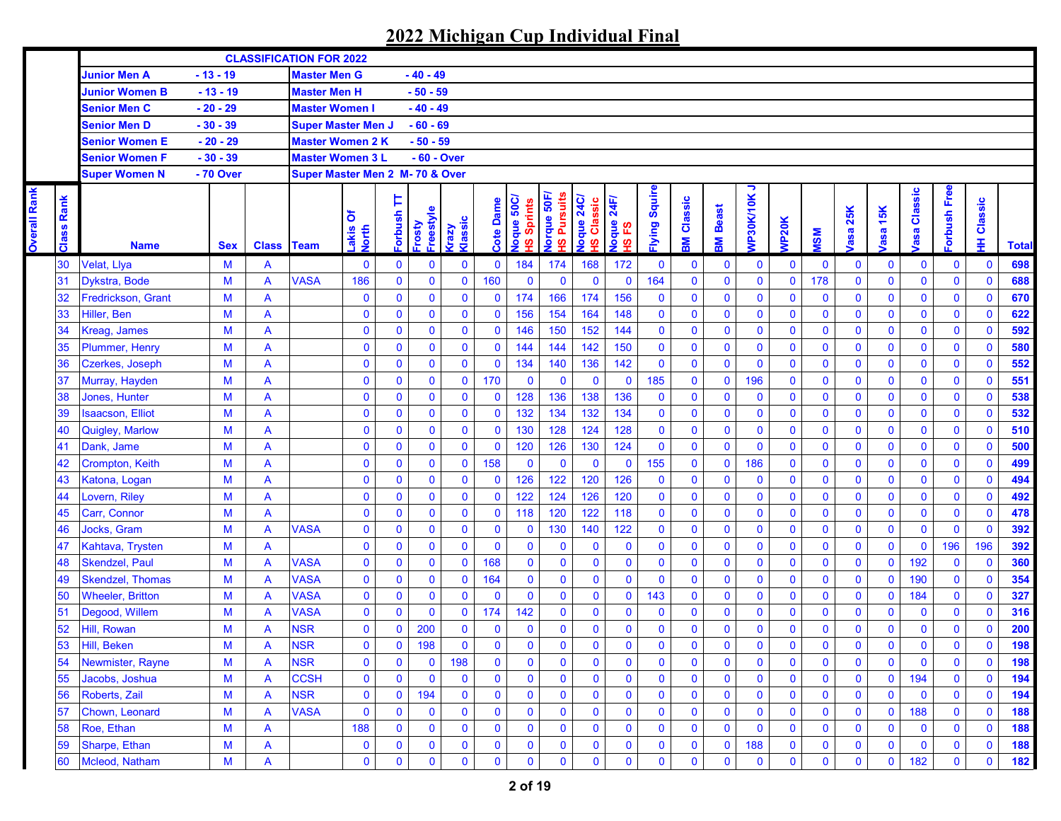# 2022 Michigan Cup Individual Final

| CLASSIFICATION FOR 2022 | | | |
|---|---|---|---|
| Junior Men A | - 13 - 19 | Master Men G | - 40 - 49 |
| Junior Women B | - 13 - 19 | Master Men H | - 50 - 59 |
| Senior Men C | - 20 - 29 | Master Women I | - 40 - 49 |
| Senior Men D | - 30 - 39 | Super Master Men J | - 60 - 69 |
| Senior Women E | - 20 - 29 | Master Women 2 K | - 50 - 59 |
| Senior Women F | - 30 - 39 | Master Women 3 L | - 60 - Over |
| Super Women N | - 70 Over | Super Master Men 2 M | - 70 & Over |

| Overall Rank | Class Rank | Name | Sex | Class | Team | Lakis Of North | Forbush TT | Frosty Freestyle | Krazy Klassic | Cote Dame | Noque 50C/ HS Sprints | Norque 50F/ HS Pursuits | Noque 24C/ HS Classic | Noque 24F/ HS FS | Flying Squire | BM Classic | BM Beast | WP30K/10K J | WP20K | MSM | Vasa 25K | Vasa 15K | Vasa Classic | Forbush Free | HH Classic | Total |
|---|---|---|---|---|---|---|---|---|---|---|---|---|---|---|---|---|---|---|---|---|---|---|---|---|---|---|
| | 30 | Velat, Llya | M | A | | 0 | 0 | 0 | 0 | 0 | 184 | 174 | 168 | 172 | 0 | 0 | 0 | 0 | 0 | 0 | 0 | 0 | 0 | 0 | 0 | 698 |
| | 31 | Dykstra, Bode | M | A | VASA | 186 | 0 | 0 | 0 | 160 | 0 | 0 | 0 | 0 | 164 | 0 | 0 | 0 | 0 | 178 | 0 | 0 | 0 | 0 | 0 | 688 |
| | 32 | Fredrickson, Grant | M | A | | 0 | 0 | 0 | 0 | 0 | 174 | 166 | 174 | 156 | 0 | 0 | 0 | 0 | 0 | 0 | 0 | 0 | 0 | 0 | 0 | 670 |
| | 33 | Hiller, Ben | M | A | | 0 | 0 | 0 | 0 | 0 | 156 | 154 | 164 | 148 | 0 | 0 | 0 | 0 | 0 | 0 | 0 | 0 | 0 | 0 | 0 | 622 |
| | 34 | Kreag, James | M | A | | 0 | 0 | 0 | 0 | 0 | 146 | 150 | 152 | 144 | 0 | 0 | 0 | 0 | 0 | 0 | 0 | 0 | 0 | 0 | 0 | 592 |
| | 35 | Plummer, Henry | M | A | | 0 | 0 | 0 | 0 | 0 | 144 | 144 | 142 | 150 | 0 | 0 | 0 | 0 | 0 | 0 | 0 | 0 | 0 | 0 | 0 | 580 |
| | 36 | Czerkes, Joseph | M | A | | 0 | 0 | 0 | 0 | 0 | 134 | 140 | 136 | 142 | 0 | 0 | 0 | 0 | 0 | 0 | 0 | 0 | 0 | 0 | 0 | 552 |
| | 37 | Murray, Hayden | M | A | | 0 | 0 | 0 | 0 | 170 | 0 | 0 | 0 | 0 | 185 | 0 | 0 | 196 | 0 | 0 | 0 | 0 | 0 | 0 | 0 | 551 |
| | 38 | Jones, Hunter | M | A | | 0 | 0 | 0 | 0 | 0 | 128 | 136 | 138 | 136 | 0 | 0 | 0 | 0 | 0 | 0 | 0 | 0 | 0 | 0 | 0 | 538 |
| | 39 | Isaacson, Elliot | M | A | | 0 | 0 | 0 | 0 | 0 | 132 | 134 | 132 | 134 | 0 | 0 | 0 | 0 | 0 | 0 | 0 | 0 | 0 | 0 | 0 | 532 |
| | 40 | Quigley, Marlow | M | A | | 0 | 0 | 0 | 0 | 0 | 130 | 128 | 124 | 128 | 0 | 0 | 0 | 0 | 0 | 0 | 0 | 0 | 0 | 0 | 0 | 510 |
| | 41 | Dank, Jame | M | A | | 0 | 0 | 0 | 0 | 0 | 120 | 126 | 130 | 124 | 0 | 0 | 0 | 0 | 0 | 0 | 0 | 0 | 0 | 0 | 0 | 500 |
| | 42 | Crompton, Keith | M | A | | 0 | 0 | 0 | 0 | 158 | 0 | 0 | 0 | 0 | 155 | 0 | 0 | 186 | 0 | 0 | 0 | 0 | 0 | 0 | 0 | 499 |
| | 43 | Katona, Logan | M | A | | 0 | 0 | 0 | 0 | 0 | 126 | 122 | 120 | 126 | 0 | 0 | 0 | 0 | 0 | 0 | 0 | 0 | 0 | 0 | 0 | 494 |
| | 44 | Lovern, Riley | M | A | | 0 | 0 | 0 | 0 | 0 | 122 | 124 | 126 | 120 | 0 | 0 | 0 | 0 | 0 | 0 | 0 | 0 | 0 | 0 | 0 | 492 |
| | 45 | Carr, Connor | M | A | | 0 | 0 | 0 | 0 | 0 | 118 | 120 | 122 | 118 | 0 | 0 | 0 | 0 | 0 | 0 | 0 | 0 | 0 | 0 | 0 | 478 |
| | 46 | Jocks, Gram | M | A | VASA | 0 | 0 | 0 | 0 | 0 | 0 | 130 | 140 | 122 | 0 | 0 | 0 | 0 | 0 | 0 | 0 | 0 | 0 | 0 | 0 | 392 |
| | 47 | Kahtava, Trysten | M | A | | 0 | 0 | 0 | 0 | 0 | 0 | 0 | 0 | 0 | 0 | 0 | 0 | 0 | 0 | 0 | 0 | 0 | 0 | 196 | 196 | 392 |
| | 48 | Skendzel, Paul | M | A | VASA | 0 | 0 | 0 | 0 | 168 | 0 | 0 | 0 | 0 | 0 | 0 | 0 | 0 | 0 | 0 | 0 | 0 | 192 | 0 | 0 | 360 |
| | 49 | Skendzel, Thomas | M | A | VASA | 0 | 0 | 0 | 0 | 164 | 0 | 0 | 0 | 0 | 0 | 0 | 0 | 0 | 0 | 0 | 0 | 0 | 190 | 0 | 0 | 354 |
| | 50 | Wheeler, Britton | M | A | VASA | 0 | 0 | 0 | 0 | 0 | 0 | 0 | 0 | 0 | 143 | 0 | 0 | 0 | 0 | 0 | 0 | 0 | 184 | 0 | 0 | 327 |
| | 51 | Degood, Willem | M | A | VASA | 0 | 0 | 0 | 0 | 174 | 142 | 0 | 0 | 0 | 0 | 0 | 0 | 0 | 0 | 0 | 0 | 0 | 0 | 0 | 0 | 316 |
| | 52 | Hill, Rowan | M | A | NSR | 0 | 0 | 200 | 0 | 0 | 0 | 0 | 0 | 0 | 0 | 0 | 0 | 0 | 0 | 0 | 0 | 0 | 0 | 0 | 0 | 200 |
| | 53 | Hill, Beken | M | A | NSR | 0 | 0 | 198 | 0 | 0 | 0 | 0 | 0 | 0 | 0 | 0 | 0 | 0 | 0 | 0 | 0 | 0 | 0 | 0 | 0 | 198 |
| | 54 | Newmister, Rayne | M | A | NSR | 0 | 0 | 0 | 198 | 0 | 0 | 0 | 0 | 0 | 0 | 0 | 0 | 0 | 0 | 0 | 0 | 0 | 0 | 0 | 0 | 198 |
| | 55 | Jacobs, Joshua | M | A | CCSH | 0 | 0 | 0 | 0 | 0 | 0 | 0 | 0 | 0 | 0 | 0 | 0 | 0 | 0 | 0 | 0 | 0 | 194 | 0 | 0 | 194 |
| | 56 | Roberts, Zail | M | A | NSR | 0 | 0 | 194 | 0 | 0 | 0 | 0 | 0 | 0 | 0 | 0 | 0 | 0 | 0 | 0 | 0 | 0 | 0 | 0 | 0 | 194 |
| | 57 | Chown, Leonard | M | A | VASA | 0 | 0 | 0 | 0 | 0 | 0 | 0 | 0 | 0 | 0 | 0 | 0 | 0 | 0 | 0 | 0 | 0 | 188 | 0 | 0 | 188 |
| | 58 | Roe, Ethan | M | A | | 188 | 0 | 0 | 0 | 0 | 0 | 0 | 0 | 0 | 0 | 0 | 0 | 0 | 0 | 0 | 0 | 0 | 0 | 0 | 0 | 188 |
| | 59 | Sharpe, Ethan | M | A | | 0 | 0 | 0 | 0 | 0 | 0 | 0 | 0 | 0 | 0 | 0 | 0 | 188 | 0 | 0 | 0 | 0 | 0 | 0 | 0 | 188 |
| | 60 | Mcleod, Natham | M | A | | 0 | 0 | 0 | 0 | 0 | 0 | 0 | 0 | 0 | 0 | 0 | 0 | 0 | 0 | 0 | 0 | 0 | 182 | 0 | 0 | 182 |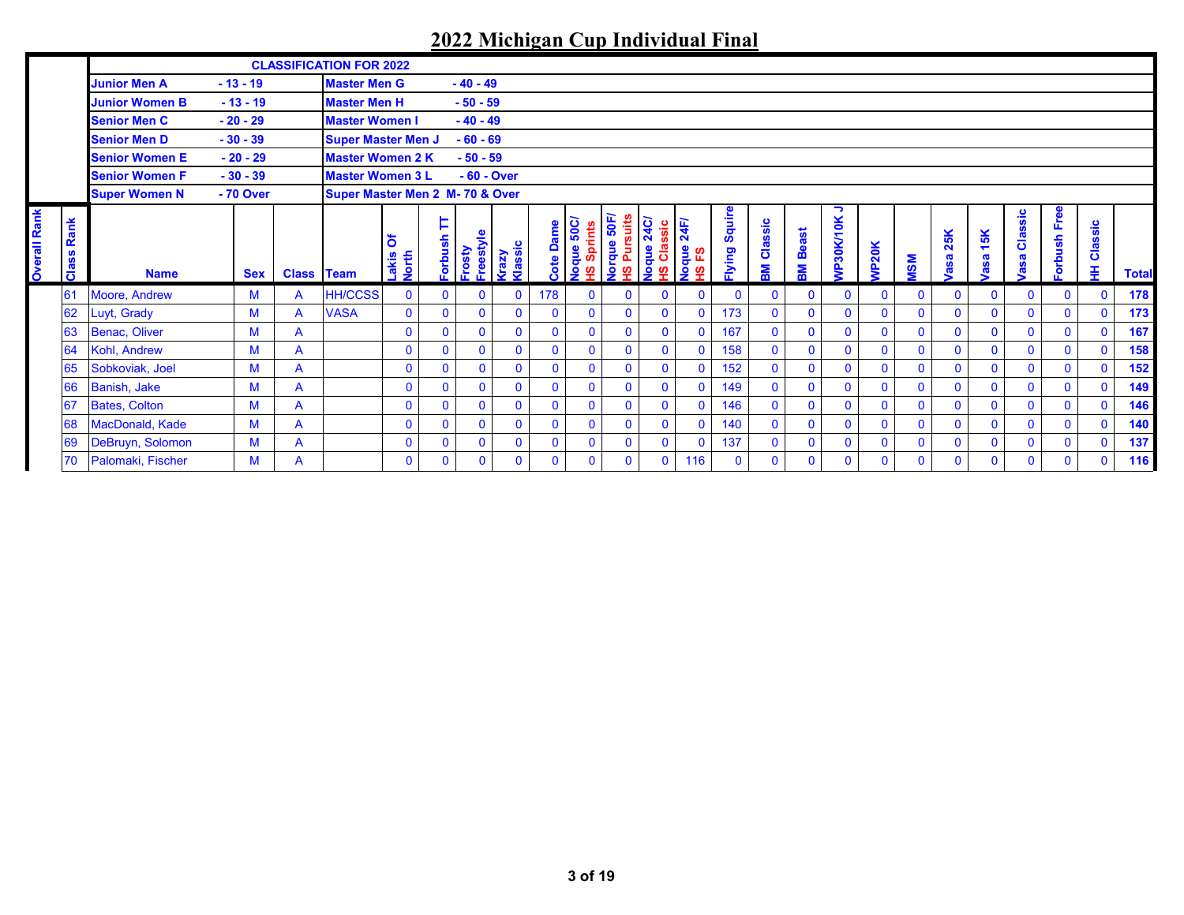# 2022 Michigan Cup Individual Final

| CLASSIFICATION FOR 2022 | | | |
|---|---|---|---|
| Junior Men A | - 13 - 19 | Master Men G | - 40 - 49 |
| Junior Women B | - 13 - 19 | Master Men H | - 50 - 59 |
| Senior Men C | - 20 - 29 | Master Women I | - 40 - 49 |
| Senior Men D | - 30 - 39 | Super Master Men J | - 60 - 69 |
| Senior Women E | - 20 - 29 | Master Women 2 K | - 50 - 59 |
| Senior Women F | - 30 - 39 | Master Women 3 L | - 60 - Over |
| Super Women N | - 70 Over | Super Master Men 2 M | - 70 & Over |

| Overall Rank | Class Rank | Name | Sex | Class | Team | Lakis Of North | Forbush TT | Frosty Freestyle | Krazy Klassic | Cote Dame | Noque 50C/ HS Sprints | Norque 50F/ HS Pursuits | Noque 24C/ HS Classic | Noque 24F/ HS FS | Flying Squire | BM Classic | BM Beast | WP30K/10K J | WP20K | MSM | Vasa 25K | Vasa 15K | Vasa Classic | Forbush Free | HH Classic | Total |
|---|---|---|---|---|---|---|---|---|---|---|---|---|---|---|---|---|---|---|---|---|---|---|---|---|---|---|
| | 61 | Moore, Andrew | M | A | HH/CCSS | 0 | 0 | 0 | 0 | 178 | 0 | 0 | 0 | 0 | 0 | 0 | 0 | 0 | 0 | 0 | 0 | 0 | 0 | 0 | 0 | 178 |
| | 62 | Luyt, Grady | M | A | VASA | 0 | 0 | 0 | 0 | 0 | 0 | 0 | 0 | 0 | 173 | 0 | 0 | 0 | 0 | 0 | 0 | 0 | 0 | 0 | 0 | 173 |
| | 63 | Benac, Oliver | M | A | | 0 | 0 | 0 | 0 | 0 | 0 | 0 | 0 | 0 | 167 | 0 | 0 | 0 | 0 | 0 | 0 | 0 | 0 | 0 | 0 | 167 |
| | 64 | Kohl, Andrew | M | A | | 0 | 0 | 0 | 0 | 0 | 0 | 0 | 0 | 0 | 158 | 0 | 0 | 0 | 0 | 0 | 0 | 0 | 0 | 0 | 0 | 158 |
| | 65 | Sobkoviak, Joel | M | A | | 0 | 0 | 0 | 0 | 0 | 0 | 0 | 0 | 0 | 152 | 0 | 0 | 0 | 0 | 0 | 0 | 0 | 0 | 0 | 0 | 152 |
| | 66 | Banish, Jake | M | A | | 0 | 0 | 0 | 0 | 0 | 0 | 0 | 0 | 0 | 149 | 0 | 0 | 0 | 0 | 0 | 0 | 0 | 0 | 0 | 0 | 149 |
| | 67 | Bates, Colton | M | A | | 0 | 0 | 0 | 0 | 0 | 0 | 0 | 0 | 0 | 146 | 0 | 0 | 0 | 0 | 0 | 0 | 0 | 0 | 0 | 0 | 146 |
| | 68 | MacDonald, Kade | M | A | | 0 | 0 | 0 | 0 | 0 | 0 | 0 | 0 | 0 | 140 | 0 | 0 | 0 | 0 | 0 | 0 | 0 | 0 | 0 | 0 | 140 |
| | 69 | DeBruyn, Solomon | M | A | | 0 | 0 | 0 | 0 | 0 | 0 | 0 | 0 | 0 | 137 | 0 | 0 | 0 | 0 | 0 | 0 | 0 | 0 | 0 | 0 | 137 |
| | 70 | Palomaki, Fischer | M | A | | 0 | 0 | 0 | 0 | 0 | 0 | 0 | 0 | 116 | 0 | 0 | 0 | 0 | 0 | 0 | 0 | 0 | 0 | 0 | 0 | 116 |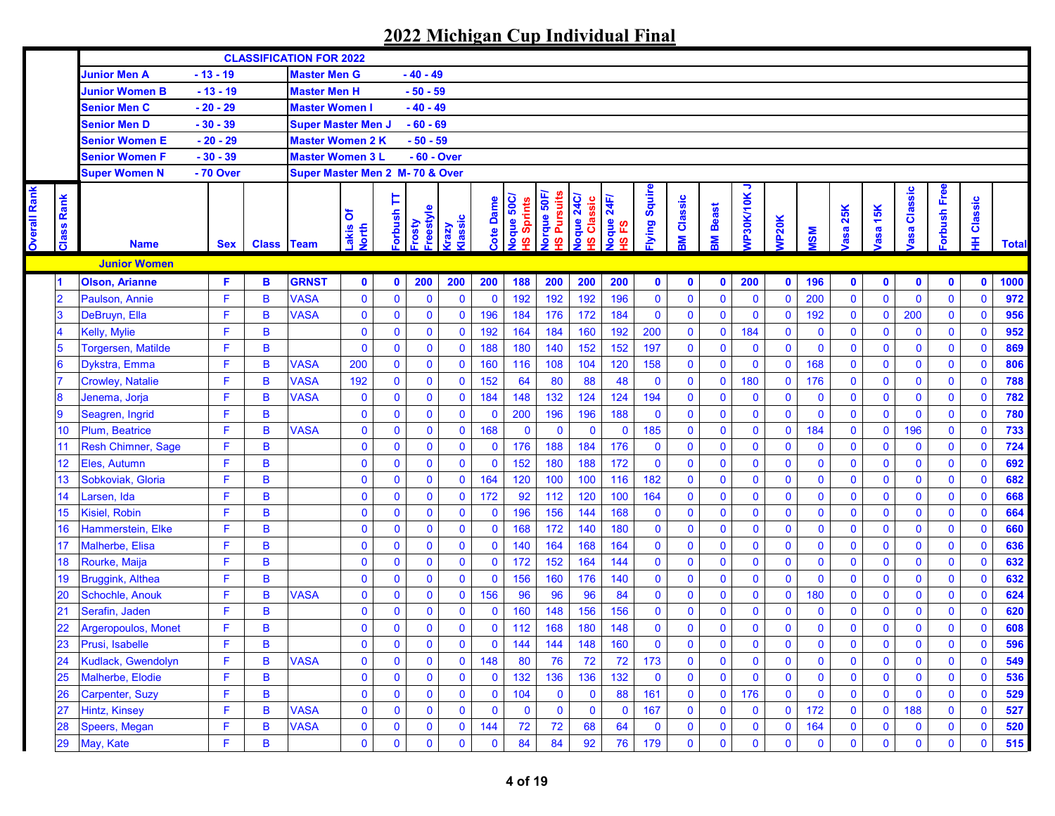# 2022 Michigan Cup Individual Final

**CLASSIFICATION FOR 2022**

| | | | |
|---|---|---|---|
| Junior Men A | - 13 - 19 | Master Men G | - 40 - 49 |
| Junior Women B | - 13 - 19 | Master Men H | - 50 - 59 |
| Senior Men C | - 20 - 29 | Master Women I | - 40 - 49 |
| Senior Men D | - 30 - 39 | Super Master Men J | - 60 - 69 |
| Senior Women E | - 20 - 29 | Master Women 2 K | - 50 - 59 |
| Senior Women F | - 30 - 39 | Master Women 3 L | - 60 - Over |
| Super Women N | - 70 Over | Super Master Men 2 M | - 70 & Over |

| Overall Rank | Class Rank | Name | Sex | Class | Team | Lakis Of North | Forbush TT | Frosty Freestyle | Krazy Klassic | Cote Dame | Noque 50C/ HS Sprints | Norque 50F/ HS Pursuits | Noque 24C/ HS Classic | Noque 24F/ HS FS | Flying Squire | BM Classic | BM Beast | WP30K/10K J | WP20K | MSM | Vasa 25K | Vasa 15K | Vasa Classic | Forbush Free | HH Classic | Total |
|---|---|---|---|---|---|---|---|---|---|---|---|---|---|---|---|---|---|---|---|---|---|---|---|---|---|---|
| | | **Junior Women** | | | | | | | | | | | | | | | | | | | | | | | | |
| | **1** | **Olson, Arianne** | **F** | **B** | **GRNST** | **0** | **0** | **200** | **200** | **200** | **188** | **200** | **200** | **200** | **0** | **0** | **0** | **200** | **0** | **196** | **0** | **0** | **0** | **0** | **0** | **1000** |
| | 2 | Paulson, Annie | F | B | VASA | 0 | 0 | 0 | 0 | 0 | 192 | 192 | 192 | 196 | 0 | 0 | 0 | 0 | 0 | 200 | 0 | 0 | 0 | 0 | 0 | 972 |
| | 3 | DeBruyn, Ella | F | B | VASA | 0 | 0 | 0 | 0 | 196 | 184 | 176 | 172 | 184 | 0 | 0 | 0 | 0 | 0 | 192 | 0 | 0 | 200 | 0 | 0 | 956 |
| | 4 | Kelly, Mylie | F | B | | 0 | 0 | 0 | 0 | 192 | 164 | 184 | 160 | 192 | 200 | 0 | 0 | 184 | 0 | 0 | 0 | 0 | 0 | 0 | 0 | 952 |
| | 5 | Torgersen, Matilde | F | B | | 0 | 0 | 0 | 0 | 188 | 180 | 140 | 152 | 152 | 197 | 0 | 0 | 0 | 0 | 0 | 0 | 0 | 0 | 0 | 0 | 869 |
| | 6 | Dykstra, Emma | F | B | VASA | 200 | 0 | 0 | 0 | 160 | 116 | 108 | 104 | 120 | 158 | 0 | 0 | 0 | 0 | 168 | 0 | 0 | 0 | 0 | 0 | 806 |
| | 7 | Crowley, Natalie | F | B | VASA | 192 | 0 | 0 | 0 | 152 | 64 | 80 | 88 | 48 | 0 | 0 | 0 | 180 | 0 | 176 | 0 | 0 | 0 | 0 | 0 | 788 |
| | 8 | Jenema, Jorja | F | B | VASA | 0 | 0 | 0 | 0 | 184 | 148 | 132 | 124 | 124 | 194 | 0 | 0 | 0 | 0 | 0 | 0 | 0 | 0 | 0 | 0 | 782 |
| | 9 | Seagren, Ingrid | F | B | | 0 | 0 | 0 | 0 | 0 | 200 | 196 | 196 | 188 | 0 | 0 | 0 | 0 | 0 | 0 | 0 | 0 | 0 | 0 | 0 | 780 |
| | 10 | Plum, Beatrice | F | B | VASA | 0 | 0 | 0 | 0 | 168 | 0 | 0 | 0 | 0 | 185 | 0 | 0 | 0 | 0 | 184 | 0 | 0 | 196 | 0 | 0 | 733 |
| | 11 | Resh Chimner, Sage | F | B | | 0 | 0 | 0 | 0 | 0 | 176 | 188 | 184 | 176 | 0 | 0 | 0 | 0 | 0 | 0 | 0 | 0 | 0 | 0 | 0 | 724 |
| | 12 | Eles, Autumn | F | B | | 0 | 0 | 0 | 0 | 0 | 152 | 180 | 188 | 172 | 0 | 0 | 0 | 0 | 0 | 0 | 0 | 0 | 0 | 0 | 0 | 692 |
| | 13 | Sobkoviak, Gloria | F | B | | 0 | 0 | 0 | 0 | 164 | 120 | 100 | 100 | 116 | 182 | 0 | 0 | 0 | 0 | 0 | 0 | 0 | 0 | 0 | 0 | 682 |
| | 14 | Larsen, Ida | F | B | | 0 | 0 | 0 | 0 | 172 | 92 | 112 | 120 | 100 | 164 | 0 | 0 | 0 | 0 | 0 | 0 | 0 | 0 | 0 | 0 | 668 |
| | 15 | Kisiel, Robin | F | B | | 0 | 0 | 0 | 0 | 0 | 196 | 156 | 144 | 168 | 0 | 0 | 0 | 0 | 0 | 0 | 0 | 0 | 0 | 0 | 0 | 664 |
| | 16 | Hammerstein, Elke | F | B | | 0 | 0 | 0 | 0 | 0 | 168 | 172 | 140 | 180 | 0 | 0 | 0 | 0 | 0 | 0 | 0 | 0 | 0 | 0 | 0 | 660 |
| | 17 | Malherbe, Elisa | F | B | | 0 | 0 | 0 | 0 | 0 | 140 | 164 | 168 | 164 | 0 | 0 | 0 | 0 | 0 | 0 | 0 | 0 | 0 | 0 | 0 | 636 |
| | 18 | Rourke, Maija | F | B | | 0 | 0 | 0 | 0 | 0 | 172 | 152 | 164 | 144 | 0 | 0 | 0 | 0 | 0 | 0 | 0 | 0 | 0 | 0 | 0 | 632 |
| | 19 | Bruggink, Althea | F | B | | 0 | 0 | 0 | 0 | 0 | 156 | 160 | 176 | 140 | 0 | 0 | 0 | 0 | 0 | 0 | 0 | 0 | 0 | 0 | 0 | 632 |
| | 20 | Schochle, Anouk | F | B | VASA | 0 | 0 | 0 | 0 | 156 | 96 | 96 | 96 | 84 | 0 | 0 | 0 | 0 | 0 | 180 | 0 | 0 | 0 | 0 | 0 | 624 |
| | 21 | Serafin, Jaden | F | B | | 0 | 0 | 0 | 0 | 0 | 160 | 148 | 156 | 156 | 0 | 0 | 0 | 0 | 0 | 0 | 0 | 0 | 0 | 0 | 0 | 620 |
| | 22 | Argeropoulos, Monet | F | B | | 0 | 0 | 0 | 0 | 0 | 112 | 168 | 180 | 148 | 0 | 0 | 0 | 0 | 0 | 0 | 0 | 0 | 0 | 0 | 0 | 608 |
| | 23 | Prusi, Isabelle | F | B | | 0 | 0 | 0 | 0 | 0 | 144 | 144 | 148 | 160 | 0 | 0 | 0 | 0 | 0 | 0 | 0 | 0 | 0 | 0 | 0 | 596 |
| | 24 | Kudlack, Gwendolyn | F | B | VASA | 0 | 0 | 0 | 0 | 148 | 80 | 76 | 72 | 72 | 173 | 0 | 0 | 0 | 0 | 0 | 0 | 0 | 0 | 0 | 0 | 549 |
| | 25 | Malherbe, Elodie | F | B | | 0 | 0 | 0 | 0 | 0 | 132 | 136 | 136 | 132 | 0 | 0 | 0 | 0 | 0 | 0 | 0 | 0 | 0 | 0 | 0 | 536 |
| | 26 | Carpenter, Suzy | F | B | | 0 | 0 | 0 | 0 | 0 | 104 | 0 | 0 | 88 | 161 | 0 | 0 | 176 | 0 | 0 | 0 | 0 | 0 | 0 | 0 | 529 |
| | 27 | Hintz, Kinsey | F | B | VASA | 0 | 0 | 0 | 0 | 0 | 0 | 0 | 0 | 0 | 167 | 0 | 0 | 0 | 0 | 172 | 0 | 0 | 188 | 0 | 0 | 527 |
| | 28 | Speers, Megan | F | B | VASA | 0 | 0 | 0 | 0 | 144 | 72 | 72 | 68 | 64 | 0 | 0 | 0 | 0 | 0 | 164 | 0 | 0 | 0 | 0 | 0 | 520 |
| | 29 | May, Kate | F | B | | 0 | 0 | 0 | 0 | 0 | 84 | 84 | 92 | 76 | 179 | 0 | 0 | 0 | 0 | 0 | 0 | 0 | 0 | 0 | 0 | 515 |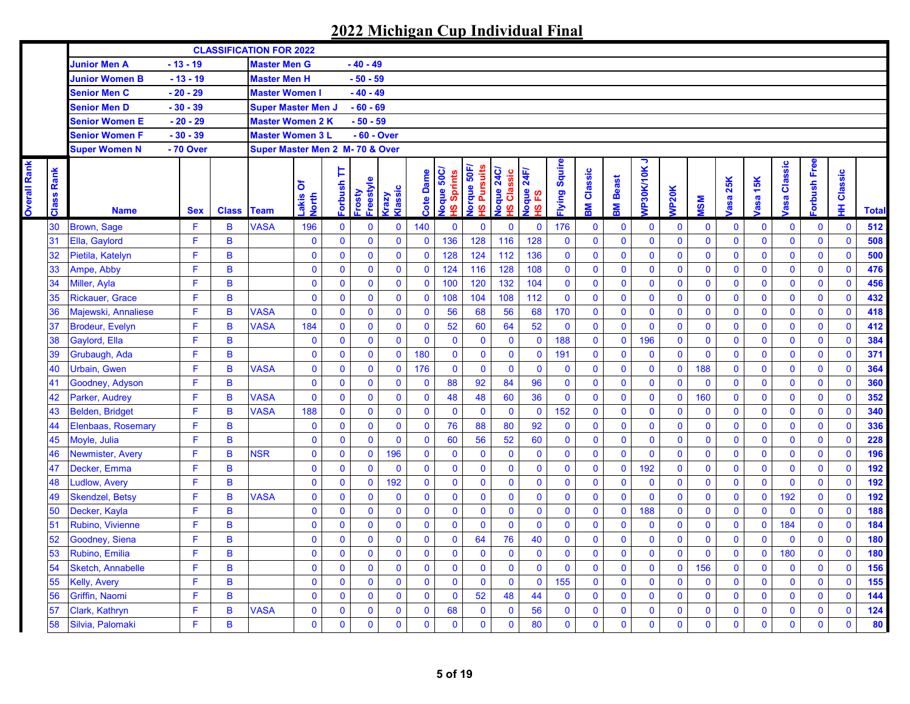# 2022 Michigan Cup Individual Final

| CLASSIFICATION FOR 2022 | | | |
|---|---|---|---|
| Junior Men A | - 13 - 19 | Master Men G | - 40 - 49 |
| Junior Women B | - 13 - 19 | Master Men H | - 50 - 59 |
| Senior Men C | - 20 - 29 | Master Women I | - 40 - 49 |
| Senior Men D | - 30 - 39 | Super Master Men J | - 60 - 69 |
| Senior Women E | - 20 - 29 | Master Women 2 K | - 50 - 59 |
| Senior Women F | - 30 - 39 | Master Women 3 L | - 60 - Over |
| Super Women N | - 70 Over | Super Master Men 2 M | - 70 & Over |

| Overall Rank | Class Rank | Name | Sex | Class | Team | Lakis Of North | Forbush TT | Frosty Freestyle | Krazy Klassic | Cote Dame | Noque 50C/ HS Sprints | Norque 50F/ HS Pursuits | Noque 24C/ HS Classic | Noque 24F/ HS FS | Flying Squire | BM Classic | BM Beast | WP30K/10K J | WP20K | MSM | Vasa 25K | Vasa 15K | Vasa Classic | Forbush Free | HH Classic | Total |
|---|---|---|---|---|---|---|---|---|---|---|---|---|---|---|---|---|---|---|---|---|---|---|---|---|---|---|
| | 30 | Brown, Sage | F | B | VASA | 196 | 0 | 0 | 0 | 140 | 0 | 0 | 0 | 0 | 176 | 0 | 0 | 0 | 0 | 0 | 0 | 0 | 0 | 0 | 0 | 512 |
| | 31 | Ella, Gaylord | F | B | | 0 | 0 | 0 | 0 | 0 | 136 | 128 | 116 | 128 | 0 | 0 | 0 | 0 | 0 | 0 | 0 | 0 | 0 | 0 | 0 | 508 |
| | 32 | Pietila, Katelyn | F | B | | 0 | 0 | 0 | 0 | 0 | 128 | 124 | 112 | 136 | 0 | 0 | 0 | 0 | 0 | 0 | 0 | 0 | 0 | 0 | 0 | 500 |
| | 33 | Ampe, Abby | F | B | | 0 | 0 | 0 | 0 | 0 | 124 | 116 | 128 | 108 | 0 | 0 | 0 | 0 | 0 | 0 | 0 | 0 | 0 | 0 | 0 | 476 |
| | 34 | Miller, Ayla | F | B | | 0 | 0 | 0 | 0 | 0 | 100 | 120 | 132 | 104 | 0 | 0 | 0 | 0 | 0 | 0 | 0 | 0 | 0 | 0 | 0 | 456 |
| | 35 | Rickauer, Grace | F | B | | 0 | 0 | 0 | 0 | 0 | 108 | 104 | 108 | 112 | 0 | 0 | 0 | 0 | 0 | 0 | 0 | 0 | 0 | 0 | 0 | 432 |
| | 36 | Majewski, Annaliese | F | B | VASA | 0 | 0 | 0 | 0 | 0 | 56 | 68 | 56 | 68 | 170 | 0 | 0 | 0 | 0 | 0 | 0 | 0 | 0 | 0 | 0 | 418 |
| | 37 | Brodeur, Evelyn | F | B | VASA | 184 | 0 | 0 | 0 | 0 | 52 | 60 | 64 | 52 | 0 | 0 | 0 | 0 | 0 | 0 | 0 | 0 | 0 | 0 | 0 | 412 |
| | 38 | Gaylord, Ella | F | B | | 0 | 0 | 0 | 0 | 0 | 0 | 0 | 0 | 0 | 188 | 0 | 0 | 196 | 0 | 0 | 0 | 0 | 0 | 0 | 0 | 384 |
| | 39 | Grubaugh, Ada | F | B | | 0 | 0 | 0 | 0 | 180 | 0 | 0 | 0 | 0 | 191 | 0 | 0 | 0 | 0 | 0 | 0 | 0 | 0 | 0 | 0 | 371 |
| | 40 | Urbain, Gwen | F | B | VASA | 0 | 0 | 0 | 0 | 176 | 0 | 0 | 0 | 0 | 0 | 0 | 0 | 0 | 0 | 188 | 0 | 0 | 0 | 0 | 0 | 364 |
| | 41 | Goodney, Adyson | F | B | | 0 | 0 | 0 | 0 | 0 | 88 | 92 | 84 | 96 | 0 | 0 | 0 | 0 | 0 | 0 | 0 | 0 | 0 | 0 | 0 | 360 |
| | 42 | Parker, Audrey | F | B | VASA | 0 | 0 | 0 | 0 | 0 | 48 | 48 | 60 | 36 | 0 | 0 | 0 | 0 | 0 | 160 | 0 | 0 | 0 | 0 | 0 | 352 |
| | 43 | Belden, Bridget | F | B | VASA | 188 | 0 | 0 | 0 | 0 | 0 | 0 | 0 | 0 | 152 | 0 | 0 | 0 | 0 | 0 | 0 | 0 | 0 | 0 | 0 | 340 |
| | 44 | Elenbaas, Rosemary | F | B | | 0 | 0 | 0 | 0 | 0 | 76 | 88 | 80 | 92 | 0 | 0 | 0 | 0 | 0 | 0 | 0 | 0 | 0 | 0 | 0 | 336 |
| | 45 | Moyle, Julia | F | B | | 0 | 0 | 0 | 0 | 0 | 60 | 56 | 52 | 60 | 0 | 0 | 0 | 0 | 0 | 0 | 0 | 0 | 0 | 0 | 0 | 228 |
| | 46 | Newmister, Avery | F | B | NSR | 0 | 0 | 0 | 196 | 0 | 0 | 0 | 0 | 0 | 0 | 0 | 0 | 0 | 0 | 0 | 0 | 0 | 0 | 0 | 0 | 196 |
| | 47 | Decker, Emma | F | B | | 0 | 0 | 0 | 0 | 0 | 0 | 0 | 0 | 0 | 0 | 0 | 0 | 192 | 0 | 0 | 0 | 0 | 0 | 0 | 0 | 192 |
| | 48 | Ludlow, Avery | F | B | | 0 | 0 | 0 | 192 | 0 | 0 | 0 | 0 | 0 | 0 | 0 | 0 | 0 | 0 | 0 | 0 | 0 | 0 | 0 | 0 | 192 |
| | 49 | Skendzel, Betsy | F | B | VASA | 0 | 0 | 0 | 0 | 0 | 0 | 0 | 0 | 0 | 0 | 0 | 0 | 0 | 0 | 0 | 0 | 0 | 192 | 0 | 0 | 192 |
| | 50 | Decker, Kayla | F | B | | 0 | 0 | 0 | 0 | 0 | 0 | 0 | 0 | 0 | 0 | 0 | 0 | 188 | 0 | 0 | 0 | 0 | 0 | 0 | 0 | 188 |
| | 51 | Rubino, Vivienne | F | B | | 0 | 0 | 0 | 0 | 0 | 0 | 0 | 0 | 0 | 0 | 0 | 0 | 0 | 0 | 0 | 0 | 0 | 184 | 0 | 0 | 184 |
| | 52 | Goodney, Siena | F | B | | 0 | 0 | 0 | 0 | 0 | 0 | 64 | 76 | 40 | 0 | 0 | 0 | 0 | 0 | 0 | 0 | 0 | 0 | 0 | 0 | 180 |
| | 53 | Rubino, Emilia | F | B | | 0 | 0 | 0 | 0 | 0 | 0 | 0 | 0 | 0 | 0 | 0 | 0 | 0 | 0 | 0 | 0 | 0 | 180 | 0 | 0 | 180 |
| | 54 | Sketch, Annabelle | F | B | | 0 | 0 | 0 | 0 | 0 | 0 | 0 | 0 | 0 | 0 | 0 | 0 | 0 | 0 | 156 | 0 | 0 | 0 | 0 | 0 | 156 |
| | 55 | Kelly, Avery | F | B | | 0 | 0 | 0 | 0 | 0 | 0 | 0 | 0 | 0 | 155 | 0 | 0 | 0 | 0 | 0 | 0 | 0 | 0 | 0 | 0 | 155 |
| | 56 | Griffin, Naomi | F | B | | 0 | 0 | 0 | 0 | 0 | 0 | 52 | 48 | 44 | 0 | 0 | 0 | 0 | 0 | 0 | 0 | 0 | 0 | 0 | 0 | 144 |
| | 57 | Clark, Kathryn | F | B | VASA | 0 | 0 | 0 | 0 | 0 | 68 | 0 | 0 | 56 | 0 | 0 | 0 | 0 | 0 | 0 | 0 | 0 | 0 | 0 | 0 | 124 |
| | 58 | Silvia, Palomaki | F | B | | 0 | 0 | 0 | 0 | 0 | 0 | 0 | 0 | 80 | 0 | 0 | 0 | 0 | 0 | 0 | 0 | 0 | 0 | 0 | 0 | 80 |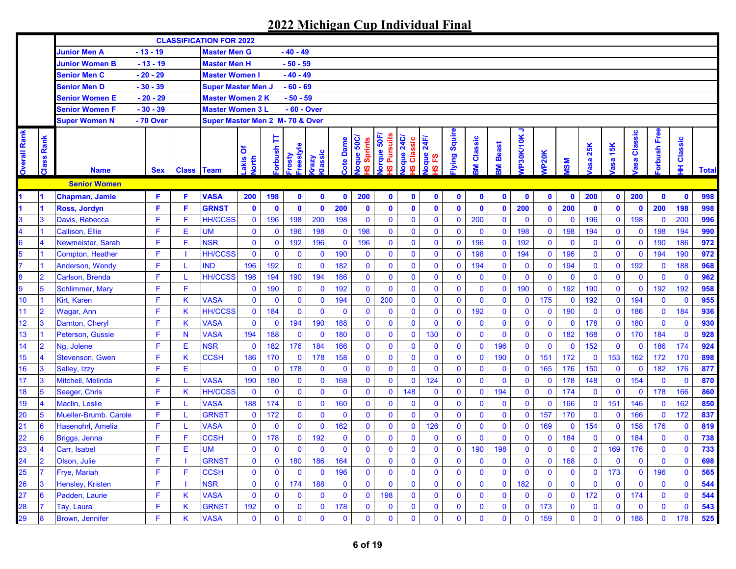# 2022 Michigan Cup Individual Final

| CLASSIFICATION FOR 2022 | | | |
|---|---|---|---|
| Junior Men A | - 13 - 19 | Master Men G | - 40 - 49 |
| Junior Women B | - 13 - 19 | Master Men H | - 50 - 59 |
| Senior Men C | - 20 - 29 | Master Women I | - 40 - 49 |
| Senior Men D | - 30 - 39 | Super Master Men J | - 60 - 69 |
| Senior Women E | - 20 - 29 | Master Women 2 K | - 50 - 59 |
| Senior Women F | - 30 - 39 | Master Women 3 L | - 60 - Over |
| Super Women N | - 70 Over | Super Master Men 2 M | - 70 & Over |

| Overall Rank | Class Rank | Name | Sex | Class | Team | Lakis Of North | Forbush TT | Frosty Freestyle | Krazy Klassic | Cote Dame | Noque 50C/ HS Sprints | Norque 50F/ HS Pursuits | Noque 24C/ HS Classic | Noque 24F/ HS FS | Flying Squire | BM Classic | BM Beast | WP30K/10K J | WP20K | MSM | Vasa 25K | Vasa 15K | Vasa Classic | Forbush Free | HH Classic | Total |
|---|---|---|---|---|---|---|---|---|---|---|---|---|---|---|---|---|---|---|---|---|---|---|---|---|---|---|
| | | **Senior Women** | | | | | | | | | | | | | | | | | | | | | | | | |
| 1 | 1 | **Chapman, Jamie** | F | F | VASA | 200 | 198 | 0 | 0 | 0 | 200 | 0 | 0 | 0 | 0 | 0 | 0 | 0 | 0 | 0 | 200 | 0 | 200 | 0 | 0 | 998 |
| 1 | 1 | **Ross, Jordyn** | F | F | GRNST | 0 | 0 | 0 | 0 | 200 | 0 | 0 | 0 | 0 | 0 | 0 | 0 | 200 | 0 | 200 | 0 | 0 | 0 | 200 | 198 | 998 |
| 3 | 3 | Davis, Rebecca | F | F | HH/CCSS | 0 | 196 | 198 | 200 | 198 | 0 | 0 | 0 | 0 | 0 | 200 | 0 | 0 | 0 | 0 | 196 | 0 | 198 | 0 | 200 | 996 |
| 4 | 1 | Callison, Ellie | F | E | UM | 0 | 0 | 196 | 198 | 0 | 198 | 0 | 0 | 0 | 0 | 0 | 0 | 198 | 0 | 198 | 194 | 0 | 0 | 198 | 194 | 990 |
| 6 | 4 | Newmeister, Sarah | F | F | NSR | 0 | 0 | 192 | 196 | 0 | 196 | 0 | 0 | 0 | 0 | 196 | 0 | 192 | 0 | 0 | 0 | 0 | 0 | 190 | 186 | 972 |
| 5 | 1 | Compton, Heather | F | I | HH/CCSS | 0 | 0 | 0 | 0 | 190 | 0 | 0 | 0 | 0 | 0 | 198 | 0 | 194 | 0 | 196 | 0 | 0 | 0 | 194 | 190 | 972 |
| 7 | 1 | Anderson, Wendy | F | L | IND | 196 | 192 | 0 | 0 | 182 | 0 | 0 | 0 | 0 | 0 | 194 | 0 | 0 | 0 | 194 | 0 | 0 | 192 | 0 | 188 | 968 |
| 8 | 2 | Carlson, Brenda | F | L | HH/CCSS | 198 | 194 | 190 | 194 | 186 | 0 | 0 | 0 | 0 | 0 | 0 | 0 | 0 | 0 | 0 | 0 | 0 | 0 | 0 | 0 | 962 |
| 9 | 5 | Schlimmer, Mary | F | F | | 0 | 190 | 0 | 0 | 192 | 0 | 0 | 0 | 0 | 0 | 0 | 0 | 190 | 0 | 192 | 190 | 0 | 0 | 192 | 192 | 958 |
| 10 | 1 | Kirt, Karen | F | K | VASA | 0 | 0 | 0 | 0 | 194 | 0 | 200 | 0 | 0 | 0 | 0 | 0 | 0 | 175 | 0 | 192 | 0 | 194 | 0 | 0 | 955 |
| 11 | 2 | Wagar, Ann | F | K | HH/CCSS | 0 | 184 | 0 | 0 | 0 | 0 | 0 | 0 | 0 | 0 | 192 | 0 | 0 | 0 | 190 | 0 | 0 | 186 | 0 | 184 | 936 |
| 12 | 3 | Darnton, Cheryl | F | K | VASA | 0 | 0 | 194 | 190 | 188 | 0 | 0 | 0 | 0 | 0 | 0 | 0 | 0 | 0 | 0 | 178 | 0 | 180 | 0 | 0 | 930 |
| 13 | 1 | Peterson, Gussie | F | N | VASA | 194 | 188 | 0 | 0 | 180 | 0 | 0 | 0 | 130 | 0 | 0 | 0 | 0 | 0 | 182 | 168 | 0 | 170 | 184 | 0 | 928 |
| 14 | 2 | Ng, Jolene | F | E | NSR | 0 | 182 | 176 | 184 | 166 | 0 | 0 | 0 | 0 | 0 | 0 | 196 | 0 | 0 | 0 | 152 | 0 | 0 | 186 | 174 | 924 |
| 15 | 4 | Stevenson, Gwen | F | K | CCSH | 186 | 170 | 0 | 178 | 158 | 0 | 0 | 0 | 0 | 0 | 0 | 190 | 0 | 151 | 172 | 0 | 153 | 162 | 172 | 170 | 898 |
| 16 | 3 | Salley, Izzy | F | E | | 0 | 0 | 178 | 0 | 0 | 0 | 0 | 0 | 0 | 0 | 0 | 0 | 0 | 165 | 176 | 150 | 0 | 0 | 182 | 176 | 877 |
| 17 | 3 | Mitchell, Melinda | F | L | VASA | 190 | 180 | 0 | 0 | 168 | 0 | 0 | 0 | 124 | 0 | 0 | 0 | 0 | 0 | 178 | 148 | 0 | 154 | 0 | 0 | 870 |
| 18 | 5 | Seager, Chris | F | K | HH/CCSS | 0 | 0 | 0 | 0 | 0 | 0 | 0 | 148 | 0 | 0 | 0 | 194 | 0 | 0 | 174 | 0 | 0 | 0 | 178 | 166 | 860 |
| 19 | 4 | Maclin, Leslie | F | L | VASA | 188 | 174 | 0 | 0 | 160 | 0 | 0 | 0 | 0 | 0 | 0 | 0 | 0 | 0 | 166 | 0 | 151 | 146 | 0 | 162 | 850 |
| 20 | 5 | Mueller-Brumb. Carole | F | L | GRNST | 0 | 172 | 0 | 0 | 0 | 0 | 0 | 0 | 0 | 0 | 0 | 0 | 0 | 157 | 170 | 0 | 0 | 166 | 0 | 172 | 837 |
| 21 | 6 | Hasenohrl, Amelia | F | L | VASA | 0 | 0 | 0 | 0 | 162 | 0 | 0 | 0 | 126 | 0 | 0 | 0 | 0 | 169 | 0 | 154 | 0 | 158 | 176 | 0 | 819 |
| 22 | 6 | Briggs, Jenna | F | F | CCSH | 0 | 178 | 0 | 192 | 0 | 0 | 0 | 0 | 0 | 0 | 0 | 0 | 0 | 0 | 184 | 0 | 0 | 184 | 0 | 0 | 738 |
| 23 | 4 | Carr, Isabel | F | E | UM | 0 | 0 | 0 | 0 | 0 | 0 | 0 | 0 | 0 | 0 | 190 | 198 | 0 | 0 | 0 | 0 | 169 | 176 | 0 | 0 | 733 |
| 24 | 2 | Olson, Julie | F | I | GRNST | 0 | 0 | 180 | 186 | 164 | 0 | 0 | 0 | 0 | 0 | 0 | 0 | 0 | 0 | 168 | 0 | 0 | 0 | 0 | 0 | 698 |
| 25 | 7 | Frye, Mariah | F | F | CCSH | 0 | 0 | 0 | 0 | 196 | 0 | 0 | 0 | 0 | 0 | 0 | 0 | 0 | 0 | 0 | 0 | 173 | 0 | 196 | 0 | 565 |
| 26 | 3 | Hensley, Kristen | F | I | NSR | 0 | 0 | 174 | 188 | 0 | 0 | 0 | 0 | 0 | 0 | 0 | 0 | 182 | 0 | 0 | 0 | 0 | 0 | 0 | 0 | 544 |
| 27 | 6 | Padden, Laurie | F | K | VASA | 0 | 0 | 0 | 0 | 0 | 0 | 198 | 0 | 0 | 0 | 0 | 0 | 0 | 0 | 0 | 172 | 0 | 174 | 0 | 0 | 544 |
| 28 | 7 | Tay, Laura | F | K | GRNST | 192 | 0 | 0 | 0 | 178 | 0 | 0 | 0 | 0 | 0 | 0 | 0 | 0 | 173 | 0 | 0 | 0 | 0 | 0 | 0 | 543 |
| 29 | 8 | Brown, Jennifer | F | K | VASA | 0 | 0 | 0 | 0 | 0 | 0 | 0 | 0 | 0 | 0 | 0 | 0 | 0 | 159 | 0 | 0 | 0 | 188 | 0 | 178 | 525 |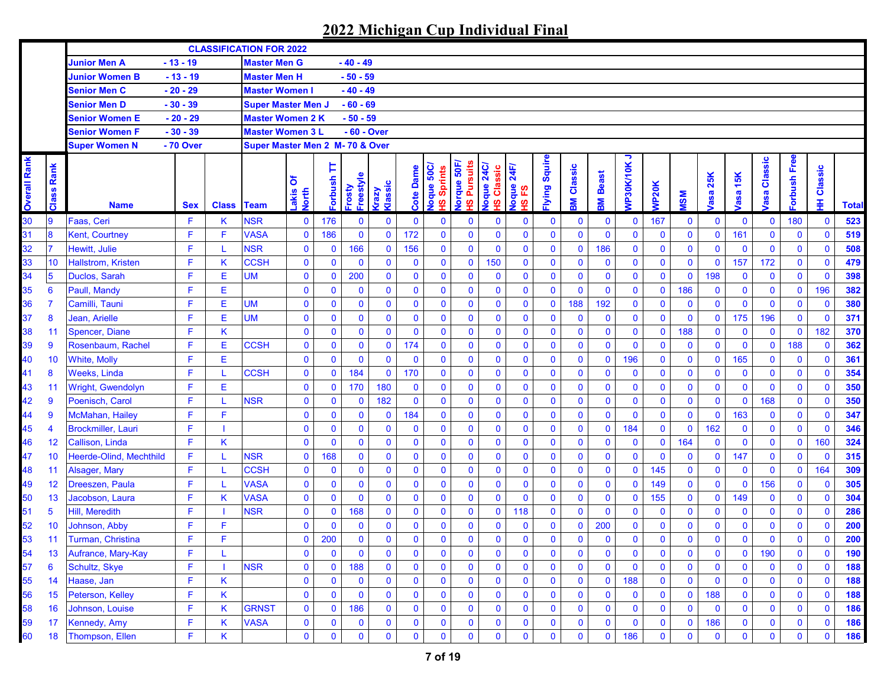# 2022 Michigan Cup Individual Final

| CLASSIFICATION FOR 2022 | | | |
|---|---|---|---|
| Junior Men A | - 13 - 19 | Master Men G | - 40 - 49 |
| Junior Women B | - 13 - 19 | Master Men H | - 50 - 59 |
| Senior Men C | - 20 - 29 | Master Women I | - 40 - 49 |
| Senior Men D | - 30 - 39 | Super Master Men J | - 60 - 69 |
| Senior Women E | - 20 - 29 | Master Women 2 K | - 50 - 59 |
| Senior Women F | - 30 - 39 | Master Women 3 L | - 60 - Over |
| Super Women N | - 70 Over | Super Master Men 2 M | - 70 & Over |

| Overall Rank | Class Rank | Name | Sex | Class | Team | Lakis Of North | Forbush TT | Frosty Freestyle | Krazy Klassic | Cote Dame | Noque 50C/ HS Sprints | Norque 50F/ HS Pursuits | Noque 24C/ HS Classic | Noque 24F/ HS FS | Flying Squire | BM Classic | BM Beast | WP30K/10K J | WP20K | MSM | Vasa 25K | Vasa 15K | Vasa Classic | Forbush Free | HH Classic | Total |
|---|---|---|---|---|---|---|---|---|---|---|---|---|---|---|---|---|---|---|---|---|---|---|---|---|---|---|
| 30 | 9 | Faas, Ceri | F | K | NSR | 0 | 176 | 0 | 0 | 0 | 0 | 0 | 0 | 0 | 0 | 0 | 0 | 0 | 167 | 0 | 0 | 0 | 0 | 180 | 0 | 523 |
| 31 | 8 | Kent, Courtney | F | F | VASA | 0 | 186 | 0 | 0 | 172 | 0 | 0 | 0 | 0 | 0 | 0 | 0 | 0 | 0 | 0 | 0 | 161 | 0 | 0 | 0 | 519 |
| 32 | 7 | Hewitt, Julie | F | L | NSR | 0 | 0 | 166 | 0 | 156 | 0 | 0 | 0 | 0 | 0 | 0 | 186 | 0 | 0 | 0 | 0 | 0 | 0 | 0 | 0 | 508 |
| 33 | 10 | Hallstrom, Kristen | F | K | CCSH | 0 | 0 | 0 | 0 | 0 | 0 | 0 | 150 | 0 | 0 | 0 | 0 | 0 | 0 | 0 | 0 | 157 | 172 | 0 | 0 | 479 |
| 34 | 5 | Duclos, Sarah | F | E | UM | 0 | 0 | 200 | 0 | 0 | 0 | 0 | 0 | 0 | 0 | 0 | 0 | 0 | 0 | 0 | 198 | 0 | 0 | 0 | 0 | 398 |
| 35 | 6 | Paull, Mandy | F | E | | 0 | 0 | 0 | 0 | 0 | 0 | 0 | 0 | 0 | 0 | 0 | 0 | 0 | 0 | 186 | 0 | 0 | 0 | 0 | 196 | 382 |
| 36 | 7 | Camilli, Tauni | F | E | UM | 0 | 0 | 0 | 0 | 0 | 0 | 0 | 0 | 0 | 0 | 188 | 192 | 0 | 0 | 0 | 0 | 0 | 0 | 0 | 0 | 380 |
| 37 | 8 | Jean, Arielle | F | E | UM | 0 | 0 | 0 | 0 | 0 | 0 | 0 | 0 | 0 | 0 | 0 | 0 | 0 | 0 | 0 | 0 | 175 | 196 | 0 | 0 | 371 |
| 38 | 11 | Spencer, Diane | F | K | | 0 | 0 | 0 | 0 | 0 | 0 | 0 | 0 | 0 | 0 | 0 | 0 | 0 | 0 | 188 | 0 | 0 | 0 | 0 | 182 | 370 |
| 39 | 9 | Rosenbaum, Rachel | F | E | CCSH | 0 | 0 | 0 | 0 | 174 | 0 | 0 | 0 | 0 | 0 | 0 | 0 | 0 | 0 | 0 | 0 | 0 | 0 | 188 | 0 | 362 |
| 40 | 10 | White, Molly | F | E | | 0 | 0 | 0 | 0 | 0 | 0 | 0 | 0 | 0 | 0 | 0 | 0 | 196 | 0 | 0 | 0 | 165 | 0 | 0 | 0 | 361 |
| 41 | 8 | Weeks, Linda | F | L | CCSH | 0 | 0 | 184 | 0 | 170 | 0 | 0 | 0 | 0 | 0 | 0 | 0 | 0 | 0 | 0 | 0 | 0 | 0 | 0 | 0 | 354 |
| 43 | 11 | Wright, Gwendolyn | F | E | | 0 | 0 | 170 | 180 | 0 | 0 | 0 | 0 | 0 | 0 | 0 | 0 | 0 | 0 | 0 | 0 | 0 | 0 | 0 | 0 | 350 |
| 42 | 9 | Poenisch, Carol | F | L | NSR | 0 | 0 | 0 | 182 | 0 | 0 | 0 | 0 | 0 | 0 | 0 | 0 | 0 | 0 | 0 | 0 | 0 | 168 | 0 | 0 | 350 |
| 44 | 9 | McMahan, Hailey | F | F | | 0 | 0 | 0 | 0 | 184 | 0 | 0 | 0 | 0 | 0 | 0 | 0 | 0 | 0 | 0 | 0 | 163 | 0 | 0 | 0 | 347 |
| 45 | 4 | Brockmiller, Lauri | F | I | | 0 | 0 | 0 | 0 | 0 | 0 | 0 | 0 | 0 | 0 | 0 | 0 | 184 | 0 | 0 | 162 | 0 | 0 | 0 | 0 | 346 |
| 46 | 12 | Callison, Linda | F | K | | 0 | 0 | 0 | 0 | 0 | 0 | 0 | 0 | 0 | 0 | 0 | 0 | 0 | 0 | 164 | 0 | 0 | 0 | 0 | 160 | 324 |
| 47 | 10 | Heerde-Olind, Mechthild | F | L | NSR | 0 | 168 | 0 | 0 | 0 | 0 | 0 | 0 | 0 | 0 | 0 | 0 | 0 | 0 | 0 | 0 | 147 | 0 | 0 | 0 | 315 |
| 48 | 11 | Alsager, Mary | F | L | CCSH | 0 | 0 | 0 | 0 | 0 | 0 | 0 | 0 | 0 | 0 | 0 | 0 | 0 | 145 | 0 | 0 | 0 | 0 | 0 | 164 | 309 |
| 49 | 12 | Dreeszen, Paula | F | L | VASA | 0 | 0 | 0 | 0 | 0 | 0 | 0 | 0 | 0 | 0 | 0 | 0 | 0 | 149 | 0 | 0 | 0 | 156 | 0 | 0 | 305 |
| 50 | 13 | Jacobson, Laura | F | K | VASA | 0 | 0 | 0 | 0 | 0 | 0 | 0 | 0 | 0 | 0 | 0 | 0 | 0 | 155 | 0 | 0 | 149 | 0 | 0 | 0 | 304 |
| 51 | 5 | Hill, Meredith | F | I | NSR | 0 | 0 | 168 | 0 | 0 | 0 | 0 | 0 | 118 | 0 | 0 | 0 | 0 | 0 | 0 | 0 | 0 | 0 | 0 | 0 | 286 |
| 52 | 10 | Johnson, Abby | F | F | | 0 | 0 | 0 | 0 | 0 | 0 | 0 | 0 | 0 | 0 | 0 | 200 | 0 | 0 | 0 | 0 | 0 | 0 | 0 | 0 | 200 |
| 53 | 11 | Turman, Christina | F | F | | 0 | 200 | 0 | 0 | 0 | 0 | 0 | 0 | 0 | 0 | 0 | 0 | 0 | 0 | 0 | 0 | 0 | 0 | 0 | 0 | 200 |
| 54 | 13 | Aufrance, Mary-Kay | F | L | | 0 | 0 | 0 | 0 | 0 | 0 | 0 | 0 | 0 | 0 | 0 | 0 | 0 | 0 | 0 | 0 | 0 | 190 | 0 | 0 | 190 |
| 57 | 6 | Schultz, Skye | F | I | NSR | 0 | 0 | 188 | 0 | 0 | 0 | 0 | 0 | 0 | 0 | 0 | 0 | 0 | 0 | 0 | 0 | 0 | 0 | 0 | 0 | 188 |
| 55 | 14 | Haase, Jan | F | K | | 0 | 0 | 0 | 0 | 0 | 0 | 0 | 0 | 0 | 0 | 0 | 0 | 188 | 0 | 0 | 0 | 0 | 0 | 0 | 0 | 188 |
| 56 | 15 | Peterson, Kelley | F | K | | 0 | 0 | 0 | 0 | 0 | 0 | 0 | 0 | 0 | 0 | 0 | 0 | 0 | 0 | 0 | 188 | 0 | 0 | 0 | 0 | 188 |
| 58 | 16 | Johnson, Louise | F | K | GRNST | 0 | 0 | 186 | 0 | 0 | 0 | 0 | 0 | 0 | 0 | 0 | 0 | 0 | 0 | 0 | 0 | 0 | 0 | 0 | 0 | 186 |
| 59 | 17 | Kennedy, Amy | F | K | VASA | 0 | 0 | 0 | 0 | 0 | 0 | 0 | 0 | 0 | 0 | 0 | 0 | 0 | 0 | 0 | 186 | 0 | 0 | 0 | 0 | 186 |
| 60 | 18 | Thompson, Ellen | F | K | | 0 | 0 | 0 | 0 | 0 | 0 | 0 | 0 | 0 | 0 | 0 | 0 | 186 | 0 | 0 | 0 | 0 | 0 | 0 | 0 | 186 |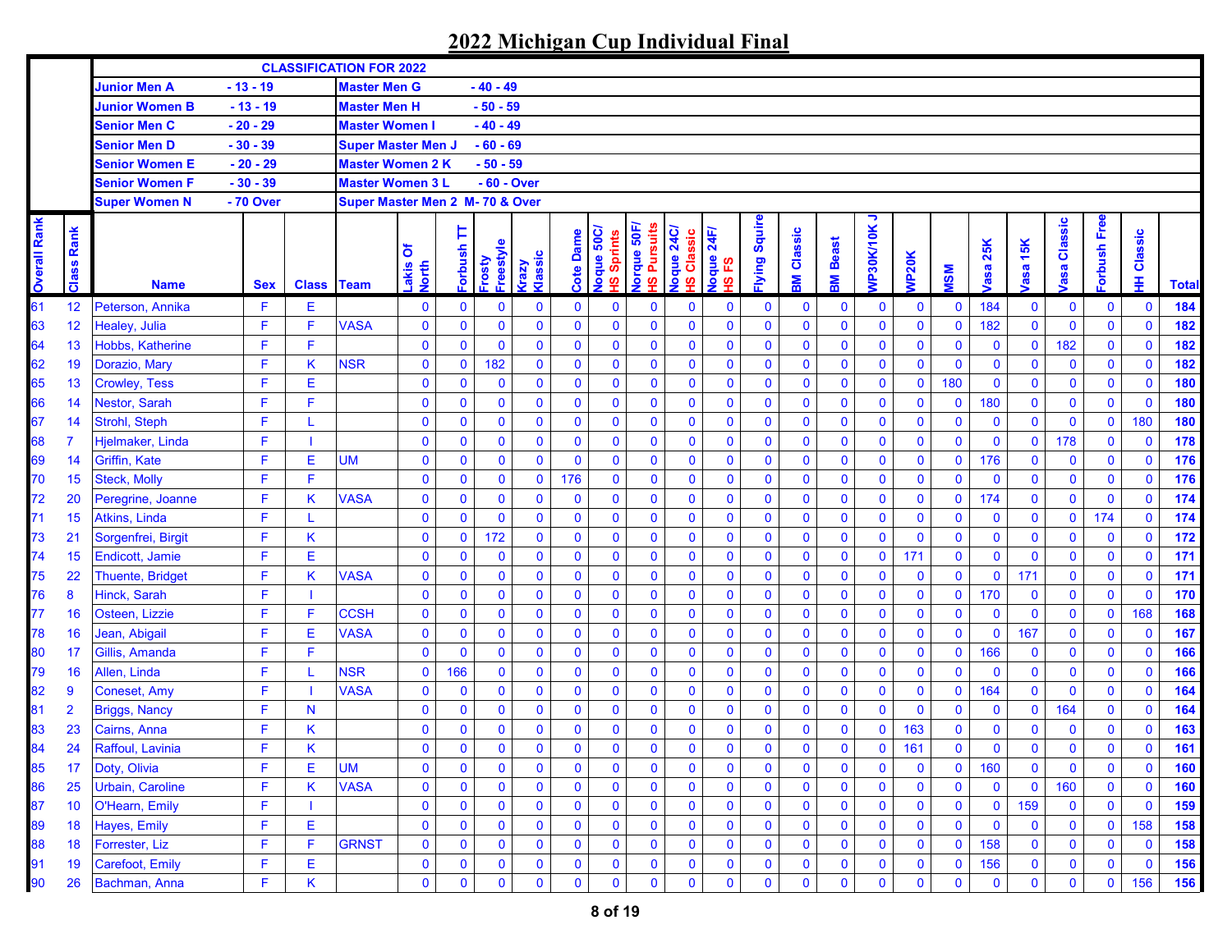# 2022 Michigan Cup Individual Final

| CLASSIFICATION FOR 2022 | | | |
|---|---|---|---|
| Junior Men A | - 13 - 19 | Master Men G | - 40 - 49 |
| Junior Women B | - 13 - 19 | Master Men H | - 50 - 59 |
| Senior Men C | - 20 - 29 | Master Women I | - 40 - 49 |
| Senior Men D | - 30 - 39 | Super Master Men J | - 60 - 69 |
| Senior Women E | - 20 - 29 | Master Women 2 K | - 50 - 59 |
| Senior Women F | - 30 - 39 | Master Women 3 L | - 60 - Over |
| Super Women N | - 70 Over | Super Master Men 2 M | - 70 & Over |

| Overall Rank | Class Rank | Name | Sex | Class | Team | Lakis Of North | Forbush TT | Frosty Freestyle | Krazy Klassic | Cote Dame | Noque 50C/ HS Sprints | Norque 50F/ HS Pursuits | Noque 24C/ HS Classic | Noque 24F/ HS FS | Flying Squire | BM Classic | BM Beast | WP30K/10K J | WP20K | MSM | Vasa 25K | Vasa 15K | Vasa Classic | Forbush Free | HH Classic | Total |
|---|---|---|---|---|---|---|---|---|---|---|---|---|---|---|---|---|---|---|---|---|---|---|---|---|---|---|
| 61 | 12 | Peterson, Annika | F | E | | 0 | 0 | 0 | 0 | 0 | 0 | 0 | 0 | 0 | 0 | 0 | 0 | 0 | 0 | 0 | 184 | 0 | 0 | 0 | 0 | 184 |
| 63 | 12 | Healey, Julia | F | F | VASA | 0 | 0 | 0 | 0 | 0 | 0 | 0 | 0 | 0 | 0 | 0 | 0 | 0 | 0 | 0 | 182 | 0 | 0 | 0 | 0 | 182 |
| 64 | 13 | Hobbs, Katherine | F | F | | 0 | 0 | 0 | 0 | 0 | 0 | 0 | 0 | 0 | 0 | 0 | 0 | 0 | 0 | 0 | 0 | 0 | 182 | 0 | 0 | 182 |
| 62 | 19 | Dorazio, Mary | F | K | NSR | 0 | 0 | 182 | 0 | 0 | 0 | 0 | 0 | 0 | 0 | 0 | 0 | 0 | 0 | 0 | 0 | 0 | 0 | 0 | 0 | 182 |
| 65 | 13 | Crowley, Tess | F | E | | 0 | 0 | 0 | 0 | 0 | 0 | 0 | 0 | 0 | 0 | 0 | 0 | 0 | 0 | 180 | 0 | 0 | 0 | 0 | 0 | 180 |
| 66 | 14 | Nestor, Sarah | F | F | | 0 | 0 | 0 | 0 | 0 | 0 | 0 | 0 | 0 | 0 | 0 | 0 | 0 | 0 | 0 | 180 | 0 | 0 | 0 | 0 | 180 |
| 67 | 14 | Strohl, Steph | F | L | | 0 | 0 | 0 | 0 | 0 | 0 | 0 | 0 | 0 | 0 | 0 | 0 | 0 | 0 | 0 | 0 | 0 | 0 | 0 | 180 | 180 |
| 68 | 7 | Hjelmaker, Linda | F | I | | 0 | 0 | 0 | 0 | 0 | 0 | 0 | 0 | 0 | 0 | 0 | 0 | 0 | 0 | 0 | 0 | 0 | 178 | 0 | 0 | 178 |
| 69 | 14 | Griffin, Kate | F | E | UM | 0 | 0 | 0 | 0 | 0 | 0 | 0 | 0 | 0 | 0 | 0 | 0 | 0 | 0 | 0 | 176 | 0 | 0 | 0 | 0 | 176 |
| 70 | 15 | Steck, Molly | F | F | | 0 | 0 | 0 | 0 | 176 | 0 | 0 | 0 | 0 | 0 | 0 | 0 | 0 | 0 | 0 | 0 | 0 | 0 | 0 | 0 | 176 |
| 72 | 20 | Peregrine, Joanne | F | K | VASA | 0 | 0 | 0 | 0 | 0 | 0 | 0 | 0 | 0 | 0 | 0 | 0 | 0 | 0 | 0 | 174 | 0 | 0 | 0 | 0 | 174 |
| 71 | 15 | Atkins, Linda | F | L | | 0 | 0 | 0 | 0 | 0 | 0 | 0 | 0 | 0 | 0 | 0 | 0 | 0 | 0 | 0 | 0 | 0 | 0 | 174 | 0 | 174 |
| 73 | 21 | Sorgenfrei, Birgit | F | K | | 0 | 0 | 172 | 0 | 0 | 0 | 0 | 0 | 0 | 0 | 0 | 0 | 0 | 0 | 0 | 0 | 0 | 0 | 0 | 0 | 172 |
| 74 | 15 | Endicott, Jamie | F | E | | 0 | 0 | 0 | 0 | 0 | 0 | 0 | 0 | 0 | 0 | 0 | 0 | 0 | 171 | 0 | 0 | 0 | 0 | 0 | 0 | 171 |
| 75 | 22 | Thuente, Bridget | F | K | VASA | 0 | 0 | 0 | 0 | 0 | 0 | 0 | 0 | 0 | 0 | 0 | 0 | 0 | 0 | 0 | 0 | 171 | 0 | 0 | 0 | 171 |
| 76 | 8 | Hinck, Sarah | F | I | | 0 | 0 | 0 | 0 | 0 | 0 | 0 | 0 | 0 | 0 | 0 | 0 | 0 | 0 | 0 | 170 | 0 | 0 | 0 | 0 | 170 |
| 77 | 16 | Osteen, Lizzie | F | F | CCSH | 0 | 0 | 0 | 0 | 0 | 0 | 0 | 0 | 0 | 0 | 0 | 0 | 0 | 0 | 0 | 0 | 0 | 0 | 0 | 168 | 168 |
| 78 | 16 | Jean, Abigail | F | E | VASA | 0 | 0 | 0 | 0 | 0 | 0 | 0 | 0 | 0 | 0 | 0 | 0 | 0 | 0 | 0 | 0 | 167 | 0 | 0 | 0 | 167 |
| 80 | 17 | Gillis, Amanda | F | F | | 0 | 0 | 0 | 0 | 0 | 0 | 0 | 0 | 0 | 0 | 0 | 0 | 0 | 0 | 0 | 166 | 0 | 0 | 0 | 0 | 166 |
| 79 | 16 | Allen, Linda | F | L | NSR | 0 | 166 | 0 | 0 | 0 | 0 | 0 | 0 | 0 | 0 | 0 | 0 | 0 | 0 | 0 | 0 | 0 | 0 | 0 | 0 | 166 |
| 82 | 9 | Coneset, Amy | F | I | VASA | 0 | 0 | 0 | 0 | 0 | 0 | 0 | 0 | 0 | 0 | 0 | 0 | 0 | 0 | 0 | 164 | 0 | 0 | 0 | 0 | 164 |
| 81 | 2 | Briggs, Nancy | F | N | | 0 | 0 | 0 | 0 | 0 | 0 | 0 | 0 | 0 | 0 | 0 | 0 | 0 | 0 | 0 | 0 | 0 | 164 | 0 | 0 | 164 |
| 83 | 23 | Cairns, Anna | F | K | | 0 | 0 | 0 | 0 | 0 | 0 | 0 | 0 | 0 | 0 | 0 | 0 | 0 | 163 | 0 | 0 | 0 | 0 | 0 | 0 | 163 |
| 84 | 24 | Raffoul, Lavinia | F | K | | 0 | 0 | 0 | 0 | 0 | 0 | 0 | 0 | 0 | 0 | 0 | 0 | 0 | 161 | 0 | 0 | 0 | 0 | 0 | 0 | 161 |
| 85 | 17 | Doty, Olivia | F | E | UM | 0 | 0 | 0 | 0 | 0 | 0 | 0 | 0 | 0 | 0 | 0 | 0 | 0 | 0 | 0 | 160 | 0 | 0 | 0 | 0 | 160 |
| 86 | 25 | Urbain, Caroline | F | K | VASA | 0 | 0 | 0 | 0 | 0 | 0 | 0 | 0 | 0 | 0 | 0 | 0 | 0 | 0 | 0 | 0 | 0 | 160 | 0 | 0 | 160 |
| 87 | 10 | O'Hearn, Emily | F | I | | 0 | 0 | 0 | 0 | 0 | 0 | 0 | 0 | 0 | 0 | 0 | 0 | 0 | 0 | 0 | 0 | 159 | 0 | 0 | 0 | 159 |
| 89 | 18 | Hayes, Emily | F | E | | 0 | 0 | 0 | 0 | 0 | 0 | 0 | 0 | 0 | 0 | 0 | 0 | 0 | 0 | 0 | 0 | 0 | 0 | 0 | 158 | 158 |
| 88 | 18 | Forrester, Liz | F | F | GRNST | 0 | 0 | 0 | 0 | 0 | 0 | 0 | 0 | 0 | 0 | 0 | 0 | 0 | 0 | 0 | 158 | 0 | 0 | 0 | 0 | 158 |
| 91 | 19 | Carefoot, Emily | F | E | | 0 | 0 | 0 | 0 | 0 | 0 | 0 | 0 | 0 | 0 | 0 | 0 | 0 | 0 | 0 | 156 | 0 | 0 | 0 | 0 | 156 |
| 90 | 26 | Bachman, Anna | F | K | | 0 | 0 | 0 | 0 | 0 | 0 | 0 | 0 | 0 | 0 | 0 | 0 | 0 | 0 | 0 | 0 | 0 | 0 | 0 | 156 | 156 |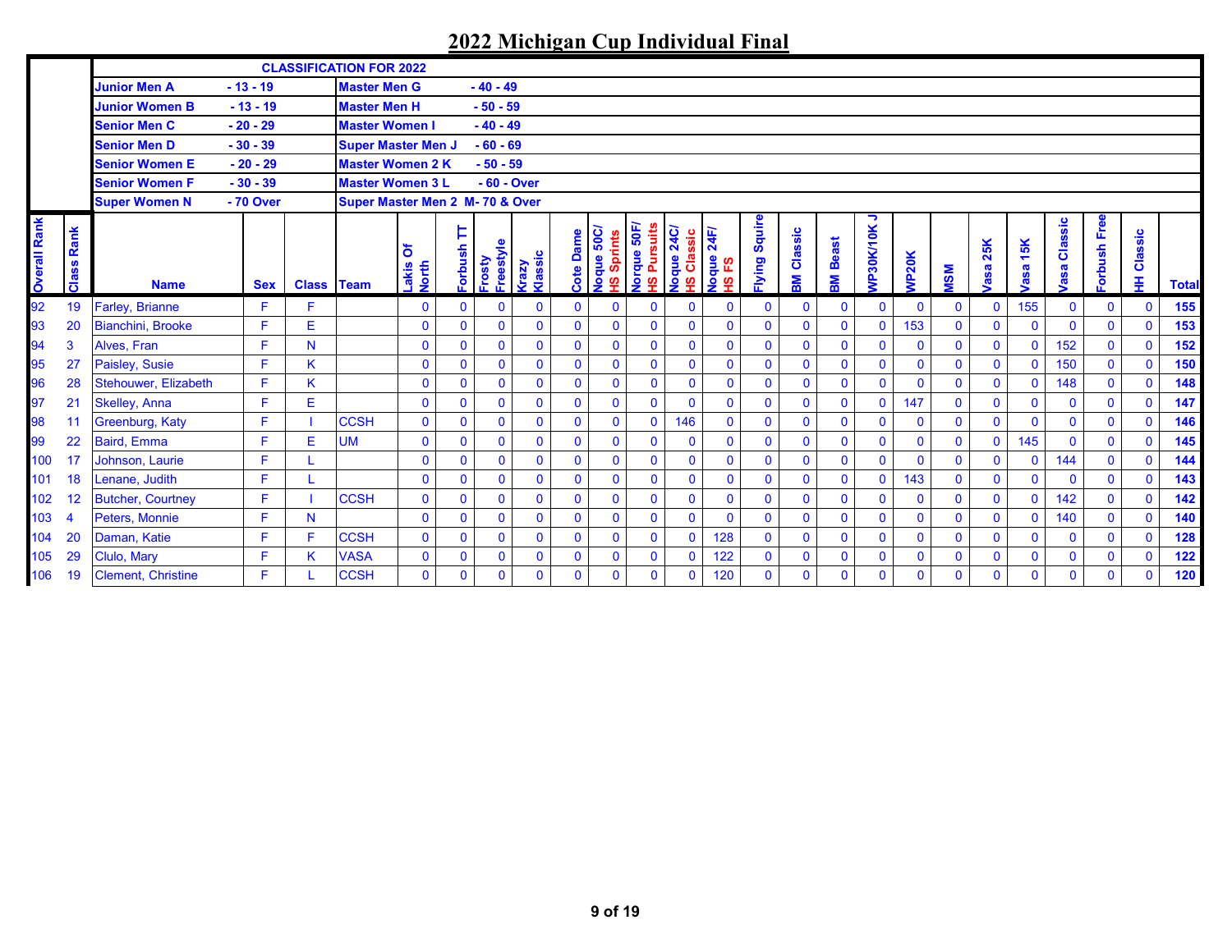# 2022 Michigan Cup Individual Final

| CLASSIFICATION FOR 2022 | | | |
|---|---|---|---|
| Junior Men A | - 13 - 19 | Master Men G | - 40 - 49 |
| Junior Women B | - 13 - 19 | Master Men H | - 50 - 59 |
| Senior Men C | - 20 - 29 | Master Women I | - 40 - 49 |
| Senior Men D | - 30 - 39 | Super Master Men J | - 60 - 69 |
| Senior Women E | - 20 - 29 | Master Women 2 K | - 50 - 59 |
| Senior Women F | - 30 - 39 | Master Women 3 L | - 60 - Over |
| Super Women N | - 70 Over | Super Master Men 2 M | - 70 & Over |

| Overall Rank | Class Rank | Name | Sex | Class | Team | Lakis Of North | Forbush TT | Frosty Freestyle | Krazy Klassic | Cote Dame | Noque 50C/ HS Sprints | Norque 50F/ HS Pursuits | Noque 24C/ HS Classic | Noque 24F/ HS FS | Flying Squire | BM Classic | BM Beast | WP30K/10K J | WP20K | MSM | Vasa 25K | Vasa 15K | Vasa Classic | Forbush Free | HH Classic | Total |
|---|---|---|---|---|---|---|---|---|---|---|---|---|---|---|---|---|---|---|---|---|---|---|---|---|---|---|
| 92 | 19 | Farley, Brianne | F | F | | 0 | 0 | 0 | 0 | 0 | 0 | 0 | 0 | 0 | 0 | 0 | 0 | 0 | 0 | 0 | 0 | 155 | 0 | 0 | 0 | 155 |
| 93 | 20 | Bianchini, Brooke | F | E | | 0 | 0 | 0 | 0 | 0 | 0 | 0 | 0 | 0 | 0 | 0 | 0 | 0 | 153 | 0 | 0 | 0 | 0 | 0 | 0 | 153 |
| 94 | 3 | Alves, Fran | F | N | | 0 | 0 | 0 | 0 | 0 | 0 | 0 | 0 | 0 | 0 | 0 | 0 | 0 | 0 | 0 | 0 | 0 | 152 | 0 | 0 | 152 |
| 95 | 27 | Paisley, Susie | F | K | | 0 | 0 | 0 | 0 | 0 | 0 | 0 | 0 | 0 | 0 | 0 | 0 | 0 | 0 | 0 | 0 | 0 | 150 | 0 | 0 | 150 |
| 96 | 28 | Stehouwer, Elizabeth | F | K | | 0 | 0 | 0 | 0 | 0 | 0 | 0 | 0 | 0 | 0 | 0 | 0 | 0 | 0 | 0 | 0 | 0 | 148 | 0 | 0 | 148 |
| 97 | 21 | Skelley, Anna | F | E | | 0 | 0 | 0 | 0 | 0 | 0 | 0 | 0 | 0 | 0 | 0 | 0 | 0 | 147 | 0 | 0 | 0 | 0 | 0 | 0 | 147 |
| 98 | 11 | Greenburg, Katy | F | I | CCSH | 0 | 0 | 0 | 0 | 0 | 0 | 0 | 146 | 0 | 0 | 0 | 0 | 0 | 0 | 0 | 0 | 0 | 0 | 0 | 0 | 146 |
| 99 | 22 | Baird, Emma | F | E | UM | 0 | 0 | 0 | 0 | 0 | 0 | 0 | 0 | 0 | 0 | 0 | 0 | 0 | 0 | 0 | 0 | 145 | 0 | 0 | 0 | 145 |
| 100 | 17 | Johnson, Laurie | F | L | | 0 | 0 | 0 | 0 | 0 | 0 | 0 | 0 | 0 | 0 | 0 | 0 | 0 | 0 | 0 | 0 | 0 | 144 | 0 | 0 | 144 |
| 101 | 18 | Lenane, Judith | F | L | | 0 | 0 | 0 | 0 | 0 | 0 | 0 | 0 | 0 | 0 | 0 | 0 | 0 | 143 | 0 | 0 | 0 | 0 | 0 | 0 | 143 |
| 102 | 12 | Butcher, Courtney | F | I | CCSH | 0 | 0 | 0 | 0 | 0 | 0 | 0 | 0 | 0 | 0 | 0 | 0 | 0 | 0 | 0 | 0 | 0 | 142 | 0 | 0 | 142 |
| 103 | 4 | Peters, Monnie | F | N | | 0 | 0 | 0 | 0 | 0 | 0 | 0 | 0 | 0 | 0 | 0 | 0 | 0 | 0 | 0 | 0 | 0 | 140 | 0 | 0 | 140 |
| 104 | 20 | Daman, Katie | F | F | CCSH | 0 | 0 | 0 | 0 | 0 | 0 | 0 | 0 | 128 | 0 | 0 | 0 | 0 | 0 | 0 | 0 | 0 | 0 | 0 | 0 | 128 |
| 105 | 29 | Clulo, Mary | F | K | VASA | 0 | 0 | 0 | 0 | 0 | 0 | 0 | 0 | 122 | 0 | 0 | 0 | 0 | 0 | 0 | 0 | 0 | 0 | 0 | 0 | 122 |
| 106 | 19 | Clement, Christine | F | L | CCSH | 0 | 0 | 0 | 0 | 0 | 0 | 0 | 0 | 120 | 0 | 0 | 0 | 0 | 0 | 0 | 0 | 0 | 0 | 0 | 0 | 120 |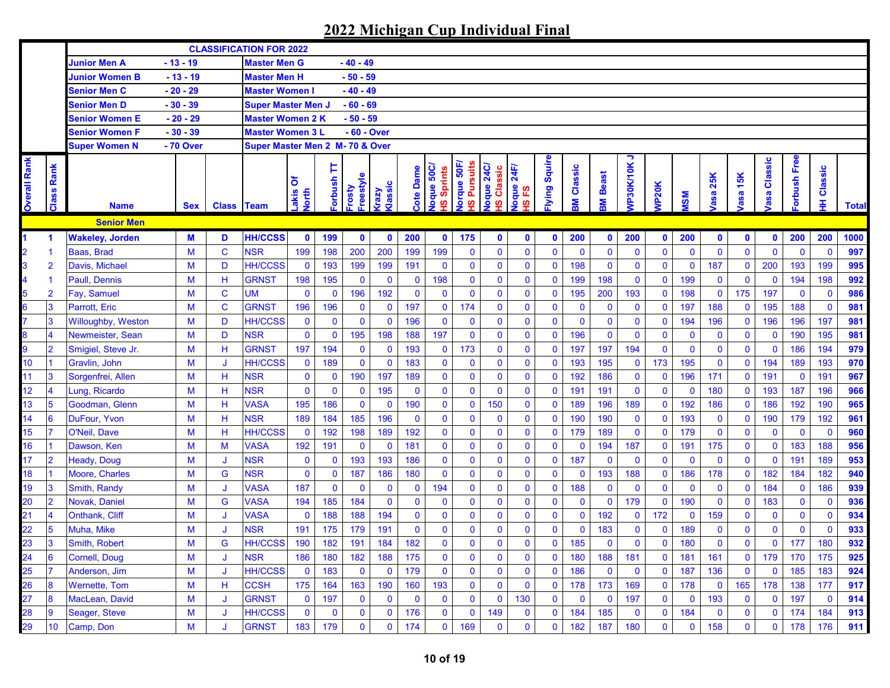# 2022 Michigan Cup Individual Final

**CLASSIFICATION FOR 2022**

| | | | |
|---|---|---|---|
| Junior Men A | - 13 - 19 | Master Men G | - 40 - 49 |
| Junior Women B | - 13 - 19 | Master Men H | - 50 - 59 |
| Senior Men C | - 20 - 29 | Master Women I | - 40 - 49 |
| Senior Men D | - 30 - 39 | Super Master Men J | - 60 - 69 |
| Senior Women E | - 20 - 29 | Master Women 2 K | - 50 - 59 |
| Senior Women F | - 30 - 39 | Master Women 3 L | - 60 - Over |
| Super Women N | - 70 Over | Super Master Men 2 M | - 70 & Over |

| Overall Rank | Class Rank | Name | Sex | Class | Team | Lakis Of North | Forbush TT | Frosty Freestyle | Krazy Klassic | Cote Dame | Noque 50C/ HS Sprints | Norque 50F/ HS Pursuits | Noque 24C/ HS Classic | Noque 24F/ HS FS | Flying Squire | BM Classic | BM Beast | WP30K/10K J | WP20K | MSM | Vasa 25K | Vasa 15K | Vasa Classic | Forbush Free | HH Classic | Total |
|---|---|---|---|---|---|---|---|---|---|---|---|---|---|---|---|---|---|---|---|---|---|---|---|---|---|---|
| | | **Senior Men** | | | | | | | | | | | | | | | | | | | | | | | | |
| **1** | **1** | **Wakeley, Jorden** | **M** | **D** | **HH/CCSS** | **0** | **199** | **0** | **0** | **200** | **0** | **175** | **0** | **0** | **0** | **200** | **0** | **200** | **0** | **200** | **0** | **0** | **0** | **200** | **200** | **1000** |
| 2 | 1 | Baas, Brad | M | C | NSR | 199 | 198 | 200 | 200 | 199 | 199 | 0 | 0 | 0 | 0 | 0 | 0 | 0 | 0 | 0 | 0 | 0 | 0 | 0 | 0 | 997 |
| 3 | 2 | Davis, Michael | M | D | HH/CCSS | 0 | 193 | 199 | 199 | 191 | 0 | 0 | 0 | 0 | 0 | 198 | 0 | 0 | 0 | 0 | 187 | 0 | 200 | 193 | 199 | 995 |
| 4 | 1 | Paull, Dennis | M | H | GRNST | 198 | 195 | 0 | 0 | 0 | 198 | 0 | 0 | 0 | 0 | 199 | 198 | 0 | 0 | 199 | 0 | 0 | 0 | 194 | 198 | 992 |
| 5 | 2 | Fay, Samuel | M | C | UM | 0 | 0 | 196 | 192 | 0 | 0 | 0 | 0 | 0 | 0 | 195 | 200 | 193 | 0 | 198 | 0 | 175 | 197 | 0 | 0 | 986 |
| 6 | 3 | Parrott, Eric | M | C | GRNST | 196 | 196 | 0 | 0 | 197 | 0 | 174 | 0 | 0 | 0 | 0 | 0 | 0 | 0 | 197 | 188 | 0 | 195 | 188 | 0 | 981 |
| 7 | 3 | Willoughby, Weston | M | D | HH/CCSS | 0 | 0 | 0 | 0 | 196 | 0 | 0 | 0 | 0 | 0 | 0 | 0 | 0 | 0 | 194 | 196 | 0 | 196 | 196 | 197 | 981 |
| 8 | 4 | Newmeister, Sean | M | D | NSR | 0 | 0 | 195 | 198 | 188 | 197 | 0 | 0 | 0 | 0 | 196 | 0 | 0 | 0 | 0 | 0 | 0 | 0 | 190 | 195 | 981 |
| 9 | 2 | Smigiel, Steve Jr. | M | H | GRNST | 197 | 194 | 0 | 0 | 193 | 0 | 173 | 0 | 0 | 0 | 197 | 197 | 194 | 0 | 0 | 0 | 0 | 0 | 186 | 194 | 979 |
| 10 | 1 | Gravlin, John | M | J | HH/CCSS | 0 | 189 | 0 | 0 | 183 | 0 | 0 | 0 | 0 | 0 | 193 | 195 | 0 | 173 | 195 | 0 | 0 | 194 | 189 | 193 | 970 |
| 11 | 3 | Sorgenfrei, Allen | M | H | NSR | 0 | 0 | 190 | 197 | 189 | 0 | 0 | 0 | 0 | 0 | 192 | 186 | 0 | 0 | 196 | 171 | 0 | 191 | 0 | 191 | 967 |
| 12 | 4 | Lung, Ricardo | M | H | NSR | 0 | 0 | 0 | 195 | 0 | 0 | 0 | 0 | 0 | 0 | 191 | 191 | 0 | 0 | 0 | 180 | 0 | 193 | 187 | 196 | 966 |
| 13 | 5 | Goodman, Glenn | M | H | VASA | 195 | 186 | 0 | 0 | 190 | 0 | 0 | 150 | 0 | 0 | 189 | 196 | 189 | 0 | 192 | 186 | 0 | 186 | 192 | 190 | 965 |
| 14 | 6 | DuFour, Yvon | M | H | NSR | 189 | 184 | 185 | 196 | 0 | 0 | 0 | 0 | 0 | 0 | 190 | 190 | 0 | 0 | 193 | 0 | 0 | 190 | 179 | 192 | 961 |
| 15 | 7 | O'Neil, Dave | M | H | HH/CCSS | 0 | 192 | 198 | 189 | 192 | 0 | 0 | 0 | 0 | 0 | 179 | 189 | 0 | 0 | 179 | 0 | 0 | 0 | 0 | 0 | 960 |
| 16 | 1 | Dawson, Ken | M | M | VASA | 192 | 191 | 0 | 0 | 181 | 0 | 0 | 0 | 0 | 0 | 0 | 194 | 187 | 0 | 191 | 175 | 0 | 0 | 183 | 188 | 956 |
| 17 | 2 | Heady, Doug | M | J | NSR | 0 | 0 | 193 | 193 | 186 | 0 | 0 | 0 | 0 | 0 | 187 | 0 | 0 | 0 | 0 | 0 | 0 | 0 | 191 | 189 | 953 |
| 18 | 1 | Moore, Charles | M | G | NSR | 0 | 0 | 187 | 186 | 180 | 0 | 0 | 0 | 0 | 0 | 0 | 193 | 188 | 0 | 186 | 178 | 0 | 182 | 184 | 182 | 940 |
| 19 | 3 | Smith, Randy | M | J | VASA | 187 | 0 | 0 | 0 | 0 | 194 | 0 | 0 | 0 | 0 | 188 | 0 | 0 | 0 | 0 | 0 | 0 | 184 | 0 | 186 | 939 |
| 20 | 2 | Novak, Daniel | M | G | VASA | 194 | 185 | 184 | 0 | 0 | 0 | 0 | 0 | 0 | 0 | 0 | 0 | 179 | 0 | 190 | 0 | 0 | 183 | 0 | 0 | 936 |
| 21 | 4 | Onthank, Cliff | M | J | VASA | 0 | 188 | 188 | 194 | 0 | 0 | 0 | 0 | 0 | 0 | 0 | 192 | 0 | 172 | 0 | 159 | 0 | 0 | 0 | 0 | 934 |
| 22 | 5 | Muha, Mike | M | J | NSR | 191 | 175 | 179 | 191 | 0 | 0 | 0 | 0 | 0 | 0 | 0 | 183 | 0 | 0 | 189 | 0 | 0 | 0 | 0 | 0 | 933 |
| 23 | 3 | Smith, Robert | M | G | HH/CCSS | 190 | 182 | 191 | 184 | 182 | 0 | 0 | 0 | 0 | 0 | 185 | 0 | 0 | 0 | 180 | 0 | 0 | 0 | 177 | 180 | 932 |
| 24 | 6 | Cornell, Doug | M | J | NSR | 186 | 180 | 182 | 188 | 175 | 0 | 0 | 0 | 0 | 0 | 180 | 188 | 181 | 0 | 181 | 161 | 0 | 179 | 170 | 175 | 925 |
| 25 | 7 | Anderson, Jim | M | J | HH/CCSS | 0 | 183 | 0 | 0 | 179 | 0 | 0 | 0 | 0 | 0 | 186 | 0 | 0 | 0 | 187 | 136 | 0 | 0 | 185 | 183 | 924 |
| 26 | 8 | Wernette, Tom | M | H | CCSH | 175 | 164 | 163 | 190 | 160 | 193 | 0 | 0 | 0 | 0 | 178 | 173 | 169 | 0 | 178 | 0 | 165 | 178 | 138 | 177 | 917 |
| 27 | 8 | MacLean, David | M | J | GRNST | 0 | 197 | 0 | 0 | 0 | 0 | 0 | 0 | 130 | 0 | 0 | 0 | 197 | 0 | 0 | 193 | 0 | 0 | 197 | 0 | 914 |
| 28 | 9 | Seager, Steve | M | J | HH/CCSS | 0 | 0 | 0 | 0 | 176 | 0 | 0 | 149 | 0 | 0 | 184 | 185 | 0 | 0 | 184 | 0 | 0 | 0 | 174 | 184 | 913 |
| 29 | 10 | Camp, Don | M | J | GRNST | 183 | 179 | 0 | 0 | 174 | 0 | 169 | 0 | 0 | 0 | 182 | 187 | 180 | 0 | 0 | 158 | 0 | 0 | 178 | 176 | 911 |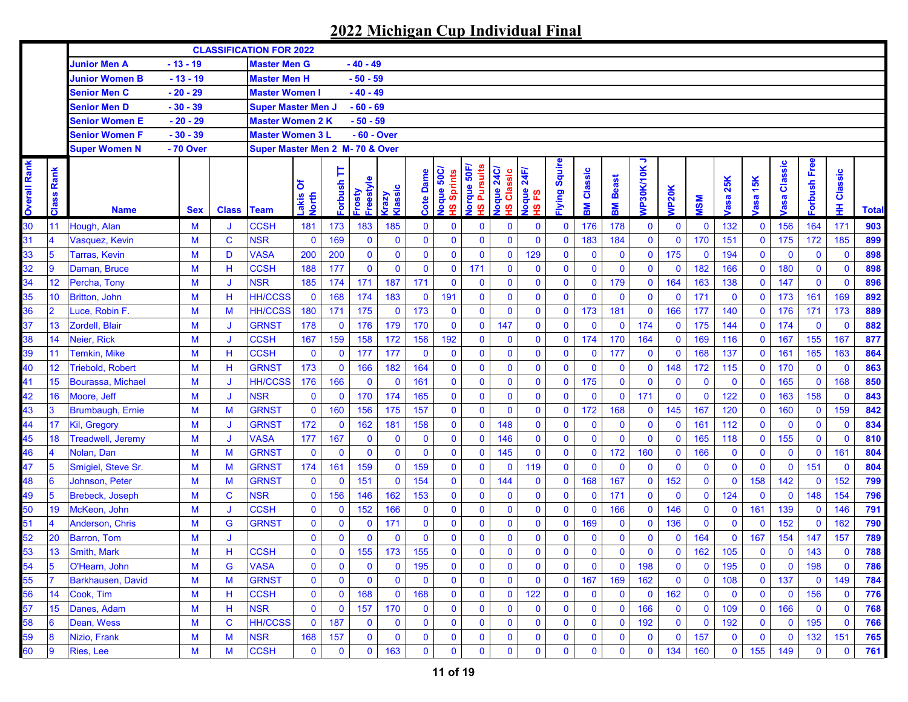# 2022 Michigan Cup Individual Final

| CLASSIFICATION FOR 2022 | | | |
|---|---|---|---|
| Junior Men A | - 13 - 19 | Master Men G | - 40 - 49 |
| Junior Women B | - 13 - 19 | Master Men H | - 50 - 59 |
| Senior Men C | - 20 - 29 | Master Women I | - 40 - 49 |
| Senior Men D | - 30 - 39 | Super Master Men J | - 60 - 69 |
| Senior Women E | - 20 - 29 | Master Women 2 K | - 50 - 59 |
| Senior Women F | - 30 - 39 | Master Women 3 L | - 60 - Over |
| Super Women N | - 70 Over | Super Master Men 2 M | - 70 & Over |

| Overall Rank | Class Rank | Name | Sex | Class | Team | Lakis Of North | Forbush TT | Frosty Freestyle | Krazy Klassic | Cote Dame | Noque 50C/ HS Sprints | Norque 50F/ HS Pursuits | Noque 24C/ HS Classic | Noque 24F/ HS FS | Flying Squire | BM Classic | BM Beast | WP30K/10K J | WP20K | MSM | Vasa 25K | Vasa 15K | Vasa Classic | Forbush Free | HH Classic | Total |
|---|---|---|---|---|---|---|---|---|---|---|---|---|---|---|---|---|---|---|---|---|---|---|---|---|---|---|
| 30 | 11 | Hough, Alan | M | J | CCSH | 181 | 173 | 183 | 185 | 0 | 0 | 0 | 0 | 0 | 0 | 176 | 178 | 0 | 0 | 0 | 132 | 0 | 156 | 164 | 171 | 903 |
| 31 | 4 | Vasquez, Kevin | M | C | NSR | 0 | 169 | 0 | 0 | 0 | 0 | 0 | 0 | 0 | 0 | 183 | 184 | 0 | 0 | 170 | 151 | 0 | 175 | 172 | 185 | 899 |
| 33 | 5 | Tarras, Kevin | M | D | VASA | 200 | 200 | 0 | 0 | 0 | 0 | 0 | 0 | 129 | 0 | 0 | 0 | 0 | 175 | 0 | 194 | 0 | 0 | 0 | 0 | 898 |
| 32 | 9 | Daman, Bruce | M | H | CCSH | 188 | 177 | 0 | 0 | 0 | 0 | 171 | 0 | 0 | 0 | 0 | 0 | 0 | 0 | 182 | 166 | 0 | 180 | 0 | 0 | 898 |
| 34 | 12 | Percha, Tony | M | J | NSR | 185 | 174 | 171 | 187 | 171 | 0 | 0 | 0 | 0 | 0 | 0 | 179 | 0 | 164 | 163 | 138 | 0 | 147 | 0 | 0 | 896 |
| 35 | 10 | Britton, John | M | H | HH/CCSS | 0 | 168 | 174 | 183 | 0 | 191 | 0 | 0 | 0 | 0 | 0 | 0 | 0 | 0 | 171 | 0 | 0 | 173 | 161 | 169 | 892 |
| 36 | 2 | Luce, Robin F. | M | M | HH/CCSS | 180 | 171 | 175 | 0 | 173 | 0 | 0 | 0 | 0 | 0 | 173 | 181 | 0 | 166 | 177 | 140 | 0 | 176 | 171 | 173 | 889 |
| 37 | 13 | Zordell, Blair | M | J | GRNST | 178 | 0 | 176 | 179 | 170 | 0 | 0 | 147 | 0 | 0 | 0 | 0 | 174 | 0 | 175 | 144 | 0 | 174 | 0 | 0 | 882 |
| 38 | 14 | Neier, Rick | M | J | CCSH | 167 | 159 | 158 | 172 | 156 | 192 | 0 | 0 | 0 | 0 | 174 | 170 | 164 | 0 | 169 | 116 | 0 | 167 | 155 | 167 | 877 |
| 39 | 11 | Temkin, Mike | M | H | CCSH | 0 | 0 | 177 | 177 | 0 | 0 | 0 | 0 | 0 | 0 | 0 | 177 | 0 | 0 | 168 | 137 | 0 | 161 | 165 | 163 | 864 |
| 40 | 12 | Triebold, Robert | M | H | GRNST | 173 | 0 | 166 | 182 | 164 | 0 | 0 | 0 | 0 | 0 | 0 | 0 | 0 | 148 | 172 | 115 | 0 | 170 | 0 | 0 | 863 |
| 41 | 15 | Bourassa, Michael | M | J | HH/CCSS | 176 | 166 | 0 | 0 | 161 | 0 | 0 | 0 | 0 | 0 | 175 | 0 | 0 | 0 | 0 | 0 | 0 | 165 | 0 | 168 | 850 |
| 42 | 16 | Moore, Jeff | M | J | NSR | 0 | 0 | 170 | 174 | 165 | 0 | 0 | 0 | 0 | 0 | 0 | 0 | 171 | 0 | 0 | 122 | 0 | 163 | 158 | 0 | 843 |
| 43 | 3 | Brumbaugh, Ernie | M | M | GRNST | 0 | 160 | 156 | 175 | 157 | 0 | 0 | 0 | 0 | 0 | 172 | 168 | 0 | 145 | 167 | 120 | 0 | 160 | 0 | 159 | 842 |
| 44 | 17 | Kil, Gregory | M | J | GRNST | 172 | 0 | 162 | 181 | 158 | 0 | 0 | 148 | 0 | 0 | 0 | 0 | 0 | 0 | 161 | 112 | 0 | 0 | 0 | 0 | 834 |
| 45 | 18 | Treadwell, Jeremy | M | J | VASA | 177 | 167 | 0 | 0 | 0 | 0 | 0 | 146 | 0 | 0 | 0 | 0 | 0 | 0 | 165 | 118 | 0 | 155 | 0 | 0 | 810 |
| 46 | 4 | Nolan, Dan | M | M | GRNST | 0 | 0 | 0 | 0 | 0 | 0 | 0 | 145 | 0 | 0 | 0 | 172 | 160 | 0 | 166 | 0 | 0 | 0 | 0 | 161 | 804 |
| 47 | 5 | Smigiel, Steve Sr. | M | M | GRNST | 174 | 161 | 159 | 0 | 159 | 0 | 0 | 0 | 119 | 0 | 0 | 0 | 0 | 0 | 0 | 0 | 0 | 0 | 151 | 0 | 804 |
| 48 | 6 | Johnson, Peter | M | M | GRNST | 0 | 0 | 151 | 0 | 154 | 0 | 0 | 144 | 0 | 0 | 168 | 167 | 0 | 152 | 0 | 0 | 158 | 142 | 0 | 152 | 799 |
| 49 | 5 | Brebeck, Joseph | M | C | NSR | 0 | 156 | 146 | 162 | 153 | 0 | 0 | 0 | 0 | 0 | 0 | 171 | 0 | 0 | 0 | 124 | 0 | 0 | 148 | 154 | 796 |
| 50 | 19 | McKeon, John | M | J | CCSH | 0 | 0 | 152 | 166 | 0 | 0 | 0 | 0 | 0 | 0 | 0 | 166 | 0 | 146 | 0 | 0 | 161 | 139 | 0 | 146 | 791 |
| 51 | 4 | Anderson, Chris | M | G | GRNST | 0 | 0 | 0 | 171 | 0 | 0 | 0 | 0 | 0 | 0 | 169 | 0 | 0 | 136 | 0 | 0 | 0 | 152 | 0 | 162 | 790 |
| 52 | 20 | Barron, Tom | M | J | | 0 | 0 | 0 | 0 | 0 | 0 | 0 | 0 | 0 | 0 | 0 | 0 | 0 | 0 | 164 | 0 | 167 | 154 | 147 | 157 | 789 |
| 53 | 13 | Smith, Mark | M | H | CCSH | 0 | 0 | 155 | 173 | 155 | 0 | 0 | 0 | 0 | 0 | 0 | 0 | 0 | 0 | 162 | 105 | 0 | 0 | 143 | 0 | 788 |
| 54 | 5 | O'Hearn, John | M | G | VASA | 0 | 0 | 0 | 0 | 195 | 0 | 0 | 0 | 0 | 0 | 0 | 0 | 198 | 0 | 0 | 195 | 0 | 0 | 198 | 0 | 786 |
| 55 | 7 | Barkhausen, David | M | M | GRNST | 0 | 0 | 0 | 0 | 0 | 0 | 0 | 0 | 0 | 0 | 167 | 169 | 162 | 0 | 0 | 108 | 0 | 137 | 0 | 149 | 784 |
| 56 | 14 | Cook, Tim | M | H | CCSH | 0 | 0 | 168 | 0 | 168 | 0 | 0 | 0 | 122 | 0 | 0 | 0 | 0 | 162 | 0 | 0 | 0 | 0 | 156 | 0 | 776 |
| 57 | 15 | Danes, Adam | M | H | NSR | 0 | 0 | 157 | 170 | 0 | 0 | 0 | 0 | 0 | 0 | 0 | 0 | 166 | 0 | 0 | 109 | 0 | 166 | 0 | 0 | 768 |
| 58 | 6 | Dean, Wess | M | C | HH/CCSS | 0 | 187 | 0 | 0 | 0 | 0 | 0 | 0 | 0 | 0 | 0 | 0 | 192 | 0 | 0 | 192 | 0 | 0 | 195 | 0 | 766 |
| 59 | 8 | Nizio, Frank | M | M | NSR | 168 | 157 | 0 | 0 | 0 | 0 | 0 | 0 | 0 | 0 | 0 | 0 | 0 | 0 | 157 | 0 | 0 | 0 | 132 | 151 | 765 |
| 60 | 9 | Ries, Lee | M | M | CCSH | 0 | 0 | 0 | 163 | 0 | 0 | 0 | 0 | 0 | 0 | 0 | 0 | 0 | 134 | 160 | 0 | 155 | 149 | 0 | 0 | 761 |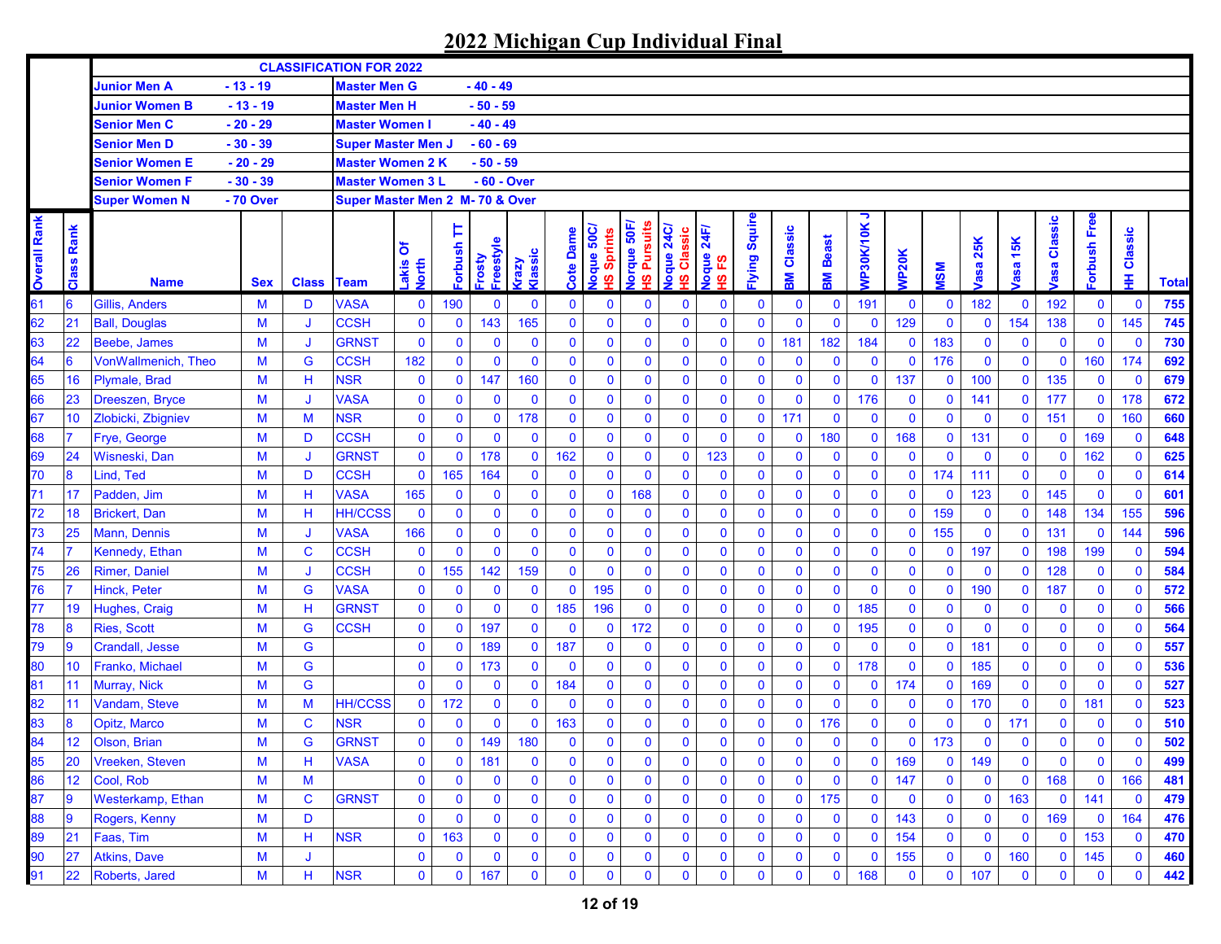# 2022 Michigan Cup Individual Final

| CLASSIFICATION FOR 2022 | | | |
|---|---|---|---|
| Junior Men A | - 13 - 19 | Master Men G | - 40 - 49 |
| Junior Women B | - 13 - 19 | Master Men H | - 50 - 59 |
| Senior Men C | - 20 - 29 | Master Women I | - 40 - 49 |
| Senior Men D | - 30 - 39 | Super Master Men J | - 60 - 69 |
| Senior Women E | - 20 - 29 | Master Women 2 K | - 50 - 59 |
| Senior Women F | - 30 - 39 | Master Women 3 L | - 60 - Over |
| Super Women N | - 70 Over | Super Master Men 2 M | - 70 & Over |

| Overall Rank | Class Rank | Name | Sex | Class | Team | Lakis Of North | Forbush TT | Frosty Freestyle | Krazy Klassic | Cote Dame | Noque 50C/ HS Sprints | Norque 50F/ HS Pursuits | Noque 24C/ HS Classic | Noque 24F/ HS FS | Flying Squire | BM Classic | BM Beast | WP30K/10K J | WP20K | MSM | Vasa 25K | Vasa 15K | Vasa Classic | Forbush Free | HH Classic | Total |
|---|---|---|---|---|---|---|---|---|---|---|---|---|---|---|---|---|---|---|---|---|---|---|---|---|---|---|
| 61 | 6 | Gillis, Anders | M | D | VASA | 0 | 190 | 0 | 0 | 0 | 0 | 0 | 0 | 0 | 0 | 0 | 0 | 191 | 0 | 0 | 182 | 0 | 192 | 0 | 0 | 755 |
| 62 | 21 | Ball, Douglas | M | J | CCSH | 0 | 0 | 143 | 165 | 0 | 0 | 0 | 0 | 0 | 0 | 0 | 0 | 0 | 129 | 0 | 0 | 154 | 138 | 0 | 145 | 745 |
| 63 | 22 | Beebe, James | M | J | GRNST | 0 | 0 | 0 | 0 | 0 | 0 | 0 | 0 | 0 | 0 | 181 | 182 | 184 | 0 | 183 | 0 | 0 | 0 | 0 | 0 | 730 |
| 64 | 6 | VonWallmenich, Theo | M | G | CCSH | 182 | 0 | 0 | 0 | 0 | 0 | 0 | 0 | 0 | 0 | 0 | 0 | 0 | 0 | 176 | 0 | 0 | 0 | 160 | 174 | 692 |
| 65 | 16 | Plymale, Brad | M | H | NSR | 0 | 0 | 147 | 160 | 0 | 0 | 0 | 0 | 0 | 0 | 0 | 0 | 0 | 137 | 0 | 100 | 0 | 135 | 0 | 0 | 679 |
| 66 | 23 | Dreeszen, Bryce | M | J | VASA | 0 | 0 | 0 | 0 | 0 | 0 | 0 | 0 | 0 | 0 | 0 | 0 | 176 | 0 | 0 | 141 | 0 | 177 | 0 | 178 | 672 |
| 67 | 10 | Zlobicki, Zbigniev | M | M | NSR | 0 | 0 | 0 | 178 | 0 | 0 | 0 | 0 | 0 | 0 | 171 | 0 | 0 | 0 | 0 | 0 | 0 | 151 | 0 | 160 | 660 |
| 68 | 7 | Frye, George | M | D | CCSH | 0 | 0 | 0 | 0 | 0 | 0 | 0 | 0 | 0 | 0 | 0 | 180 | 0 | 168 | 0 | 131 | 0 | 0 | 169 | 0 | 648 |
| 69 | 24 | Wisneski, Dan | M | J | GRNST | 0 | 0 | 178 | 0 | 162 | 0 | 0 | 0 | 123 | 0 | 0 | 0 | 0 | 0 | 0 | 0 | 0 | 0 | 162 | 0 | 625 |
| 70 | 8 | Lind, Ted | M | D | CCSH | 0 | 165 | 164 | 0 | 0 | 0 | 0 | 0 | 0 | 0 | 0 | 0 | 0 | 0 | 174 | 111 | 0 | 0 | 0 | 0 | 614 |
| 71 | 17 | Padden, Jim | M | H | VASA | 165 | 0 | 0 | 0 | 0 | 0 | 168 | 0 | 0 | 0 | 0 | 0 | 0 | 0 | 0 | 123 | 0 | 145 | 0 | 0 | 601 |
| 72 | 18 | Brickert, Dan | M | H | HH/CCSS | 0 | 0 | 0 | 0 | 0 | 0 | 0 | 0 | 0 | 0 | 0 | 0 | 0 | 0 | 159 | 0 | 0 | 148 | 134 | 155 | 596 |
| 73 | 25 | Mann, Dennis | M | J | VASA | 166 | 0 | 0 | 0 | 0 | 0 | 0 | 0 | 0 | 0 | 0 | 0 | 0 | 0 | 155 | 0 | 0 | 131 | 0 | 144 | 596 |
| 74 | 7 | Kennedy, Ethan | M | C | CCSH | 0 | 0 | 0 | 0 | 0 | 0 | 0 | 0 | 0 | 0 | 0 | 0 | 0 | 0 | 0 | 197 | 0 | 198 | 199 | 0 | 594 |
| 75 | 26 | Rimer, Daniel | M | J | CCSH | 0 | 155 | 142 | 159 | 0 | 0 | 0 | 0 | 0 | 0 | 0 | 0 | 0 | 0 | 0 | 0 | 0 | 128 | 0 | 0 | 584 |
| 76 | 7 | Hinck, Peter | M | G | VASA | 0 | 0 | 0 | 0 | 0 | 195 | 0 | 0 | 0 | 0 | 0 | 0 | 0 | 0 | 0 | 190 | 0 | 187 | 0 | 0 | 572 |
| 77 | 19 | Hughes, Craig | M | H | GRNST | 0 | 0 | 0 | 0 | 185 | 196 | 0 | 0 | 0 | 0 | 0 | 0 | 185 | 0 | 0 | 0 | 0 | 0 | 0 | 0 | 566 |
| 78 | 8 | Ries, Scott | M | G | CCSH | 0 | 0 | 197 | 0 | 0 | 0 | 172 | 0 | 0 | 0 | 0 | 0 | 195 | 0 | 0 | 0 | 0 | 0 | 0 | 0 | 564 |
| 79 | 9 | Crandall, Jesse | M | G | | 0 | 0 | 189 | 0 | 187 | 0 | 0 | 0 | 0 | 0 | 0 | 0 | 0 | 0 | 0 | 181 | 0 | 0 | 0 | 0 | 557 |
| 80 | 10 | Franko, Michael | M | G | | 0 | 0 | 173 | 0 | 0 | 0 | 0 | 0 | 0 | 0 | 0 | 0 | 178 | 0 | 0 | 185 | 0 | 0 | 0 | 0 | 536 |
| 81 | 11 | Murray, Nick | M | G | | 0 | 0 | 0 | 0 | 184 | 0 | 0 | 0 | 0 | 0 | 0 | 0 | 0 | 174 | 0 | 169 | 0 | 0 | 0 | 0 | 527 |
| 82 | 11 | Vandam, Steve | M | M | HH/CCSS | 0 | 172 | 0 | 0 | 0 | 0 | 0 | 0 | 0 | 0 | 0 | 0 | 0 | 0 | 0 | 170 | 0 | 0 | 181 | 0 | 523 |
| 83 | 8 | Opitz, Marco | M | C | NSR | 0 | 0 | 0 | 0 | 163 | 0 | 0 | 0 | 0 | 0 | 0 | 176 | 0 | 0 | 0 | 0 | 171 | 0 | 0 | 0 | 510 |
| 84 | 12 | Olson, Brian | M | G | GRNST | 0 | 0 | 149 | 180 | 0 | 0 | 0 | 0 | 0 | 0 | 0 | 0 | 0 | 0 | 173 | 0 | 0 | 0 | 0 | 0 | 502 |
| 85 | 20 | Vreeken, Steven | M | H | VASA | 0 | 0 | 181 | 0 | 0 | 0 | 0 | 0 | 0 | 0 | 0 | 0 | 0 | 169 | 0 | 149 | 0 | 0 | 0 | 0 | 499 |
| 86 | 12 | Cool, Rob | M | M | | 0 | 0 | 0 | 0 | 0 | 0 | 0 | 0 | 0 | 0 | 0 | 0 | 0 | 147 | 0 | 0 | 0 | 168 | 0 | 166 | 481 |
| 87 | 9 | Westerkamp, Ethan | M | C | GRNST | 0 | 0 | 0 | 0 | 0 | 0 | 0 | 0 | 0 | 0 | 0 | 175 | 0 | 0 | 0 | 0 | 163 | 0 | 141 | 0 | 479 |
| 88 | 9 | Rogers, Kenny | M | D | | 0 | 0 | 0 | 0 | 0 | 0 | 0 | 0 | 0 | 0 | 0 | 0 | 0 | 143 | 0 | 0 | 0 | 169 | 0 | 164 | 476 |
| 89 | 21 | Faas, Tim | M | H | NSR | 0 | 163 | 0 | 0 | 0 | 0 | 0 | 0 | 0 | 0 | 0 | 0 | 0 | 154 | 0 | 0 | 0 | 0 | 153 | 0 | 470 |
| 90 | 27 | Atkins, Dave | M | J | | 0 | 0 | 0 | 0 | 0 | 0 | 0 | 0 | 0 | 0 | 0 | 0 | 0 | 155 | 0 | 0 | 160 | 0 | 145 | 0 | 460 |
| 91 | 22 | Roberts, Jared | M | H | NSR | 0 | 0 | 167 | 0 | 0 | 0 | 0 | 0 | 0 | 0 | 0 | 0 | 168 | 0 | 0 | 107 | 0 | 0 | 0 | 0 | 442 |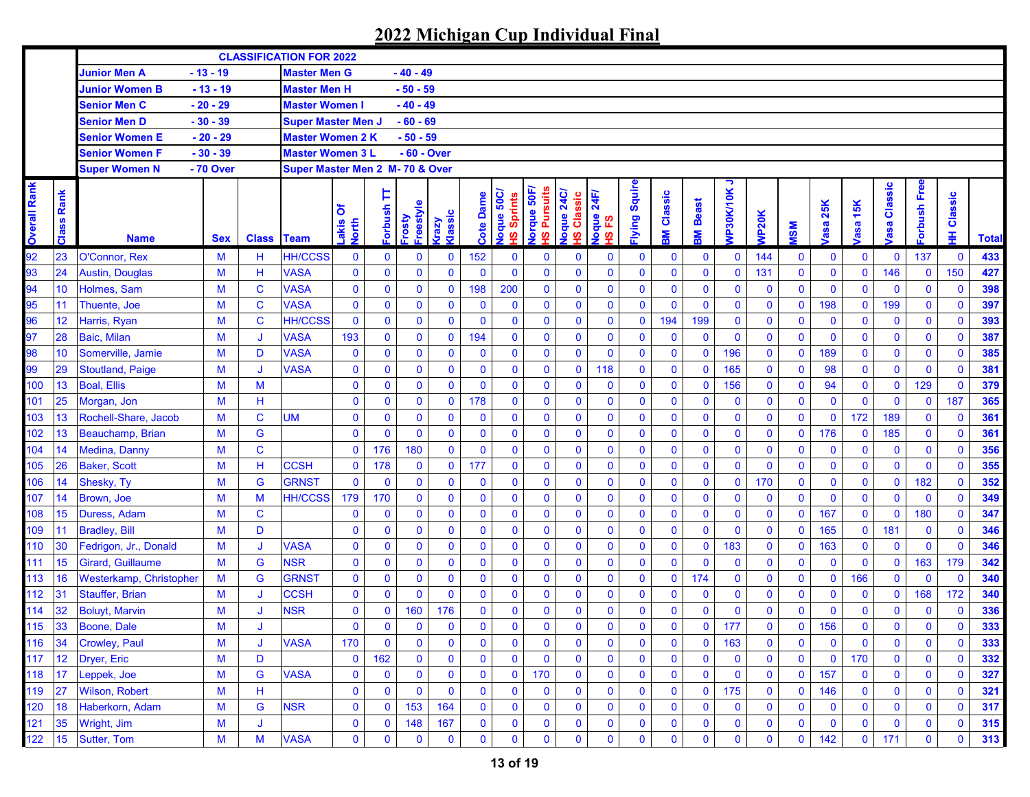# 2022 Michigan Cup Individual Final

| CLASSIFICATION FOR 2022 | | | |
|---|---|---|---|
| Junior Men A | - 13 - 19 | Master Men G | - 40 - 49 |
| Junior Women B | - 13 - 19 | Master Men H | - 50 - 59 |
| Senior Men C | - 20 - 29 | Master Women I | - 40 - 49 |
| Senior Men D | - 30 - 39 | Super Master Men J | - 60 - 69 |
| Senior Women E | - 20 - 29 | Master Women 2 K | - 50 - 59 |
| Senior Women F | - 30 - 39 | Master Women 3 L | - 60 - Over |
| Super Women N | - 70 Over | Super Master Men 2 M | - 70 & Over |

| Overall Rank | Class Rank | Name | Sex | Class | Team | Lakis Of North | Forbush TT | Frosty Freestyle | Krazy Klassic | Cote Dame | Noque 50C/ HS Sprints | Norque 50F/ HS Pursuits | Noque 24C/ HS Classic | Noque 24F/ HS FS | Flying Squire | BM Classic | BM Beast | WP30K/10K J | WP20K | MSM | Vasa 25K | Vasa 15K | Vasa Classic | Forbush Free | HH Classic | Total |
|---|---|---|---|---|---|---|---|---|---|---|---|---|---|---|---|---|---|---|---|---|---|---|---|---|---|---|
| 92 | 23 | O'Connor, Rex | M | H | HH/CCSS | 0 | 0 | 0 | 0 | 152 | 0 | 0 | 0 | 0 | 0 | 0 | 0 | 0 | 144 | 0 | 0 | 0 | 0 | 137 | 0 | 433 |
| 93 | 24 | Austin, Douglas | M | H | VASA | 0 | 0 | 0 | 0 | 0 | 0 | 0 | 0 | 0 | 0 | 0 | 0 | 0 | 131 | 0 | 0 | 0 | 146 | 0 | 150 | 427 |
| 94 | 10 | Holmes, Sam | M | C | VASA | 0 | 0 | 0 | 0 | 198 | 200 | 0 | 0 | 0 | 0 | 0 | 0 | 0 | 0 | 0 | 0 | 0 | 0 | 0 | 0 | 398 |
| 95 | 11 | Thuente, Joe | M | C | VASA | 0 | 0 | 0 | 0 | 0 | 0 | 0 | 0 | 0 | 0 | 0 | 0 | 0 | 0 | 0 | 198 | 0 | 199 | 0 | 0 | 397 |
| 96 | 12 | Harris, Ryan | M | C | HH/CCSS | 0 | 0 | 0 | 0 | 0 | 0 | 0 | 0 | 0 | 0 | 194 | 199 | 0 | 0 | 0 | 0 | 0 | 0 | 0 | 0 | 393 |
| 97 | 28 | Baic, Milan | M | J | VASA | 193 | 0 | 0 | 0 | 194 | 0 | 0 | 0 | 0 | 0 | 0 | 0 | 0 | 0 | 0 | 0 | 0 | 0 | 0 | 0 | 387 |
| 98 | 10 | Somerville, Jamie | M | D | VASA | 0 | 0 | 0 | 0 | 0 | 0 | 0 | 0 | 0 | 0 | 0 | 0 | 196 | 0 | 0 | 189 | 0 | 0 | 0 | 0 | 385 |
| 99 | 29 | Stoutland, Paige | M | J | VASA | 0 | 0 | 0 | 0 | 0 | 0 | 0 | 0 | 118 | 0 | 0 | 0 | 165 | 0 | 0 | 98 | 0 | 0 | 0 | 0 | 381 |
| 100 | 13 | Boal, Ellis | M | M | | 0 | 0 | 0 | 0 | 0 | 0 | 0 | 0 | 0 | 0 | 0 | 0 | 156 | 0 | 0 | 94 | 0 | 0 | 129 | 0 | 379 |
| 101 | 25 | Morgan, Jon | M | H | | 0 | 0 | 0 | 0 | 178 | 0 | 0 | 0 | 0 | 0 | 0 | 0 | 0 | 0 | 0 | 0 | 0 | 0 | 0 | 187 | 365 |
| 103 | 13 | Rochell-Share, Jacob | M | C | UM | 0 | 0 | 0 | 0 | 0 | 0 | 0 | 0 | 0 | 0 | 0 | 0 | 0 | 0 | 0 | 0 | 172 | 189 | 0 | 0 | 361 |
| 102 | 13 | Beauchamp, Brian | M | G | | 0 | 0 | 0 | 0 | 0 | 0 | 0 | 0 | 0 | 0 | 0 | 0 | 0 | 0 | 0 | 176 | 0 | 185 | 0 | 0 | 361 |
| 104 | 14 | Medina, Danny | M | C | | 0 | 176 | 180 | 0 | 0 | 0 | 0 | 0 | 0 | 0 | 0 | 0 | 0 | 0 | 0 | 0 | 0 | 0 | 0 | 0 | 356 |
| 105 | 26 | Baker, Scott | M | H | CCSH | 0 | 178 | 0 | 0 | 177 | 0 | 0 | 0 | 0 | 0 | 0 | 0 | 0 | 0 | 0 | 0 | 0 | 0 | 0 | 0 | 355 |
| 106 | 14 | Shesky, Ty | M | G | GRNST | 0 | 0 | 0 | 0 | 0 | 0 | 0 | 0 | 0 | 0 | 0 | 0 | 0 | 170 | 0 | 0 | 0 | 0 | 182 | 0 | 352 |
| 107 | 14 | Brown, Joe | M | M | HH/CCSS | 179 | 170 | 0 | 0 | 0 | 0 | 0 | 0 | 0 | 0 | 0 | 0 | 0 | 0 | 0 | 0 | 0 | 0 | 0 | 0 | 349 |
| 108 | 15 | Duress, Adam | M | C | | 0 | 0 | 0 | 0 | 0 | 0 | 0 | 0 | 0 | 0 | 0 | 0 | 0 | 0 | 0 | 167 | 0 | 0 | 180 | 0 | 347 |
| 109 | 11 | Bradley, Bill | M | D | | 0 | 0 | 0 | 0 | 0 | 0 | 0 | 0 | 0 | 0 | 0 | 0 | 0 | 0 | 0 | 165 | 0 | 181 | 0 | 0 | 346 |
| 110 | 30 | Fedrigon, Jr., Donald | M | J | VASA | 0 | 0 | 0 | 0 | 0 | 0 | 0 | 0 | 0 | 0 | 0 | 0 | 183 | 0 | 0 | 163 | 0 | 0 | 0 | 0 | 346 |
| 111 | 15 | Girard, Guillaume | M | G | NSR | 0 | 0 | 0 | 0 | 0 | 0 | 0 | 0 | 0 | 0 | 0 | 0 | 0 | 0 | 0 | 0 | 0 | 0 | 163 | 179 | 342 |
| 113 | 16 | Westerkamp, Christopher | M | G | GRNST | 0 | 0 | 0 | 0 | 0 | 0 | 0 | 0 | 0 | 0 | 0 | 174 | 0 | 0 | 0 | 0 | 166 | 0 | 0 | 0 | 340 |
| 112 | 31 | Stauffer, Brian | M | J | CCSH | 0 | 0 | 0 | 0 | 0 | 0 | 0 | 0 | 0 | 0 | 0 | 0 | 0 | 0 | 0 | 0 | 0 | 0 | 168 | 172 | 340 |
| 114 | 32 | Boluyt, Marvin | M | J | NSR | 0 | 0 | 160 | 176 | 0 | 0 | 0 | 0 | 0 | 0 | 0 | 0 | 0 | 0 | 0 | 0 | 0 | 0 | 0 | 0 | 336 |
| 115 | 33 | Boone, Dale | M | J | | 0 | 0 | 0 | 0 | 0 | 0 | 0 | 0 | 0 | 0 | 0 | 0 | 177 | 0 | 0 | 156 | 0 | 0 | 0 | 0 | 333 |
| 116 | 34 | Crowley, Paul | M | J | VASA | 170 | 0 | 0 | 0 | 0 | 0 | 0 | 0 | 0 | 0 | 0 | 0 | 163 | 0 | 0 | 0 | 0 | 0 | 0 | 0 | 333 |
| 117 | 12 | Dryer, Eric | M | D | | 0 | 162 | 0 | 0 | 0 | 0 | 0 | 0 | 0 | 0 | 0 | 0 | 0 | 0 | 0 | 0 | 170 | 0 | 0 | 0 | 332 |
| 118 | 17 | Leppek, Joe | M | G | VASA | 0 | 0 | 0 | 0 | 0 | 0 | 170 | 0 | 0 | 0 | 0 | 0 | 0 | 0 | 0 | 157 | 0 | 0 | 0 | 0 | 327 |
| 119 | 27 | Wilson, Robert | M | H | | 0 | 0 | 0 | 0 | 0 | 0 | 0 | 0 | 0 | 0 | 0 | 0 | 175 | 0 | 0 | 146 | 0 | 0 | 0 | 0 | 321 |
| 120 | 18 | Haberkorn, Adam | M | G | NSR | 0 | 0 | 153 | 164 | 0 | 0 | 0 | 0 | 0 | 0 | 0 | 0 | 0 | 0 | 0 | 0 | 0 | 0 | 0 | 0 | 317 |
| 121 | 35 | Wright, Jim | M | J | | 0 | 0 | 148 | 167 | 0 | 0 | 0 | 0 | 0 | 0 | 0 | 0 | 0 | 0 | 0 | 0 | 0 | 0 | 0 | 0 | 315 |
| 122 | 15 | Sutter, Tom | M | M | VASA | 0 | 0 | 0 | 0 | 0 | 0 | 0 | 0 | 0 | 0 | 0 | 0 | 0 | 0 | 0 | 142 | 0 | 171 | 0 | 0 | 313 |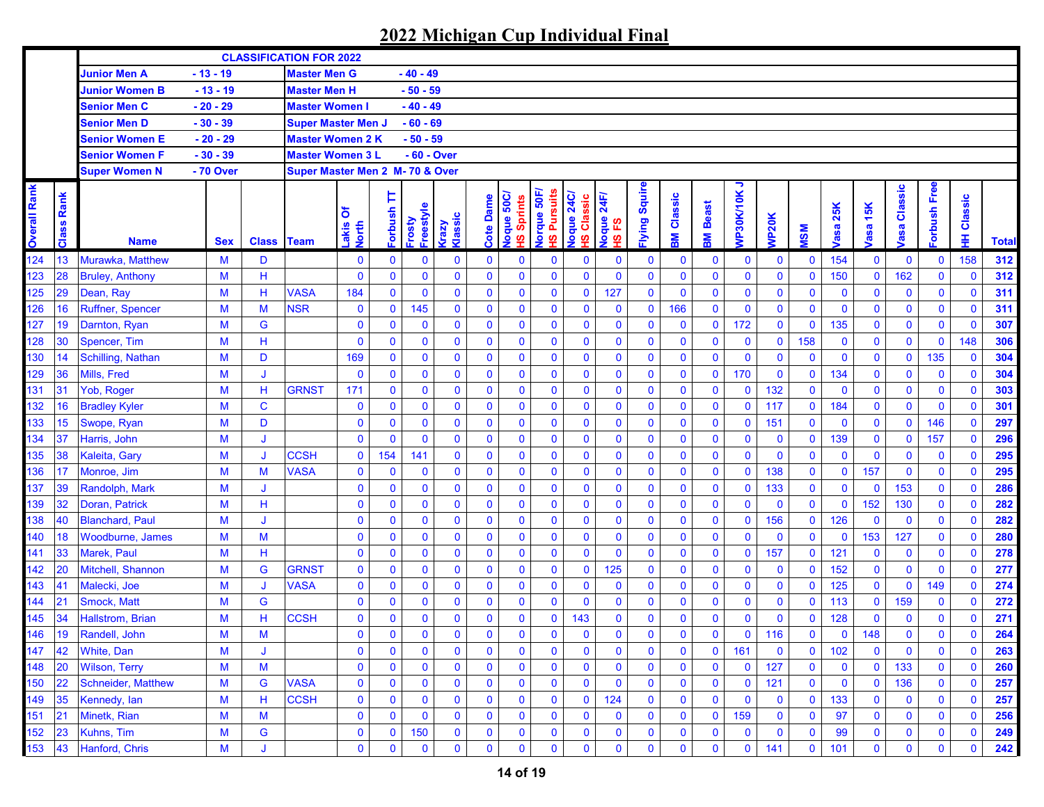# 2022 Michigan Cup Individual Final

| CLASSIFICATION FOR 2022 | | | |
|---|---|---|---|
| Junior Men A | - 13 - 19 | Master Men G | - 40 - 49 |
| Junior Women B | - 13 - 19 | Master Men H | - 50 - 59 |
| Senior Men C | - 20 - 29 | Master Women I | - 40 - 49 |
| Senior Men D | - 30 - 39 | Super Master Men J | - 60 - 69 |
| Senior Women E | - 20 - 29 | Master Women 2 K | - 50 - 59 |
| Senior Women F | - 30 - 39 | Master Women 3 L | - 60 - Over |
| Super Women N | - 70 Over | Super Master Men 2 M | - 70 & Over |

| Overall Rank | Class Rank | Name | Sex | Class | Team | Lakis Of North | Forbush TT | Frosty Freestyle | Krazy Klassic | Cote Dame | Noque 50C/ HS Sprints | Norque 50F/ HS Pursuits | Noque 24C/ HS Classic | Noque 24F/ HS FS | Flying Squire | BM Classic | BM Beast | WP30K/10K J | WP20K | MSM | Vasa 25K | Vasa 15K | Vasa Classic | Forbush Free | HH Classic | Total |
|---|---|---|---|---|---|---|---|---|---|---|---|---|---|---|---|---|---|---|---|---|---|---|---|---|---|---|
| 124 | 13 | Murawka, Matthew | M | D | | 0 | 0 | 0 | 0 | 0 | 0 | 0 | 0 | 0 | 0 | 0 | 0 | 0 | 0 | 0 | 154 | 0 | 0 | 0 | 158 | 312 |
| 123 | 28 | Bruley, Anthony | M | H | | 0 | 0 | 0 | 0 | 0 | 0 | 0 | 0 | 0 | 0 | 0 | 0 | 0 | 0 | 0 | 150 | 0 | 162 | 0 | 0 | 312 |
| 125 | 29 | Dean, Ray | M | H | VASA | 184 | 0 | 0 | 0 | 0 | 0 | 0 | 0 | 127 | 0 | 0 | 0 | 0 | 0 | 0 | 0 | 0 | 0 | 0 | 0 | 311 |
| 126 | 16 | Ruffner, Spencer | M | M | NSR | 0 | 0 | 145 | 0 | 0 | 0 | 0 | 0 | 0 | 0 | 166 | 0 | 0 | 0 | 0 | 0 | 0 | 0 | 0 | 0 | 311 |
| 127 | 19 | Darnton, Ryan | M | G | | 0 | 0 | 0 | 0 | 0 | 0 | 0 | 0 | 0 | 0 | 0 | 0 | 172 | 0 | 0 | 135 | 0 | 0 | 0 | 0 | 307 |
| 128 | 30 | Spencer, Tim | M | H | | 0 | 0 | 0 | 0 | 0 | 0 | 0 | 0 | 0 | 0 | 0 | 0 | 0 | 0 | 158 | 0 | 0 | 0 | 0 | 148 | 306 |
| 130 | 14 | Schilling, Nathan | M | D | | 169 | 0 | 0 | 0 | 0 | 0 | 0 | 0 | 0 | 0 | 0 | 0 | 0 | 0 | 0 | 0 | 0 | 0 | 135 | 0 | 304 |
| 129 | 36 | Mills, Fred | M | J | | 0 | 0 | 0 | 0 | 0 | 0 | 0 | 0 | 0 | 0 | 0 | 0 | 170 | 0 | 0 | 134 | 0 | 0 | 0 | 0 | 304 |
| 131 | 31 | Yob, Roger | M | H | GRNST | 171 | 0 | 0 | 0 | 0 | 0 | 0 | 0 | 0 | 0 | 0 | 0 | 0 | 132 | 0 | 0 | 0 | 0 | 0 | 0 | 303 |
| 132 | 16 | Bradley Kyler | M | C | | 0 | 0 | 0 | 0 | 0 | 0 | 0 | 0 | 0 | 0 | 0 | 0 | 0 | 117 | 0 | 184 | 0 | 0 | 0 | 0 | 301 |
| 133 | 15 | Swope, Ryan | M | D | | 0 | 0 | 0 | 0 | 0 | 0 | 0 | 0 | 0 | 0 | 0 | 0 | 0 | 151 | 0 | 0 | 0 | 0 | 146 | 0 | 297 |
| 134 | 37 | Harris, John | M | J | | 0 | 0 | 0 | 0 | 0 | 0 | 0 | 0 | 0 | 0 | 0 | 0 | 0 | 0 | 0 | 139 | 0 | 0 | 157 | 0 | 296 |
| 135 | 38 | Kaleita, Gary | M | J | CCSH | 0 | 154 | 141 | 0 | 0 | 0 | 0 | 0 | 0 | 0 | 0 | 0 | 0 | 0 | 0 | 0 | 0 | 0 | 0 | 0 | 295 |
| 136 | 17 | Monroe, Jim | M | M | VASA | 0 | 0 | 0 | 0 | 0 | 0 | 0 | 0 | 0 | 0 | 0 | 0 | 0 | 138 | 0 | 0 | 157 | 0 | 0 | 0 | 295 |
| 137 | 39 | Randolph, Mark | M | J | | 0 | 0 | 0 | 0 | 0 | 0 | 0 | 0 | 0 | 0 | 0 | 0 | 0 | 133 | 0 | 0 | 0 | 153 | 0 | 0 | 286 |
| 139 | 32 | Doran, Patrick | M | H | | 0 | 0 | 0 | 0 | 0 | 0 | 0 | 0 | 0 | 0 | 0 | 0 | 0 | 0 | 0 | 0 | 152 | 130 | 0 | 0 | 282 |
| 138 | 40 | Blanchard, Paul | M | J | | 0 | 0 | 0 | 0 | 0 | 0 | 0 | 0 | 0 | 0 | 0 | 0 | 0 | 156 | 0 | 126 | 0 | 0 | 0 | 0 | 282 |
| 140 | 18 | Woodburne, James | M | M | | 0 | 0 | 0 | 0 | 0 | 0 | 0 | 0 | 0 | 0 | 0 | 0 | 0 | 0 | 0 | 0 | 153 | 127 | 0 | 0 | 280 |
| 141 | 33 | Marek, Paul | M | H | | 0 | 0 | 0 | 0 | 0 | 0 | 0 | 0 | 0 | 0 | 0 | 0 | 0 | 157 | 0 | 121 | 0 | 0 | 0 | 0 | 278 |
| 142 | 20 | Mitchell, Shannon | M | G | GRNST | 0 | 0 | 0 | 0 | 0 | 0 | 0 | 0 | 125 | 0 | 0 | 0 | 0 | 0 | 0 | 152 | 0 | 0 | 0 | 0 | 277 |
| 143 | 41 | Malecki, Joe | M | J | VASA | 0 | 0 | 0 | 0 | 0 | 0 | 0 | 0 | 0 | 0 | 0 | 0 | 0 | 0 | 0 | 125 | 0 | 0 | 149 | 0 | 274 |
| 144 | 21 | Smock, Matt | M | G | | 0 | 0 | 0 | 0 | 0 | 0 | 0 | 0 | 0 | 0 | 0 | 0 | 0 | 0 | 0 | 113 | 0 | 159 | 0 | 0 | 272 |
| 145 | 34 | Hallstrom, Brian | M | H | CCSH | 0 | 0 | 0 | 0 | 0 | 0 | 0 | 143 | 0 | 0 | 0 | 0 | 0 | 0 | 0 | 128 | 0 | 0 | 0 | 0 | 271 |
| 146 | 19 | Randell, John | M | M | | 0 | 0 | 0 | 0 | 0 | 0 | 0 | 0 | 0 | 0 | 0 | 0 | 0 | 116 | 0 | 0 | 148 | 0 | 0 | 0 | 264 |
| 147 | 42 | White, Dan | M | J | | 0 | 0 | 0 | 0 | 0 | 0 | 0 | 0 | 0 | 0 | 0 | 0 | 161 | 0 | 0 | 102 | 0 | 0 | 0 | 0 | 263 |
| 148 | 20 | Wilson, Terry | M | M | | 0 | 0 | 0 | 0 | 0 | 0 | 0 | 0 | 0 | 0 | 0 | 0 | 0 | 127 | 0 | 0 | 0 | 133 | 0 | 0 | 260 |
| 150 | 22 | Schneider, Matthew | M | G | VASA | 0 | 0 | 0 | 0 | 0 | 0 | 0 | 0 | 0 | 0 | 0 | 0 | 0 | 121 | 0 | 0 | 0 | 136 | 0 | 0 | 257 |
| 149 | 35 | Kennedy, Ian | M | H | CCSH | 0 | 0 | 0 | 0 | 0 | 0 | 0 | 0 | 124 | 0 | 0 | 0 | 0 | 0 | 0 | 133 | 0 | 0 | 0 | 0 | 257 |
| 151 | 21 | Minetk, Rian | M | M | | 0 | 0 | 0 | 0 | 0 | 0 | 0 | 0 | 0 | 0 | 0 | 0 | 159 | 0 | 0 | 97 | 0 | 0 | 0 | 0 | 256 |
| 152 | 23 | Kuhns, Tim | M | G | | 0 | 0 | 150 | 0 | 0 | 0 | 0 | 0 | 0 | 0 | 0 | 0 | 0 | 0 | 0 | 99 | 0 | 0 | 0 | 0 | 249 |
| 153 | 43 | Hanford, Chris | M | J | | 0 | 0 | 0 | 0 | 0 | 0 | 0 | 0 | 0 | 0 | 0 | 0 | 0 | 141 | 0 | 101 | 0 | 0 | 0 | 0 | 242 |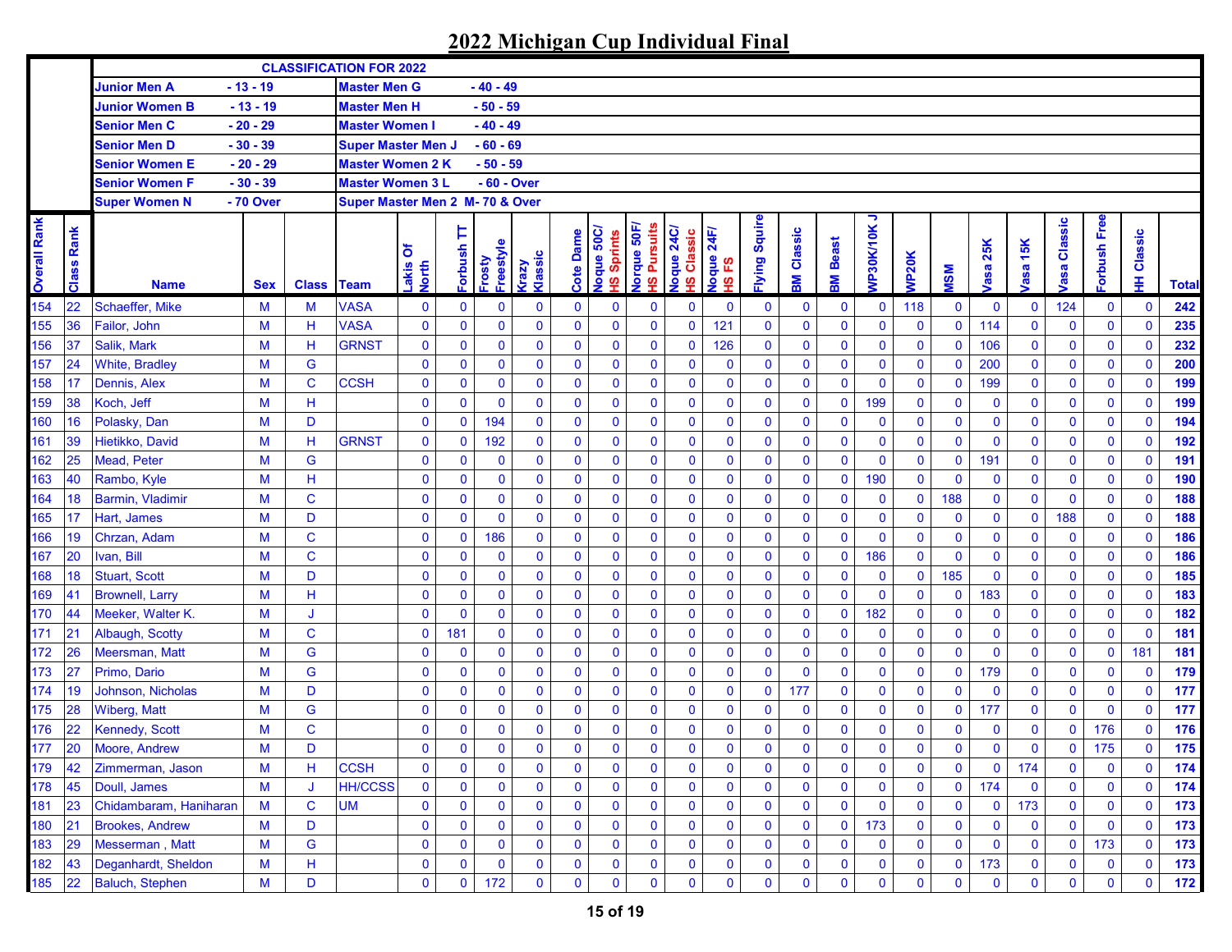# 2022 Michigan Cup Individual Final

| CLASSIFICATION FOR 2022 | | | |
|---|---|---|---|
| Junior Men A | - 13 - 19 | Master Men G | - 40 - 49 |
| Junior Women B | - 13 - 19 | Master Men H | - 50 - 59 |
| Senior Men C | - 20 - 29 | Master Women I | - 40 - 49 |
| Senior Men D | - 30 - 39 | Super Master Men J | - 60 - 69 |
| Senior Women E | - 20 - 29 | Master Women 2 K | - 50 - 59 |
| Senior Women F | - 30 - 39 | Master Women 3 L | - 60 - Over |
| Super Women N | - 70 Over | Super Master Men 2 M | - 70 & Over |

| Overall Rank | Class Rank | Name | Sex | Class | Team | Lakis Of North | Forbush TT | Frosty Freestyle | Krazy Klassic | Cote Dame | Noque 50C/ HS Sprints | Norque 50F/ HS Pursuits | Noque 24C/ HS Classic | Noque 24F/ HS FS | Flying Squire | BM Classic | BM Beast | WP30K/10K J | WP20K | MSM | Vasa 25K | Vasa 15K | Vasa Classic | Forbush Free | HH Classic | Total |
|---|---|---|---|---|---|---|---|---|---|---|---|---|---|---|---|---|---|---|---|---|---|---|---|---|---|---|
| 154 | 22 | Schaeffer, Mike | M | M | VASA | 0 | 0 | 0 | 0 | 0 | 0 | 0 | 0 | 0 | 0 | 0 | 0 | 0 | 118 | 0 | 0 | 0 | 124 | 0 | 0 | 242 |
| 155 | 36 | Failor, John | M | H | VASA | 0 | 0 | 0 | 0 | 0 | 0 | 0 | 0 | 121 | 0 | 0 | 0 | 0 | 0 | 0 | 114 | 0 | 0 | 0 | 0 | 235 |
| 156 | 37 | Salik, Mark | M | H | GRNST | 0 | 0 | 0 | 0 | 0 | 0 | 0 | 0 | 126 | 0 | 0 | 0 | 0 | 0 | 0 | 106 | 0 | 0 | 0 | 0 | 232 |
| 157 | 24 | White, Bradley | M | G | | 0 | 0 | 0 | 0 | 0 | 0 | 0 | 0 | 0 | 0 | 0 | 0 | 0 | 0 | 0 | 200 | 0 | 0 | 0 | 0 | 200 |
| 158 | 17 | Dennis, Alex | M | C | CCSH | 0 | 0 | 0 | 0 | 0 | 0 | 0 | 0 | 0 | 0 | 0 | 0 | 0 | 0 | 0 | 199 | 0 | 0 | 0 | 0 | 199 |
| 159 | 38 | Koch, Jeff | M | H | | 0 | 0 | 0 | 0 | 0 | 0 | 0 | 0 | 0 | 0 | 0 | 0 | 199 | 0 | 0 | 0 | 0 | 0 | 0 | 0 | 199 |
| 160 | 16 | Polasky, Dan | M | D | | 0 | 0 | 194 | 0 | 0 | 0 | 0 | 0 | 0 | 0 | 0 | 0 | 0 | 0 | 0 | 0 | 0 | 0 | 0 | 0 | 194 |
| 161 | 39 | Hietikko, David | M | H | GRNST | 0 | 0 | 192 | 0 | 0 | 0 | 0 | 0 | 0 | 0 | 0 | 0 | 0 | 0 | 0 | 0 | 0 | 0 | 0 | 0 | 192 |
| 162 | 25 | Mead, Peter | M | G | | 0 | 0 | 0 | 0 | 0 | 0 | 0 | 0 | 0 | 0 | 0 | 0 | 0 | 0 | 0 | 191 | 0 | 0 | 0 | 0 | 191 |
| 163 | 40 | Rambo, Kyle | M | H | | 0 | 0 | 0 | 0 | 0 | 0 | 0 | 0 | 0 | 0 | 0 | 0 | 190 | 0 | 0 | 0 | 0 | 0 | 0 | 0 | 190 |
| 164 | 18 | Barmin, Vladimir | M | C | | 0 | 0 | 0 | 0 | 0 | 0 | 0 | 0 | 0 | 0 | 0 | 0 | 0 | 0 | 188 | 0 | 0 | 0 | 0 | 0 | 188 |
| 165 | 17 | Hart, James | M | D | | 0 | 0 | 0 | 0 | 0 | 0 | 0 | 0 | 0 | 0 | 0 | 0 | 0 | 0 | 0 | 0 | 0 | 188 | 0 | 0 | 188 |
| 166 | 19 | Chrzan, Adam | M | C | | 0 | 0 | 186 | 0 | 0 | 0 | 0 | 0 | 0 | 0 | 0 | 0 | 0 | 0 | 0 | 0 | 0 | 0 | 0 | 0 | 186 |
| 167 | 20 | Ivan, Bill | M | C | | 0 | 0 | 0 | 0 | 0 | 0 | 0 | 0 | 0 | 0 | 0 | 0 | 186 | 0 | 0 | 0 | 0 | 0 | 0 | 0 | 186 |
| 168 | 18 | Stuart, Scott | M | D | | 0 | 0 | 0 | 0 | 0 | 0 | 0 | 0 | 0 | 0 | 0 | 0 | 0 | 0 | 185 | 0 | 0 | 0 | 0 | 0 | 185 |
| 169 | 41 | Brownell, Larry | M | H | | 0 | 0 | 0 | 0 | 0 | 0 | 0 | 0 | 0 | 0 | 0 | 0 | 0 | 0 | 0 | 183 | 0 | 0 | 0 | 0 | 183 |
| 170 | 44 | Meeker, Walter K. | M | J | | 0 | 0 | 0 | 0 | 0 | 0 | 0 | 0 | 0 | 0 | 0 | 0 | 182 | 0 | 0 | 0 | 0 | 0 | 0 | 0 | 182 |
| 171 | 21 | Albaugh, Scotty | M | C | | 0 | 181 | 0 | 0 | 0 | 0 | 0 | 0 | 0 | 0 | 0 | 0 | 0 | 0 | 0 | 0 | 0 | 0 | 0 | 0 | 181 |
| 172 | 26 | Meersman, Matt | M | G | | 0 | 0 | 0 | 0 | 0 | 0 | 0 | 0 | 0 | 0 | 0 | 0 | 0 | 0 | 0 | 0 | 0 | 0 | 0 | 181 | 181 |
| 173 | 27 | Primo, Dario | M | G | | 0 | 0 | 0 | 0 | 0 | 0 | 0 | 0 | 0 | 0 | 0 | 0 | 0 | 0 | 0 | 179 | 0 | 0 | 0 | 0 | 179 |
| 174 | 19 | Johnson, Nicholas | M | D | | 0 | 0 | 0 | 0 | 0 | 0 | 0 | 0 | 0 | 0 | 177 | 0 | 0 | 0 | 0 | 0 | 0 | 0 | 0 | 0 | 177 |
| 175 | 28 | Wiberg, Matt | M | G | | 0 | 0 | 0 | 0 | 0 | 0 | 0 | 0 | 0 | 0 | 0 | 0 | 0 | 0 | 0 | 177 | 0 | 0 | 0 | 0 | 177 |
| 176 | 22 | Kennedy, Scott | M | C | | 0 | 0 | 0 | 0 | 0 | 0 | 0 | 0 | 0 | 0 | 0 | 0 | 0 | 0 | 0 | 0 | 0 | 0 | 176 | 0 | 176 |
| 177 | 20 | Moore, Andrew | M | D | | 0 | 0 | 0 | 0 | 0 | 0 | 0 | 0 | 0 | 0 | 0 | 0 | 0 | 0 | 0 | 0 | 0 | 0 | 175 | 0 | 175 |
| 179 | 42 | Zimmerman, Jason | M | H | CCSH | 0 | 0 | 0 | 0 | 0 | 0 | 0 | 0 | 0 | 0 | 0 | 0 | 0 | 0 | 0 | 0 | 174 | 0 | 0 | 0 | 174 |
| 178 | 45 | Doull, James | M | J | HH/CCSS | 0 | 0 | 0 | 0 | 0 | 0 | 0 | 0 | 0 | 0 | 0 | 0 | 0 | 0 | 0 | 174 | 0 | 0 | 0 | 0 | 174 |
| 181 | 23 | Chidambaram, Haniharan | M | C | UM | 0 | 0 | 0 | 0 | 0 | 0 | 0 | 0 | 0 | 0 | 0 | 0 | 0 | 0 | 0 | 0 | 173 | 0 | 0 | 0 | 173 |
| 180 | 21 | Brookes, Andrew | M | D | | 0 | 0 | 0 | 0 | 0 | 0 | 0 | 0 | 0 | 0 | 0 | 0 | 173 | 0 | 0 | 0 | 0 | 0 | 0 | 0 | 173 |
| 183 | 29 | Messerman , Matt | M | G | | 0 | 0 | 0 | 0 | 0 | 0 | 0 | 0 | 0 | 0 | 0 | 0 | 0 | 0 | 0 | 0 | 0 | 0 | 173 | 0 | 173 |
| 182 | 43 | Deganhardt, Sheldon | M | H | | 0 | 0 | 0 | 0 | 0 | 0 | 0 | 0 | 0 | 0 | 0 | 0 | 0 | 0 | 0 | 173 | 0 | 0 | 0 | 0 | 173 |
| 185 | 22 | Baluch, Stephen | M | D | | 0 | 0 | 172 | 0 | 0 | 0 | 0 | 0 | 0 | 0 | 0 | 0 | 0 | 0 | 0 | 0 | 0 | 0 | 0 | 0 | 172 |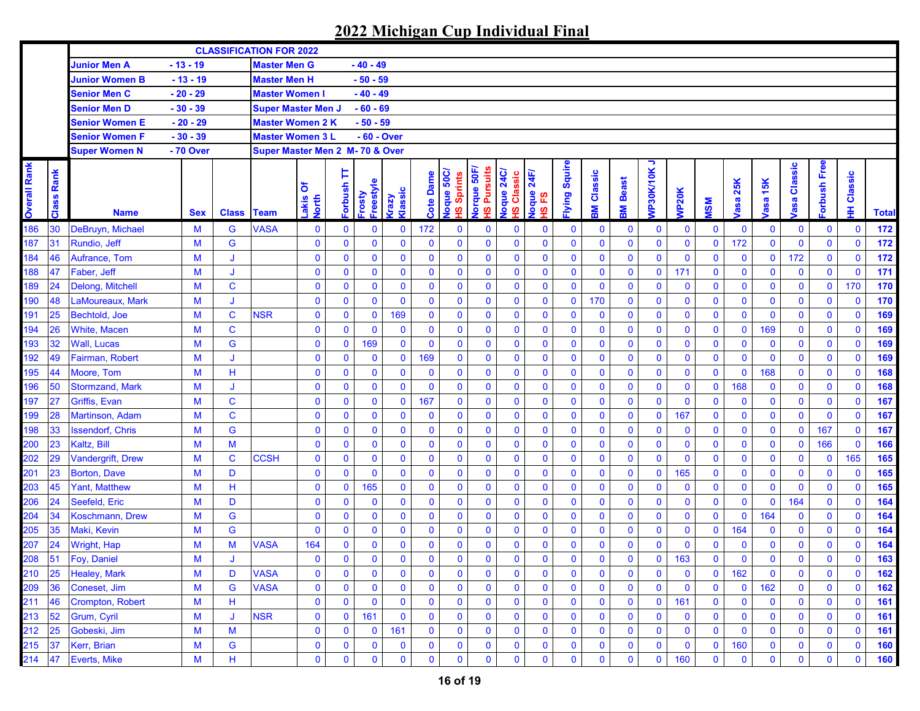# 2022 Michigan Cup Individual Final

| CLASSIFICATION FOR 2022 | | | |
|---|---|---|---|
| Junior Men A | - 13 - 19 | Master Men G | - 40 - 49 |
| Junior Women B | - 13 - 19 | Master Men H | - 50 - 59 |
| Senior Men C | - 20 - 29 | Master Women I | - 40 - 49 |
| Senior Men D | - 30 - 39 | Super Master Men J | - 60 - 69 |
| Senior Women E | - 20 - 29 | Master Women 2 K | - 50 - 59 |
| Senior Women F | - 30 - 39 | Master Women 3 L | - 60 - Over |
| Super Women N | - 70 Over | Super Master Men 2 M | - 70 & Over |

| Overall Rank | Class Rank | Name | Sex | Class | Team | Lakis Of North | Forbush TT | Frosty Freestyle | Krazy Klassic | Cote Dame | Noque 50C/ HS Sprints | Norque 50F/ HS Pursuits | Noque 24C/ HS Classic | Noque 24F/ HS FS | Flying Squire | BM Classic | BM Beast | WP30K/10K J | WP20K | MSM | Vasa 25K | Vasa 15K | Vasa Classic | Forbush Free | HH Classic | Total |
|---|---|---|---|---|---|---|---|---|---|---|---|---|---|---|---|---|---|---|---|---|---|---|---|---|---|---|
| 186 | 30 | DeBruyn, Michael | M | G | VASA | 0 | 0 | 0 | 0 | 172 | 0 | 0 | 0 | 0 | 0 | 0 | 0 | 0 | 0 | 0 | 0 | 0 | 0 | 0 | 0 | 172 |
| 187 | 31 | Rundio, Jeff | M | G | | 0 | 0 | 0 | 0 | 0 | 0 | 0 | 0 | 0 | 0 | 0 | 0 | 0 | 0 | 0 | 172 | 0 | 0 | 0 | 0 | 172 |
| 184 | 46 | Aufrance, Tom | M | J | | 0 | 0 | 0 | 0 | 0 | 0 | 0 | 0 | 0 | 0 | 0 | 0 | 0 | 0 | 0 | 0 | 0 | 172 | 0 | 0 | 172 |
| 188 | 47 | Faber, Jeff | M | J | | 0 | 0 | 0 | 0 | 0 | 0 | 0 | 0 | 0 | 0 | 0 | 0 | 0 | 171 | 0 | 0 | 0 | 0 | 0 | 0 | 171 |
| 189 | 24 | Delong, Mitchell | M | C | | 0 | 0 | 0 | 0 | 0 | 0 | 0 | 0 | 0 | 0 | 0 | 0 | 0 | 0 | 0 | 0 | 0 | 0 | 0 | 170 | 170 |
| 190 | 48 | LaMoureaux, Mark | M | J | | 0 | 0 | 0 | 0 | 0 | 0 | 0 | 0 | 0 | 0 | 170 | 0 | 0 | 0 | 0 | 0 | 0 | 0 | 0 | 0 | 170 |
| 191 | 25 | Bechtold, Joe | M | C | NSR | 0 | 0 | 0 | 169 | 0 | 0 | 0 | 0 | 0 | 0 | 0 | 0 | 0 | 0 | 0 | 0 | 0 | 0 | 0 | 0 | 169 |
| 194 | 26 | White, Macen | M | C | | 0 | 0 | 0 | 0 | 0 | 0 | 0 | 0 | 0 | 0 | 0 | 0 | 0 | 0 | 0 | 0 | 169 | 0 | 0 | 0 | 169 |
| 193 | 32 | Wall, Lucas | M | G | | 0 | 0 | 169 | 0 | 0 | 0 | 0 | 0 | 0 | 0 | 0 | 0 | 0 | 0 | 0 | 0 | 0 | 0 | 0 | 0 | 169 |
| 192 | 49 | Fairman, Robert | M | J | | 0 | 0 | 0 | 0 | 169 | 0 | 0 | 0 | 0 | 0 | 0 | 0 | 0 | 0 | 0 | 0 | 0 | 0 | 0 | 0 | 169 |
| 195 | 44 | Moore, Tom | M | H | | 0 | 0 | 0 | 0 | 0 | 0 | 0 | 0 | 0 | 0 | 0 | 0 | 0 | 0 | 0 | 0 | 168 | 0 | 0 | 0 | 168 |
| 196 | 50 | Stormzand, Mark | M | J | | 0 | 0 | 0 | 0 | 0 | 0 | 0 | 0 | 0 | 0 | 0 | 0 | 0 | 0 | 0 | 168 | 0 | 0 | 0 | 0 | 168 |
| 197 | 27 | Griffis, Evan | M | C | | 0 | 0 | 0 | 0 | 167 | 0 | 0 | 0 | 0 | 0 | 0 | 0 | 0 | 0 | 0 | 0 | 0 | 0 | 0 | 0 | 167 |
| 199 | 28 | Martinson, Adam | M | C | | 0 | 0 | 0 | 0 | 0 | 0 | 0 | 0 | 0 | 0 | 0 | 0 | 0 | 167 | 0 | 0 | 0 | 0 | 0 | 0 | 167 |
| 198 | 33 | Issendorf, Chris | M | G | | 0 | 0 | 0 | 0 | 0 | 0 | 0 | 0 | 0 | 0 | 0 | 0 | 0 | 0 | 0 | 0 | 0 | 0 | 167 | 0 | 167 |
| 200 | 23 | Kaltz, Bill | M | M | | 0 | 0 | 0 | 0 | 0 | 0 | 0 | 0 | 0 | 0 | 0 | 0 | 0 | 0 | 0 | 0 | 0 | 0 | 166 | 0 | 166 |
| 202 | 29 | Vandergrift, Drew | M | C | CCSH | 0 | 0 | 0 | 0 | 0 | 0 | 0 | 0 | 0 | 0 | 0 | 0 | 0 | 0 | 0 | 0 | 0 | 0 | 0 | 165 | 165 |
| 201 | 23 | Borton, Dave | M | D | | 0 | 0 | 0 | 0 | 0 | 0 | 0 | 0 | 0 | 0 | 0 | 0 | 0 | 165 | 0 | 0 | 0 | 0 | 0 | 0 | 165 |
| 203 | 45 | Yant, Matthew | M | H | | 0 | 0 | 165 | 0 | 0 | 0 | 0 | 0 | 0 | 0 | 0 | 0 | 0 | 0 | 0 | 0 | 0 | 0 | 0 | 0 | 165 |
| 206 | 24 | Seefeld, Eric | M | D | | 0 | 0 | 0 | 0 | 0 | 0 | 0 | 0 | 0 | 0 | 0 | 0 | 0 | 0 | 0 | 0 | 0 | 164 | 0 | 0 | 164 |
| 204 | 34 | Koschmann, Drew | M | G | | 0 | 0 | 0 | 0 | 0 | 0 | 0 | 0 | 0 | 0 | 0 | 0 | 0 | 0 | 0 | 0 | 164 | 0 | 0 | 0 | 164 |
| 205 | 35 | Maki, Kevin | M | G | | 0 | 0 | 0 | 0 | 0 | 0 | 0 | 0 | 0 | 0 | 0 | 0 | 0 | 0 | 0 | 164 | 0 | 0 | 0 | 0 | 164 |
| 207 | 24 | Wright, Hap | M | M | VASA | 164 | 0 | 0 | 0 | 0 | 0 | 0 | 0 | 0 | 0 | 0 | 0 | 0 | 0 | 0 | 0 | 0 | 0 | 0 | 0 | 164 |
| 208 | 51 | Foy, Daniel | M | J | | 0 | 0 | 0 | 0 | 0 | 0 | 0 | 0 | 0 | 0 | 0 | 0 | 0 | 163 | 0 | 0 | 0 | 0 | 0 | 0 | 163 |
| 210 | 25 | Healey, Mark | M | D | VASA | 0 | 0 | 0 | 0 | 0 | 0 | 0 | 0 | 0 | 0 | 0 | 0 | 0 | 0 | 0 | 162 | 0 | 0 | 0 | 0 | 162 |
| 209 | 36 | Coneset, Jim | M | G | VASA | 0 | 0 | 0 | 0 | 0 | 0 | 0 | 0 | 0 | 0 | 0 | 0 | 0 | 0 | 0 | 0 | 162 | 0 | 0 | 0 | 162 |
| 211 | 46 | Crompton, Robert | M | H | | 0 | 0 | 0 | 0 | 0 | 0 | 0 | 0 | 0 | 0 | 0 | 0 | 0 | 161 | 0 | 0 | 0 | 0 | 0 | 0 | 161 |
| 213 | 52 | Grum, Cyril | M | J | NSR | 0 | 0 | 161 | 0 | 0 | 0 | 0 | 0 | 0 | 0 | 0 | 0 | 0 | 0 | 0 | 0 | 0 | 0 | 0 | 0 | 161 |
| 212 | 25 | Gobeski, Jim | M | M | | 0 | 0 | 0 | 161 | 0 | 0 | 0 | 0 | 0 | 0 | 0 | 0 | 0 | 0 | 0 | 0 | 0 | 0 | 0 | 0 | 161 |
| 215 | 37 | Kerr, Brian | M | G | | 0 | 0 | 0 | 0 | 0 | 0 | 0 | 0 | 0 | 0 | 0 | 0 | 0 | 0 | 0 | 160 | 0 | 0 | 0 | 0 | 160 |
| 214 | 47 | Everts, Mike | M | H | | 0 | 0 | 0 | 0 | 0 | 0 | 0 | 0 | 0 | 0 | 0 | 0 | 0 | 160 | 0 | 0 | 0 | 0 | 0 | 0 | 160 |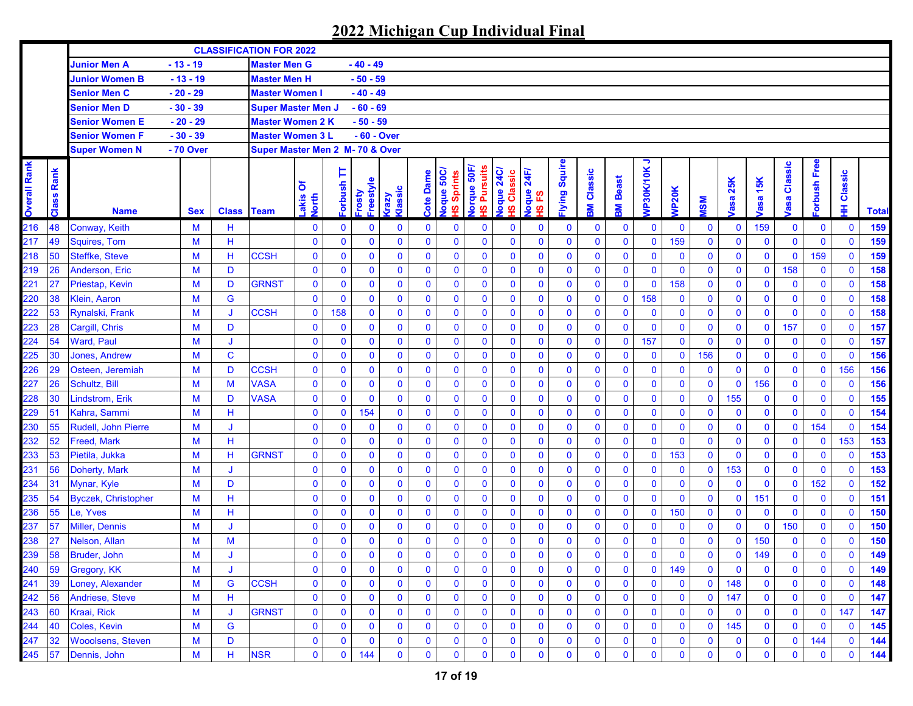# 2022 Michigan Cup Individual Final

| CLASSIFICATION FOR 2022 | | | |
|---|---|---|---|
| Junior Men A | - 13 - 19 | Master Men G | - 40 - 49 |
| Junior Women B | - 13 - 19 | Master Men H | - 50 - 59 |
| Senior Men C | - 20 - 29 | Master Women I | - 40 - 49 |
| Senior Men D | - 30 - 39 | Super Master Men J | - 60 - 69 |
| Senior Women E | - 20 - 29 | Master Women 2 K | - 50 - 59 |
| Senior Women F | - 30 - 39 | Master Women 3 L | - 60 - Over |
| Super Women N | - 70 Over | Super Master Men 2 M | - 70 & Over |

| Overall Rank | Class Rank | Name | Sex | Class | Team | Lakis Of North | Forbush TT | Frosty Freestyle | Krazy Klassic | Cote Dame | Noque 50C/ HS Sprints | Norque 50F/ HS Pursuits | Noque 24C/ HS Classic | Noque 24F/ HS FS | Flying Squire | BM Classic | BM Beast | WP30K/10K J | WP20K | MSM | Vasa 25K | Vasa 15K | Vasa Classic | Forbush Free | HH Classic | Total |
|---|---|---|---|---|---|---|---|---|---|---|---|---|---|---|---|---|---|---|---|---|---|---|---|---|---|---|
| 216 | 48 | Conway, Keith | M | H | | 0 | 0 | 0 | 0 | 0 | 0 | 0 | 0 | 0 | 0 | 0 | 0 | 0 | 0 | 0 | 0 | 159 | 0 | 0 | 0 | 159 |
| 217 | 49 | Squires, Tom | M | H | | 0 | 0 | 0 | 0 | 0 | 0 | 0 | 0 | 0 | 0 | 0 | 0 | 0 | 159 | 0 | 0 | 0 | 0 | 0 | 0 | 159 |
| 218 | 50 | Steffke, Steve | M | H | CCSH | 0 | 0 | 0 | 0 | 0 | 0 | 0 | 0 | 0 | 0 | 0 | 0 | 0 | 0 | 0 | 0 | 0 | 0 | 159 | 0 | 159 |
| 219 | 26 | Anderson, Eric | M | D | | 0 | 0 | 0 | 0 | 0 | 0 | 0 | 0 | 0 | 0 | 0 | 0 | 0 | 0 | 0 | 0 | 0 | 158 | 0 | 0 | 158 |
| 221 | 27 | Priestap, Kevin | M | D | GRNST | 0 | 0 | 0 | 0 | 0 | 0 | 0 | 0 | 0 | 0 | 0 | 0 | 0 | 158 | 0 | 0 | 0 | 0 | 0 | 0 | 158 |
| 220 | 38 | Klein, Aaron | M | G | | 0 | 0 | 0 | 0 | 0 | 0 | 0 | 0 | 0 | 0 | 0 | 0 | 158 | 0 | 0 | 0 | 0 | 0 | 0 | 0 | 158 |
| 222 | 53 | Rynalski, Frank | M | J | CCSH | 0 | 158 | 0 | 0 | 0 | 0 | 0 | 0 | 0 | 0 | 0 | 0 | 0 | 0 | 0 | 0 | 0 | 0 | 0 | 0 | 158 |
| 223 | 28 | Cargill, Chris | M | D | | 0 | 0 | 0 | 0 | 0 | 0 | 0 | 0 | 0 | 0 | 0 | 0 | 0 | 0 | 0 | 0 | 0 | 157 | 0 | 0 | 157 |
| 224 | 54 | Ward, Paul | M | J | | 0 | 0 | 0 | 0 | 0 | 0 | 0 | 0 | 0 | 0 | 0 | 0 | 157 | 0 | 0 | 0 | 0 | 0 | 0 | 0 | 157 |
| 225 | 30 | Jones, Andrew | M | C | | 0 | 0 | 0 | 0 | 0 | 0 | 0 | 0 | 0 | 0 | 0 | 0 | 0 | 0 | 156 | 0 | 0 | 0 | 0 | 0 | 156 |
| 226 | 29 | Osteen, Jeremiah | M | D | CCSH | 0 | 0 | 0 | 0 | 0 | 0 | 0 | 0 | 0 | 0 | 0 | 0 | 0 | 0 | 0 | 0 | 0 | 0 | 0 | 156 | 156 |
| 227 | 26 | Schultz, Bill | M | M | VASA | 0 | 0 | 0 | 0 | 0 | 0 | 0 | 0 | 0 | 0 | 0 | 0 | 0 | 0 | 0 | 0 | 156 | 0 | 0 | 0 | 156 |
| 228 | 30 | Lindstrom, Erik | M | D | VASA | 0 | 0 | 0 | 0 | 0 | 0 | 0 | 0 | 0 | 0 | 0 | 0 | 0 | 0 | 0 | 155 | 0 | 0 | 0 | 0 | 155 |
| 229 | 51 | Kahra, Sammi | M | H | | 0 | 0 | 154 | 0 | 0 | 0 | 0 | 0 | 0 | 0 | 0 | 0 | 0 | 0 | 0 | 0 | 0 | 0 | 0 | 0 | 154 |
| 230 | 55 | Rudell, John Pierre | M | J | | 0 | 0 | 0 | 0 | 0 | 0 | 0 | 0 | 0 | 0 | 0 | 0 | 0 | 0 | 0 | 0 | 0 | 0 | 154 | 0 | 154 |
| 232 | 52 | Freed, Mark | M | H | | 0 | 0 | 0 | 0 | 0 | 0 | 0 | 0 | 0 | 0 | 0 | 0 | 0 | 0 | 0 | 0 | 0 | 0 | 0 | 153 | 153 |
| 233 | 53 | Pietila, Jukka | M | H | GRNST | 0 | 0 | 0 | 0 | 0 | 0 | 0 | 0 | 0 | 0 | 0 | 0 | 0 | 153 | 0 | 0 | 0 | 0 | 0 | 0 | 153 |
| 231 | 56 | Doherty, Mark | M | J | | 0 | 0 | 0 | 0 | 0 | 0 | 0 | 0 | 0 | 0 | 0 | 0 | 0 | 0 | 0 | 153 | 0 | 0 | 0 | 0 | 153 |
| 234 | 31 | Mynar, Kyle | M | D | | 0 | 0 | 0 | 0 | 0 | 0 | 0 | 0 | 0 | 0 | 0 | 0 | 0 | 0 | 0 | 0 | 0 | 0 | 152 | 0 | 152 |
| 235 | 54 | Byczek, Christopher | M | H | | 0 | 0 | 0 | 0 | 0 | 0 | 0 | 0 | 0 | 0 | 0 | 0 | 0 | 0 | 0 | 0 | 151 | 0 | 0 | 0 | 151 |
| 236 | 55 | Le, Yves | M | H | | 0 | 0 | 0 | 0 | 0 | 0 | 0 | 0 | 0 | 0 | 0 | 0 | 0 | 150 | 0 | 0 | 0 | 0 | 0 | 0 | 150 |
| 237 | 57 | Miller, Dennis | M | J | | 0 | 0 | 0 | 0 | 0 | 0 | 0 | 0 | 0 | 0 | 0 | 0 | 0 | 0 | 0 | 0 | 0 | 150 | 0 | 0 | 150 |
| 238 | 27 | Nelson, Allan | M | M | | 0 | 0 | 0 | 0 | 0 | 0 | 0 | 0 | 0 | 0 | 0 | 0 | 0 | 0 | 0 | 0 | 150 | 0 | 0 | 0 | 150 |
| 239 | 58 | Bruder, John | M | J | | 0 | 0 | 0 | 0 | 0 | 0 | 0 | 0 | 0 | 0 | 0 | 0 | 0 | 0 | 0 | 0 | 149 | 0 | 0 | 0 | 149 |
| 240 | 59 | Gregory, KK | M | J | | 0 | 0 | 0 | 0 | 0 | 0 | 0 | 0 | 0 | 0 | 0 | 0 | 0 | 149 | 0 | 0 | 0 | 0 | 0 | 0 | 149 |
| 241 | 39 | Loney, Alexander | M | G | CCSH | 0 | 0 | 0 | 0 | 0 | 0 | 0 | 0 | 0 | 0 | 0 | 0 | 0 | 0 | 0 | 148 | 0 | 0 | 0 | 0 | 148 |
| 242 | 56 | Andriese, Steve | M | H | | 0 | 0 | 0 | 0 | 0 | 0 | 0 | 0 | 0 | 0 | 0 | 0 | 0 | 0 | 0 | 147 | 0 | 0 | 0 | 0 | 147 |
| 243 | 60 | Kraai, Rick | M | J | GRNST | 0 | 0 | 0 | 0 | 0 | 0 | 0 | 0 | 0 | 0 | 0 | 0 | 0 | 0 | 0 | 0 | 0 | 0 | 0 | 147 | 147 |
| 244 | 40 | Coles, Kevin | M | G | | 0 | 0 | 0 | 0 | 0 | 0 | 0 | 0 | 0 | 0 | 0 | 0 | 0 | 0 | 0 | 145 | 0 | 0 | 0 | 0 | 145 |
| 247 | 32 | Wooolsens, Steven | M | D | | 0 | 0 | 0 | 0 | 0 | 0 | 0 | 0 | 0 | 0 | 0 | 0 | 0 | 0 | 0 | 0 | 0 | 0 | 144 | 0 | 144 |
| 245 | 57 | Dennis, John | M | H | NSR | 0 | 0 | 144 | 0 | 0 | 0 | 0 | 0 | 0 | 0 | 0 | 0 | 0 | 0 | 0 | 0 | 0 | 0 | 0 | 0 | 144 |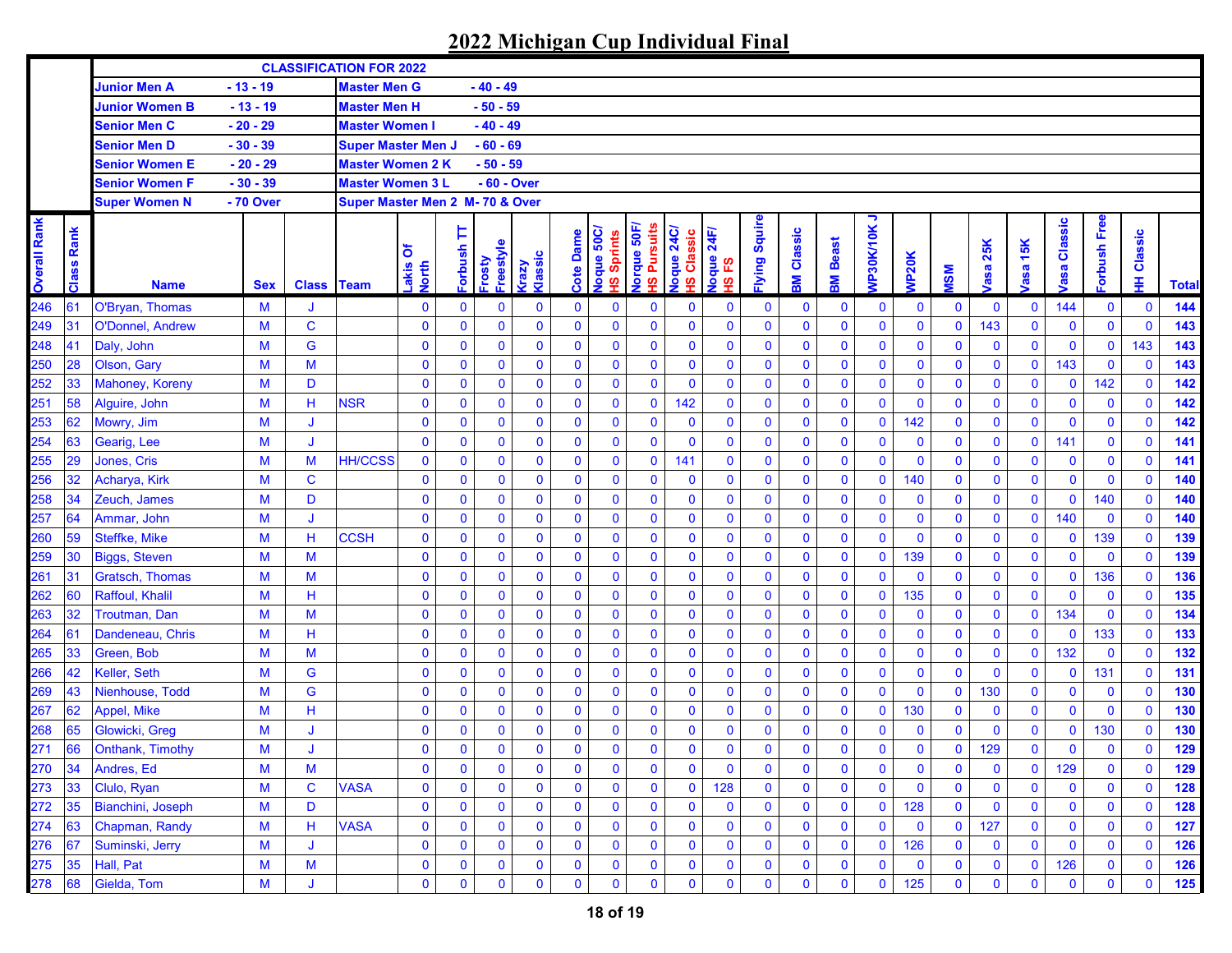# 2022 Michigan Cup Individual Final

| CLASSIFICATION FOR 2022 | | | |
|---|---|---|---|
| Junior Men A | - 13 - 19 | Master Men G | - 40 - 49 |
| Junior Women B | - 13 - 19 | Master Men H | - 50 - 59 |
| Senior Men C | - 20 - 29 | Master Women I | - 40 - 49 |
| Senior Men D | - 30 - 39 | Super Master Men J | - 60 - 69 |
| Senior Women E | - 20 - 29 | Master Women 2 K | - 50 - 59 |
| Senior Women F | - 30 - 39 | Master Women 3 L | - 60 - Over |
| Super Women N | - 70 Over | Super Master Men 2 M | - 70 & Over |

| Overall Rank | Class Rank | Name | Sex | Class | Team | Lakis Of North | Forbush TT | Frosty Freestyle | Krazy Klassic | Cote Dame | Noque 50C/ HS Sprints | Norque 50F/ HS Pursuits | Noque 24C/ HS Classic | Noque 24F/ HS FS | Flying Squire | BM Classic | BM Beast | WP30K/10K J | WP20K | MSM | Vasa 25K | Vasa 15K | Vasa Classic | Forbush Free | HH Classic | Total |
|---|---|---|---|---|---|---|---|---|---|---|---|---|---|---|---|---|---|---|---|---|---|---|---|---|---|---|
| 246 | 61 | O'Bryan, Thomas | M | J | | 0 | 0 | 0 | 0 | 0 | 0 | 0 | 0 | 0 | 0 | 0 | 0 | 0 | 0 | 0 | 0 | 0 | 144 | 0 | 0 | 144 |
| 249 | 31 | O'Donnel, Andrew | M | C | | 0 | 0 | 0 | 0 | 0 | 0 | 0 | 0 | 0 | 0 | 0 | 0 | 0 | 0 | 0 | 143 | 0 | 0 | 0 | 0 | 143 |
| 248 | 41 | Daly, John | M | G | | 0 | 0 | 0 | 0 | 0 | 0 | 0 | 0 | 0 | 0 | 0 | 0 | 0 | 0 | 0 | 0 | 0 | 0 | 0 | 143 | 143 |
| 250 | 28 | Olson, Gary | M | M | | 0 | 0 | 0 | 0 | 0 | 0 | 0 | 0 | 0 | 0 | 0 | 0 | 0 | 0 | 0 | 0 | 0 | 143 | 0 | 0 | 143 |
| 252 | 33 | Mahoney, Koreny | M | D | | 0 | 0 | 0 | 0 | 0 | 0 | 0 | 0 | 0 | 0 | 0 | 0 | 0 | 0 | 0 | 0 | 0 | 0 | 142 | 0 | 142 |
| 251 | 58 | Alguire, John | M | H | NSR | 0 | 0 | 0 | 0 | 0 | 0 | 0 | 142 | 0 | 0 | 0 | 0 | 0 | 0 | 0 | 0 | 0 | 0 | 0 | 0 | 142 |
| 253 | 62 | Mowry, Jim | M | J | | 0 | 0 | 0 | 0 | 0 | 0 | 0 | 0 | 0 | 0 | 0 | 0 | 0 | 142 | 0 | 0 | 0 | 0 | 0 | 0 | 142 |
| 254 | 63 | Gearig, Lee | M | J | | 0 | 0 | 0 | 0 | 0 | 0 | 0 | 0 | 0 | 0 | 0 | 0 | 0 | 0 | 0 | 0 | 0 | 141 | 0 | 0 | 141 |
| 255 | 29 | Jones, Cris | M | M | HH/CCSS | 0 | 0 | 0 | 0 | 0 | 0 | 0 | 141 | 0 | 0 | 0 | 0 | 0 | 0 | 0 | 0 | 0 | 0 | 0 | 0 | 141 |
| 256 | 32 | Acharya, Kirk | M | C | | 0 | 0 | 0 | 0 | 0 | 0 | 0 | 0 | 0 | 0 | 0 | 0 | 0 | 140 | 0 | 0 | 0 | 0 | 0 | 0 | 140 |
| 258 | 34 | Zeuch, James | M | D | | 0 | 0 | 0 | 0 | 0 | 0 | 0 | 0 | 0 | 0 | 0 | 0 | 0 | 0 | 0 | 0 | 0 | 0 | 140 | 0 | 140 |
| 257 | 64 | Ammar, John | M | J | | 0 | 0 | 0 | 0 | 0 | 0 | 0 | 0 | 0 | 0 | 0 | 0 | 0 | 0 | 0 | 0 | 0 | 140 | 0 | 0 | 140 |
| 260 | 59 | Steffke, Mike | M | H | CCSH | 0 | 0 | 0 | 0 | 0 | 0 | 0 | 0 | 0 | 0 | 0 | 0 | 0 | 0 | 0 | 0 | 0 | 0 | 139 | 0 | 139 |
| 259 | 30 | Biggs, Steven | M | M | | 0 | 0 | 0 | 0 | 0 | 0 | 0 | 0 | 0 | 0 | 0 | 0 | 0 | 139 | 0 | 0 | 0 | 0 | 0 | 0 | 139 |
| 261 | 31 | Gratsch, Thomas | M | M | | 0 | 0 | 0 | 0 | 0 | 0 | 0 | 0 | 0 | 0 | 0 | 0 | 0 | 0 | 0 | 0 | 0 | 0 | 136 | 0 | 136 |
| 262 | 60 | Raffoul, Khalil | M | H | | 0 | 0 | 0 | 0 | 0 | 0 | 0 | 0 | 0 | 0 | 0 | 0 | 0 | 135 | 0 | 0 | 0 | 0 | 0 | 0 | 135 |
| 263 | 32 | Troutman, Dan | M | M | | 0 | 0 | 0 | 0 | 0 | 0 | 0 | 0 | 0 | 0 | 0 | 0 | 0 | 0 | 0 | 0 | 0 | 134 | 0 | 0 | 134 |
| 264 | 61 | Dandeneau, Chris | M | H | | 0 | 0 | 0 | 0 | 0 | 0 | 0 | 0 | 0 | 0 | 0 | 0 | 0 | 0 | 0 | 0 | 0 | 0 | 133 | 0 | 133 |
| 265 | 33 | Green, Bob | M | M | | 0 | 0 | 0 | 0 | 0 | 0 | 0 | 0 | 0 | 0 | 0 | 0 | 0 | 0 | 0 | 0 | 0 | 132 | 0 | 0 | 132 |
| 266 | 42 | Keller, Seth | M | G | | 0 | 0 | 0 | 0 | 0 | 0 | 0 | 0 | 0 | 0 | 0 | 0 | 0 | 0 | 0 | 0 | 0 | 0 | 131 | 0 | 131 |
| 269 | 43 | Nienhouse, Todd | M | G | | 0 | 0 | 0 | 0 | 0 | 0 | 0 | 0 | 0 | 0 | 0 | 0 | 0 | 0 | 0 | 130 | 0 | 0 | 0 | 0 | 130 |
| 267 | 62 | Appel, Mike | M | H | | 0 | 0 | 0 | 0 | 0 | 0 | 0 | 0 | 0 | 0 | 0 | 0 | 0 | 130 | 0 | 0 | 0 | 0 | 0 | 0 | 130 |
| 268 | 65 | Glowicki, Greg | M | J | | 0 | 0 | 0 | 0 | 0 | 0 | 0 | 0 | 0 | 0 | 0 | 0 | 0 | 0 | 0 | 0 | 0 | 0 | 130 | 0 | 130 |
| 271 | 66 | Onthank, Timothy | M | J | | 0 | 0 | 0 | 0 | 0 | 0 | 0 | 0 | 0 | 0 | 0 | 0 | 0 | 0 | 0 | 129 | 0 | 0 | 0 | 0 | 129 |
| 270 | 34 | Andres, Ed | M | M | | 0 | 0 | 0 | 0 | 0 | 0 | 0 | 0 | 0 | 0 | 0 | 0 | 0 | 0 | 0 | 0 | 0 | 129 | 0 | 0 | 129 |
| 273 | 33 | Clulo, Ryan | M | C | VASA | 0 | 0 | 0 | 0 | 0 | 0 | 0 | 0 | 128 | 0 | 0 | 0 | 0 | 0 | 0 | 0 | 0 | 0 | 0 | 0 | 128 |
| 272 | 35 | Bianchini, Joseph | M | D | | 0 | 0 | 0 | 0 | 0 | 0 | 0 | 0 | 0 | 0 | 0 | 0 | 0 | 128 | 0 | 0 | 0 | 0 | 0 | 0 | 128 |
| 274 | 63 | Chapman, Randy | M | H | VASA | 0 | 0 | 0 | 0 | 0 | 0 | 0 | 0 | 0 | 0 | 0 | 0 | 0 | 0 | 0 | 127 | 0 | 0 | 0 | 0 | 127 |
| 276 | 67 | Suminski, Jerry | M | J | | 0 | 0 | 0 | 0 | 0 | 0 | 0 | 0 | 0 | 0 | 0 | 0 | 0 | 126 | 0 | 0 | 0 | 0 | 0 | 0 | 126 |
| 275 | 35 | Hall, Pat | M | M | | 0 | 0 | 0 | 0 | 0 | 0 | 0 | 0 | 0 | 0 | 0 | 0 | 0 | 0 | 0 | 0 | 0 | 126 | 0 | 0 | 126 |
| 278 | 68 | Gielda, Tom | M | J | | 0 | 0 | 0 | 0 | 0 | 0 | 0 | 0 | 0 | 0 | 0 | 0 | 0 | 125 | 0 | 0 | 0 | 0 | 0 | 0 | 125 |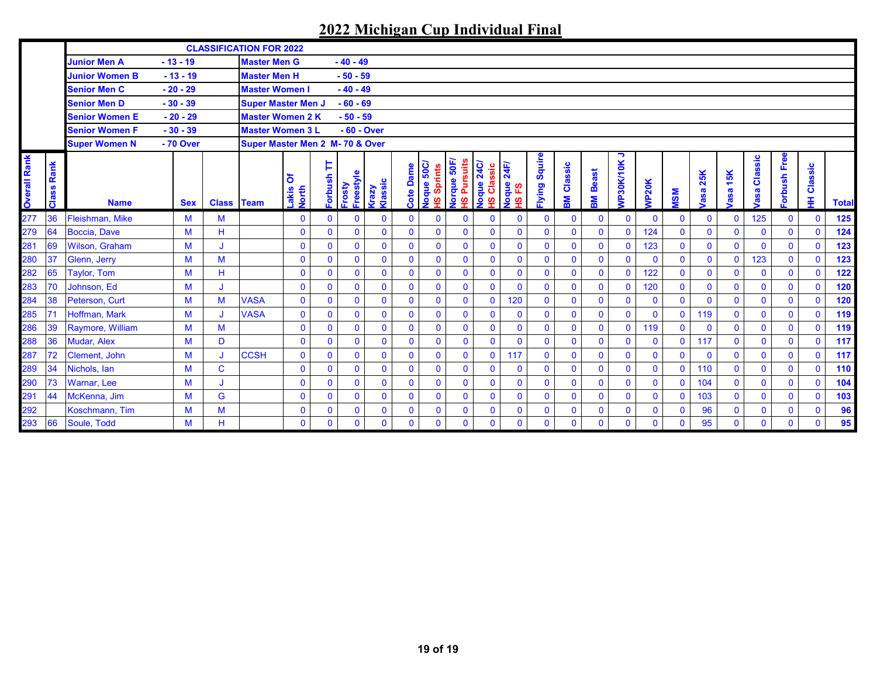# 2022 Michigan Cup Individual Final

| | | | | |
|---|---|---|---|---|
| **CLASSIFICATION FOR 2022** | | | | |
| Junior Men A | - 13 - 19 | | Master Men G | - 40 - 49 |
| Junior Women B | - 13 - 19 | | Master Men H | - 50 - 59 |
| Senior Men C | - 20 - 29 | | Master Women I | - 40 - 49 |
| Senior Men D | - 30 - 39 | | Super Master Men J | - 60 - 69 |
| Senior Women E | - 20 - 29 | | Master Women 2 K | - 50 - 59 |
| Senior Women F | - 30 - 39 | | Master Women 3 L | - 60 - Over |
| Super Women N | - 70 Over | | Super Master Men 2 M | - 70 & Over |

| Overall Rank | Class Rank | Name | Sex | Class | Team | Lakis Of North | Forbush TT | Frosty Freestyle | Krazy Klassic | Cote Dame | Noque 50C/ HS Sprints | Norque 50F/ HS Pursuits | Noque 24C/ HS Classic | Noque 24F/ HS FS | Flying Squire | BM Classic | BM Beast | WP30K/10K J | WP20K | MSM | Vasa 25K | Vasa 15K | Vasa Classic | Forbush Free | HH Classic | Total |
|---|---|---|---|---|---|---|---|---|---|---|---|---|---|---|---|---|---|---|---|---|---|---|---|---|---|---|
| 277 | 36 | Fleishman, Mike | M | M | | 0 | 0 | 0 | 0 | 0 | 0 | 0 | 0 | 0 | 0 | 0 | 0 | 0 | 0 | 0 | 0 | 0 | 125 | 0 | 0 | 125 |
| 279 | 64 | Boccia, Dave | M | H | | 0 | 0 | 0 | 0 | 0 | 0 | 0 | 0 | 0 | 0 | 0 | 0 | 0 | 124 | 0 | 0 | 0 | 0 | 0 | 0 | 124 |
| 281 | 69 | Wilson, Graham | M | J | | 0 | 0 | 0 | 0 | 0 | 0 | 0 | 0 | 0 | 0 | 0 | 0 | 0 | 123 | 0 | 0 | 0 | 0 | 0 | 0 | 123 |
| 280 | 37 | Glenn, Jerry | M | M | | 0 | 0 | 0 | 0 | 0 | 0 | 0 | 0 | 0 | 0 | 0 | 0 | 0 | 0 | 0 | 0 | 0 | 123 | 0 | 0 | 123 |
| 282 | 65 | Taylor, Tom | M | H | | 0 | 0 | 0 | 0 | 0 | 0 | 0 | 0 | 0 | 0 | 0 | 0 | 0 | 122 | 0 | 0 | 0 | 0 | 0 | 0 | 122 |
| 283 | 70 | Johnson, Ed | M | J | | 0 | 0 | 0 | 0 | 0 | 0 | 0 | 0 | 0 | 0 | 0 | 0 | 0 | 120 | 0 | 0 | 0 | 0 | 0 | 0 | 120 |
| 284 | 38 | Peterson, Curt | M | M | VASA | 0 | 0 | 0 | 0 | 0 | 0 | 0 | 0 | 120 | 0 | 0 | 0 | 0 | 0 | 0 | 0 | 0 | 0 | 0 | 0 | 120 |
| 285 | 71 | Hoffman, Mark | M | J | VASA | 0 | 0 | 0 | 0 | 0 | 0 | 0 | 0 | 0 | 0 | 0 | 0 | 0 | 0 | 0 | 119 | 0 | 0 | 0 | 0 | 119 |
| 286 | 39 | Raymore, William | M | M | | 0 | 0 | 0 | 0 | 0 | 0 | 0 | 0 | 0 | 0 | 0 | 0 | 0 | 119 | 0 | 0 | 0 | 0 | 0 | 0 | 119 |
| 288 | 36 | Mudar, Alex | M | D | | 0 | 0 | 0 | 0 | 0 | 0 | 0 | 0 | 0 | 0 | 0 | 0 | 0 | 0 | 0 | 117 | 0 | 0 | 0 | 0 | 117 |
| 287 | 72 | Clement, John | M | J | CCSH | 0 | 0 | 0 | 0 | 0 | 0 | 0 | 0 | 117 | 0 | 0 | 0 | 0 | 0 | 0 | 0 | 0 | 0 | 0 | 0 | 117 |
| 289 | 34 | Nichols, Ian | M | C | | 0 | 0 | 0 | 0 | 0 | 0 | 0 | 0 | 0 | 0 | 0 | 0 | 0 | 0 | 0 | 110 | 0 | 0 | 0 | 0 | 110 |
| 290 | 73 | Warnar, Lee | M | J | | 0 | 0 | 0 | 0 | 0 | 0 | 0 | 0 | 0 | 0 | 0 | 0 | 0 | 0 | 0 | 104 | 0 | 0 | 0 | 0 | 104 |
| 291 | 44 | McKenna, Jim | M | G | | 0 | 0 | 0 | 0 | 0 | 0 | 0 | 0 | 0 | 0 | 0 | 0 | 0 | 0 | 0 | 103 | 0 | 0 | 0 | 0 | 103 |
| 292 | | Koschmann, Tim | M | M | | 0 | 0 | 0 | 0 | 0 | 0 | 0 | 0 | 0 | 0 | 0 | 0 | 0 | 0 | 0 | 96 | 0 | 0 | 0 | 0 | 96 |
| 293 | 66 | Soule, Todd | M | H | | 0 | 0 | 0 | 0 | 0 | 0 | 0 | 0 | 0 | 0 | 0 | 0 | 0 | 0 | 0 | 95 | 0 | 0 | 0 | 0 | 95 |